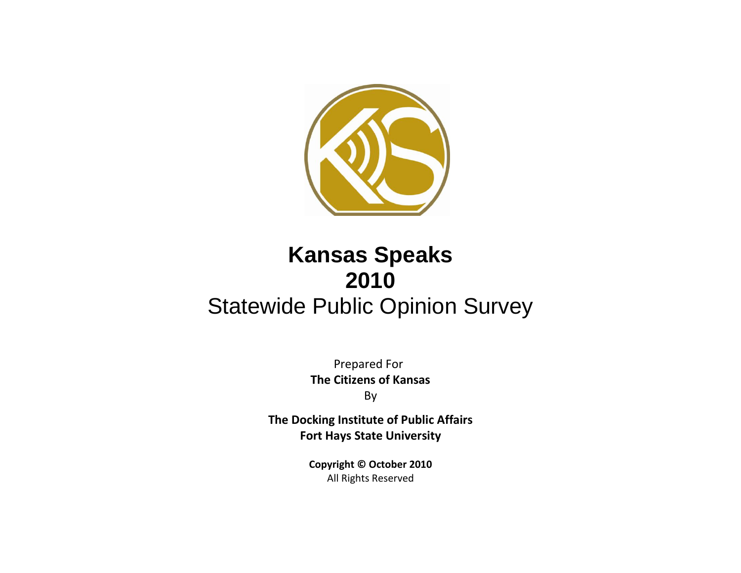# Kansas Speaks
# 2010
## Statewide Public Opinion Survey

Prepared For

**The Citizens of Kansas**

By

**The Docking Institute of Public Affairs**
**Fort Hays State University**

**Copyright © October 2010**
All Rights Reserved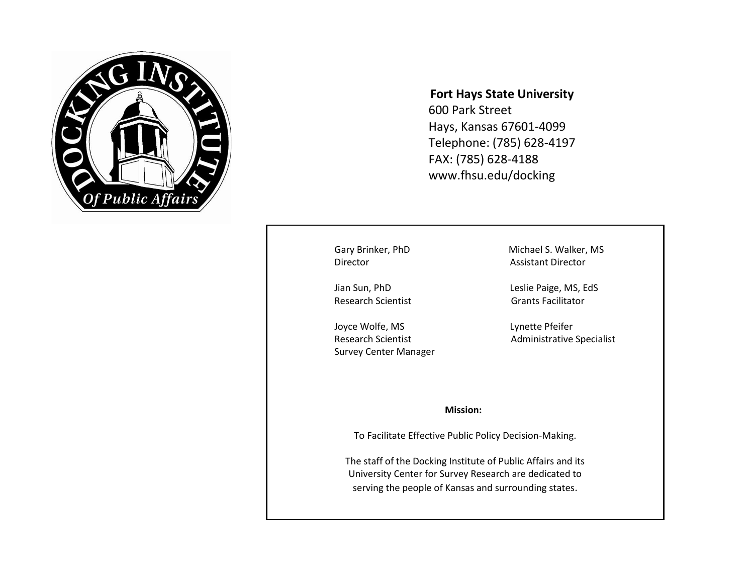**Fort Hays State University**
600 Park Street
Hays, Kansas 67601-4099
Telephone: (785) 628-4197
FAX: (785) 628-4188
www.fhsu.edu/docking

Gary Brinker, PhD
Director

Michael S. Walker, MS
Assistant Director

Jian Sun, PhD
Research Scientist

Leslie Paige, MS, EdS
Grants Facilitator

Joyce Wolfe, MS
Research Scientist
Survey Center Manager

Lynette Pfeifer
Administrative Specialist

**Mission:**

To Facilitate Effective Public Policy Decision-Making.

The staff of the Docking Institute of Public Affairs and its University Center for Survey Research are dedicated to serving the people of Kansas and surrounding states.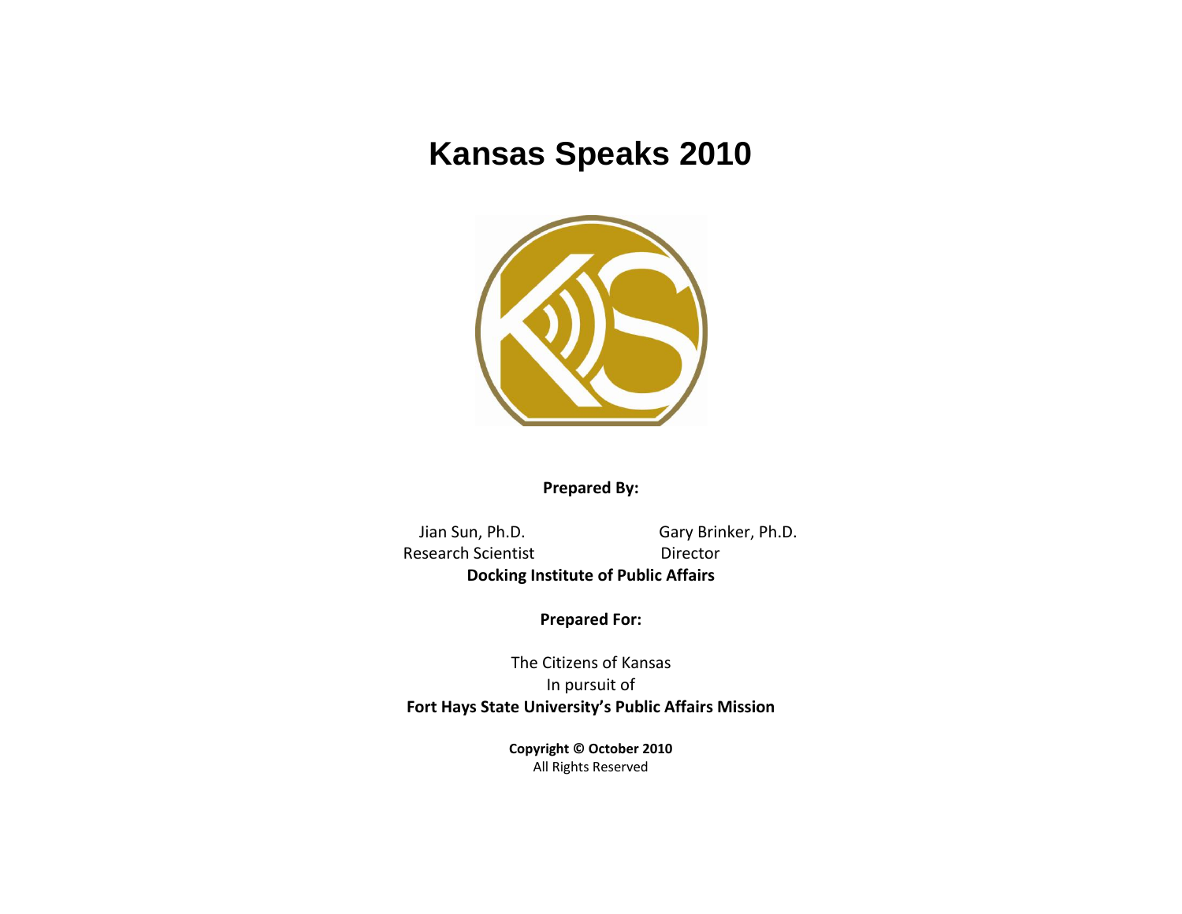# Kansas Speaks 2010

**Prepared By:**

Jian Sun, Ph.D.
Research Scientist

Gary Brinker, Ph.D.
Director

**Docking Institute of Public Affairs**

**Prepared For:**

The Citizens of Kansas
In pursuit of
**Fort Hays State University's Public Affairs Mission**

**Copyright © October 2010**
All Rights Reserved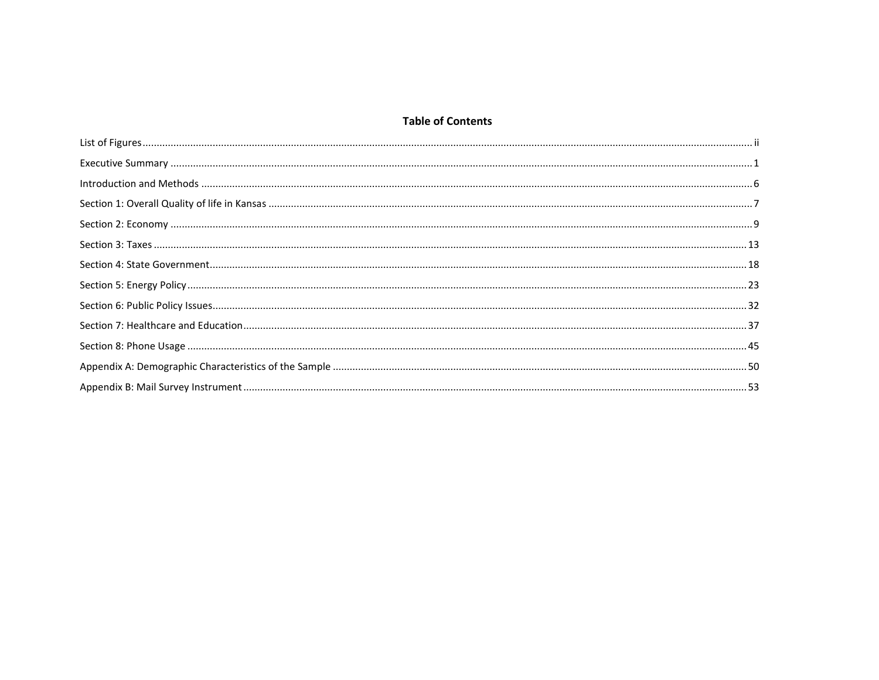# Table of Contents

List of Figures ........ ii

Executive Summary ........ 1

Introduction and Methods ........ 6

Section 1: Overall Quality of life in Kansas ........ 7

Section 2: Economy ........ 9

Section 3: Taxes ........ 13

Section 4: State Government ........ 18

Section 5: Energy Policy ........ 23

Section 6: Public Policy Issues ........ 32

Section 7: Healthcare and Education ........ 37

Section 8: Phone Usage ........ 45

Appendix A: Demographic Characteristics of the Sample ........ 50

Appendix B: Mail Survey Instrument ........ 53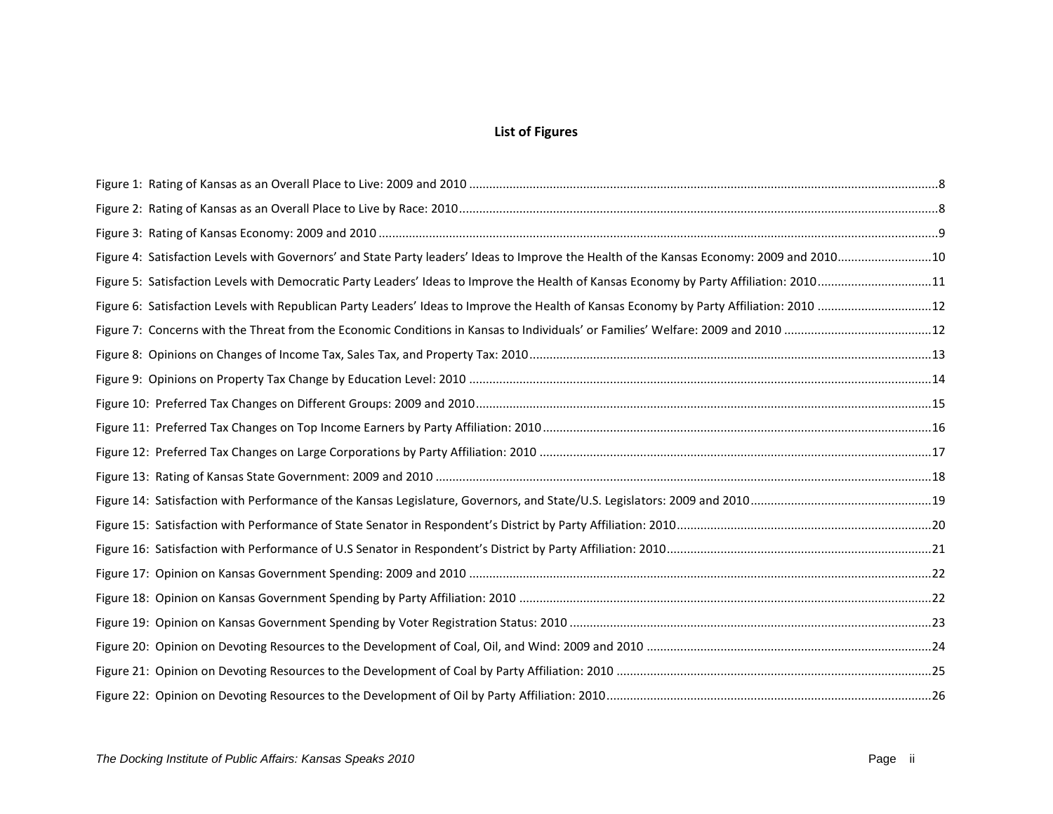## List of Figures

Figure 1: Rating of Kansas as an Overall Place to Live: 2009 and 2010 ....8

Figure 2: Rating of Kansas as an Overall Place to Live by Race: 2010 ....8

Figure 3: Rating of Kansas Economy: 2009 and 2010 ....9

Figure 4: Satisfaction Levels with Governors' and State Party leaders' Ideas to Improve the Health of the Kansas Economy: 2009 and 2010 ....10

Figure 5: Satisfaction Levels with Democratic Party Leaders' Ideas to Improve the Health of Kansas Economy by Party Affiliation: 2010 ....11

Figure 6: Satisfaction Levels with Republican Party Leaders' Ideas to Improve the Health of Kansas Economy by Party Affiliation: 2010 ....12

Figure 7: Concerns with the Threat from the Economic Conditions in Kansas to Individuals' or Families' Welfare: 2009 and 2010 ....12

Figure 8: Opinions on Changes of Income Tax, Sales Tax, and Property Tax: 2010 ....13

Figure 9: Opinions on Property Tax Change by Education Level: 2010 ....14

Figure 10: Preferred Tax Changes on Different Groups: 2009 and 2010 ....15

Figure 11: Preferred Tax Changes on Top Income Earners by Party Affiliation: 2010 ....16

Figure 12: Preferred Tax Changes on Large Corporations by Party Affiliation: 2010 ....17

Figure 13: Rating of Kansas State Government: 2009 and 2010 ....18

Figure 14: Satisfaction with Performance of the Kansas Legislature, Governors, and State/U.S. Legislators: 2009 and 2010 ....19

Figure 15: Satisfaction with Performance of State Senator in Respondent's District by Party Affiliation: 2010 ....20

Figure 16: Satisfaction with Performance of U.S Senator in Respondent's District by Party Affiliation: 2010 ....21

Figure 17: Opinion on Kansas Government Spending: 2009 and 2010 ....22

Figure 18: Opinion on Kansas Government Spending by Party Affiliation: 2010 ....22

Figure 19: Opinion on Kansas Government Spending by Voter Registration Status: 2010 ....23

Figure 20: Opinion on Devoting Resources to the Development of Coal, Oil, and Wind: 2009 and 2010 ....24

Figure 21: Opinion on Devoting Resources to the Development of Coal by Party Affiliation: 2010 ....25

Figure 22: Opinion on Devoting Resources to the Development of Oil by Party Affiliation: 2010 ....26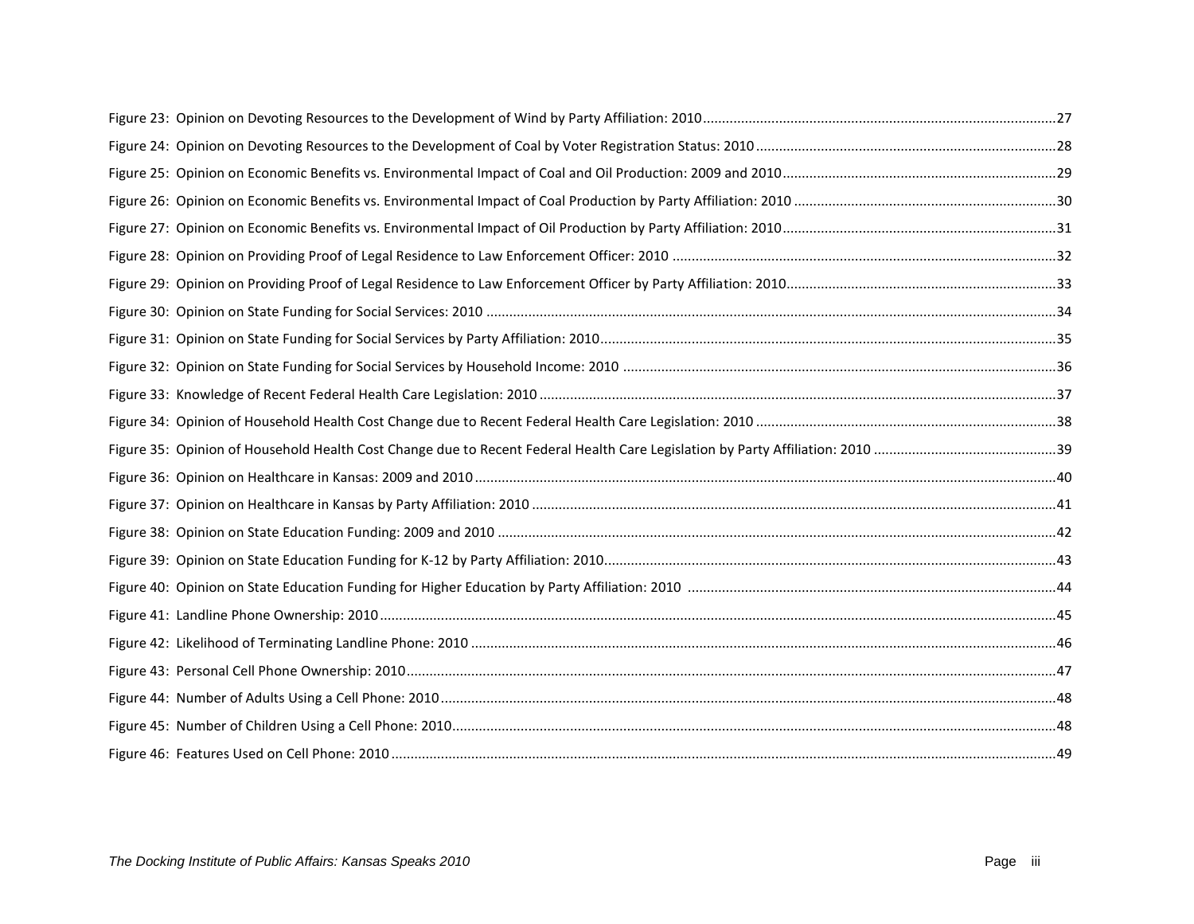Figure 23: Opinion on Devoting Resources to the Development of Wind by Party Affiliation: 2010 ........ 27

Figure 24: Opinion on Devoting Resources to the Development of Coal by Voter Registration Status: 2010 ........ 28

Figure 25: Opinion on Economic Benefits vs. Environmental Impact of Coal and Oil Production: 2009 and 2010 ........ 29

Figure 26: Opinion on Economic Benefits vs. Environmental Impact of Coal Production by Party Affiliation: 2010 ........ 30

Figure 27: Opinion on Economic Benefits vs. Environmental Impact of Oil Production by Party Affiliation: 2010 ........ 31

Figure 28: Opinion on Providing Proof of Legal Residence to Law Enforcement Officer: 2010 ........ 32

Figure 29: Opinion on Providing Proof of Legal Residence to Law Enforcement Officer by Party Affiliation: 2010 ........ 33

Figure 30: Opinion on State Funding for Social Services: 2010 ........ 34

Figure 31: Opinion on State Funding for Social Services by Party Affiliation: 2010 ........ 35

Figure 32: Opinion on State Funding for Social Services by Household Income: 2010 ........ 36

Figure 33: Knowledge of Recent Federal Health Care Legislation: 2010 ........ 37

Figure 34: Opinion of Household Health Cost Change due to Recent Federal Health Care Legislation: 2010 ........ 38

Figure 35: Opinion of Household Health Cost Change due to Recent Federal Health Care Legislation by Party Affiliation: 2010 ........ 39

Figure 36: Opinion on Healthcare in Kansas: 2009 and 2010 ........ 40

Figure 37: Opinion on Healthcare in Kansas by Party Affiliation: 2010 ........ 41

Figure 38: Opinion on State Education Funding: 2009 and 2010 ........ 42

Figure 39: Opinion on State Education Funding for K-12 by Party Affiliation: 2010 ........ 43

Figure 40: Opinion on State Education Funding for Higher Education by Party Affiliation: 2010 ........ 44

Figure 41: Landline Phone Ownership: 2010 ........ 45

Figure 42: Likelihood of Terminating Landline Phone: 2010 ........ 46

Figure 43: Personal Cell Phone Ownership: 2010 ........ 47

Figure 44: Number of Adults Using a Cell Phone: 2010 ........ 48

Figure 45: Number of Children Using a Cell Phone: 2010 ........ 48

Figure 46: Features Used on Cell Phone: 2010 ........ 49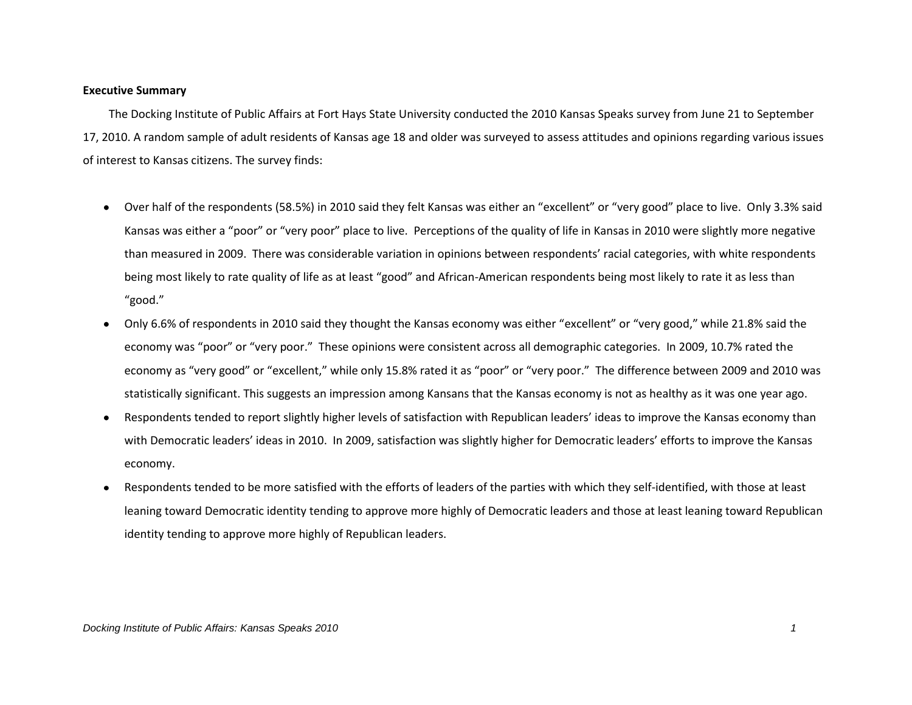**Executive Summary**

The Docking Institute of Public Affairs at Fort Hays State University conducted the 2010 Kansas Speaks survey from June 21 to September 17, 2010. A random sample of adult residents of Kansas age 18 and older was surveyed to assess attitudes and opinions regarding various issues of interest to Kansas citizens. The survey finds:

- Over half of the respondents (58.5%) in 2010 said they felt Kansas was either an "excellent" or "very good" place to live. Only 3.3% said Kansas was either a "poor" or "very poor" place to live. Perceptions of the quality of life in Kansas in 2010 were slightly more negative than measured in 2009. There was considerable variation in opinions between respondents' racial categories, with white respondents being most likely to rate quality of life as at least "good" and African-American respondents being most likely to rate it as less than "good."
- Only 6.6% of respondents in 2010 said they thought the Kansas economy was either "excellent" or "very good," while 21.8% said the economy was "poor" or "very poor." These opinions were consistent across all demographic categories. In 2009, 10.7% rated the economy as "very good" or "excellent," while only 15.8% rated it as "poor" or "very poor." The difference between 2009 and 2010 was statistically significant. This suggests an impression among Kansans that the Kansas economy is not as healthy as it was one year ago.
- Respondents tended to report slightly higher levels of satisfaction with Republican leaders' ideas to improve the Kansas economy than with Democratic leaders' ideas in 2010. In 2009, satisfaction was slightly higher for Democratic leaders' efforts to improve the Kansas economy.
- Respondents tended to be more satisfied with the efforts of leaders of the parties with which they self-identified, with those at least leaning toward Democratic identity tending to approve more highly of Democratic leaders and those at least leaning toward Republican identity tending to approve more highly of Republican leaders.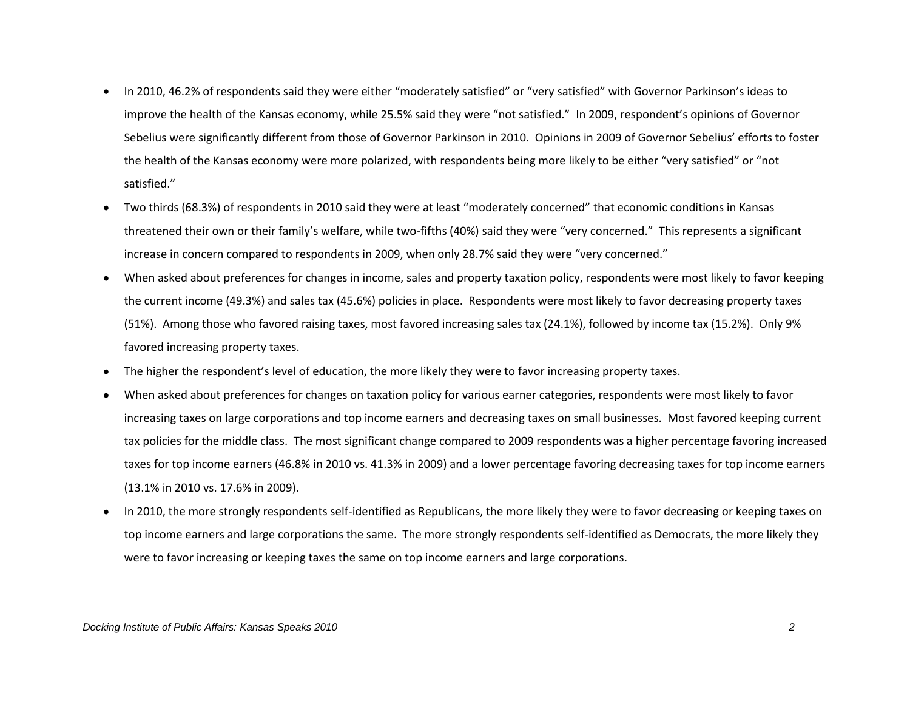- In 2010, 46.2% of respondents said they were either "moderately satisfied" or "very satisfied" with Governor Parkinson's ideas to improve the health of the Kansas economy, while 25.5% said they were "not satisfied." In 2009, respondent's opinions of Governor Sebelius were significantly different from those of Governor Parkinson in 2010. Opinions in 2009 of Governor Sebelius' efforts to foster the health of the Kansas economy were more polarized, with respondents being more likely to be either "very satisfied" or "not satisfied."
- Two thirds (68.3%) of respondents in 2010 said they were at least "moderately concerned" that economic conditions in Kansas threatened their own or their family's welfare, while two-fifths (40%) said they were "very concerned." This represents a significant increase in concern compared to respondents in 2009, when only 28.7% said they were "very concerned."
- When asked about preferences for changes in income, sales and property taxation policy, respondents were most likely to favor keeping the current income (49.3%) and sales tax (45.6%) policies in place. Respondents were most likely to favor decreasing property taxes (51%). Among those who favored raising taxes, most favored increasing sales tax (24.1%), followed by income tax (15.2%). Only 9% favored increasing property taxes.
- The higher the respondent's level of education, the more likely they were to favor increasing property taxes.
- When asked about preferences for changes on taxation policy for various earner categories, respondents were most likely to favor increasing taxes on large corporations and top income earners and decreasing taxes on small businesses. Most favored keeping current tax policies for the middle class. The most significant change compared to 2009 respondents was a higher percentage favoring increased taxes for top income earners (46.8% in 2010 vs. 41.3% in 2009) and a lower percentage favoring decreasing taxes for top income earners (13.1% in 2010 vs. 17.6% in 2009).
- In 2010, the more strongly respondents self-identified as Republicans, the more likely they were to favor decreasing or keeping taxes on top income earners and large corporations the same. The more strongly respondents self-identified as Democrats, the more likely they were to favor increasing or keeping taxes the same on top income earners and large corporations.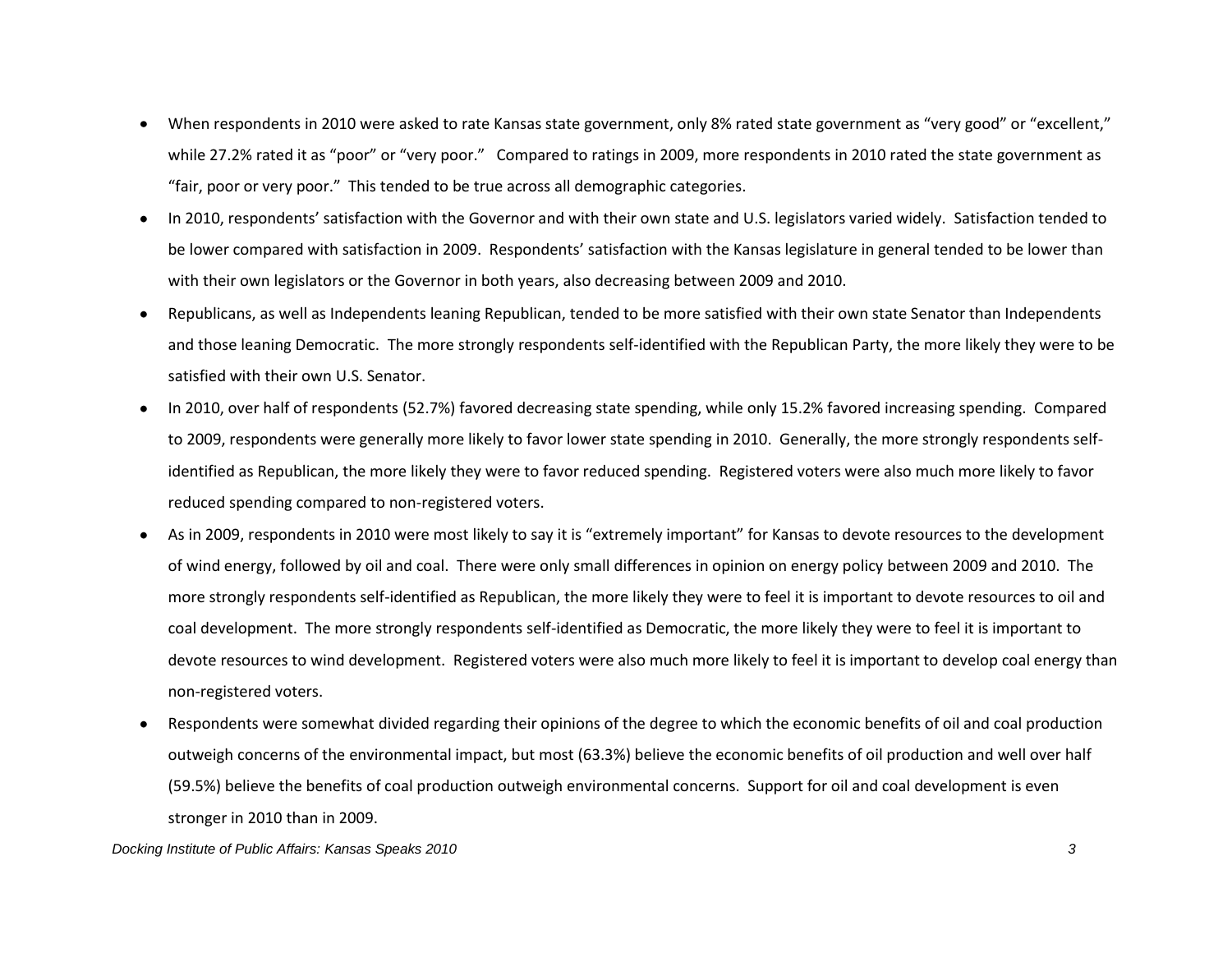- When respondents in 2010 were asked to rate Kansas state government, only 8% rated state government as "very good" or "excellent," while 27.2% rated it as "poor" or "very poor." Compared to ratings in 2009, more respondents in 2010 rated the state government as "fair, poor or very poor." This tended to be true across all demographic categories.
- In 2010, respondents' satisfaction with the Governor and with their own state and U.S. legislators varied widely. Satisfaction tended to be lower compared with satisfaction in 2009. Respondents' satisfaction with the Kansas legislature in general tended to be lower than with their own legislators or the Governor in both years, also decreasing between 2009 and 2010.
- Republicans, as well as Independents leaning Republican, tended to be more satisfied with their own state Senator than Independents and those leaning Democratic. The more strongly respondents self-identified with the Republican Party, the more likely they were to be satisfied with their own U.S. Senator.
- In 2010, over half of respondents (52.7%) favored decreasing state spending, while only 15.2% favored increasing spending. Compared to 2009, respondents were generally more likely to favor lower state spending in 2010. Generally, the more strongly respondents self-identified as Republican, the more likely they were to favor reduced spending. Registered voters were also much more likely to favor reduced spending compared to non-registered voters.
- As in 2009, respondents in 2010 were most likely to say it is "extremely important" for Kansas to devote resources to the development of wind energy, followed by oil and coal. There were only small differences in opinion on energy policy between 2009 and 2010. The more strongly respondents self-identified as Republican, the more likely they were to feel it is important to devote resources to oil and coal development. The more strongly respondents self-identified as Democratic, the more likely they were to feel it is important to devote resources to wind development. Registered voters were also much more likely to feel it is important to develop coal energy than non-registered voters.
- Respondents were somewhat divided regarding their opinions of the degree to which the economic benefits of oil and coal production outweigh concerns of the environmental impact, but most (63.3%) believe the economic benefits of oil production and well over half (59.5%) believe the benefits of coal production outweigh environmental concerns. Support for oil and coal development is even stronger in 2010 than in 2009.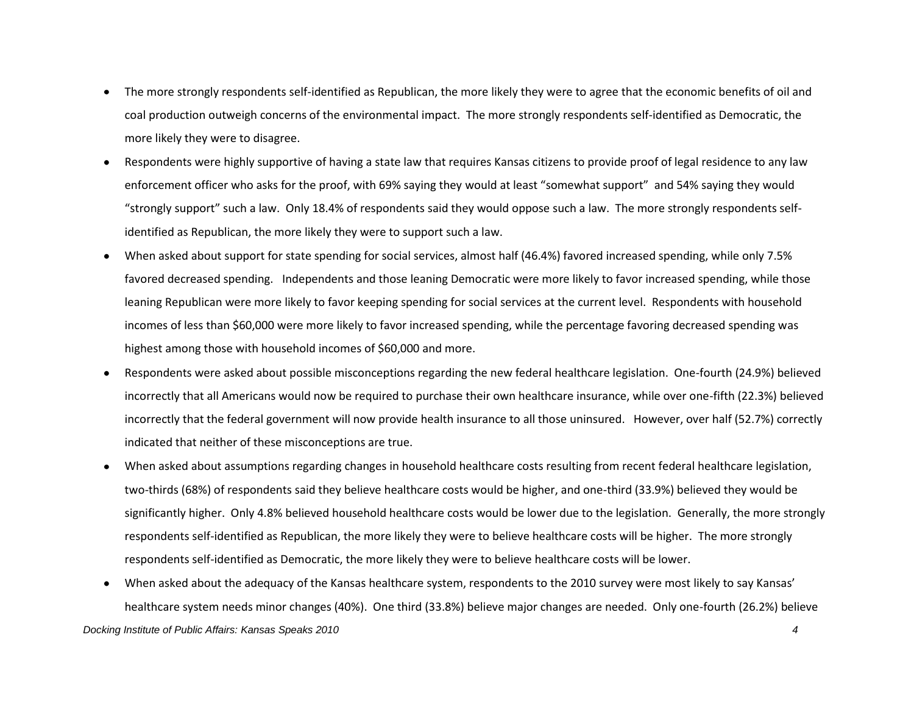- The more strongly respondents self-identified as Republican, the more likely they were to agree that the economic benefits of oil and coal production outweigh concerns of the environmental impact. The more strongly respondents self-identified as Democratic, the more likely they were to disagree.
- Respondents were highly supportive of having a state law that requires Kansas citizens to provide proof of legal residence to any law enforcement officer who asks for the proof, with 69% saying they would at least "somewhat support" and 54% saying they would "strongly support" such a law. Only 18.4% of respondents said they would oppose such a law. The more strongly respondents self-identified as Republican, the more likely they were to support such a law.
- When asked about support for state spending for social services, almost half (46.4%) favored increased spending, while only 7.5% favored decreased spending. Independents and those leaning Democratic were more likely to favor increased spending, while those leaning Republican were more likely to favor keeping spending for social services at the current level. Respondents with household incomes of less than $60,000 were more likely to favor increased spending, while the percentage favoring decreased spending was highest among those with household incomes of $60,000 and more.
- Respondents were asked about possible misconceptions regarding the new federal healthcare legislation. One-fourth (24.9%) believed incorrectly that all Americans would now be required to purchase their own healthcare insurance, while over one-fifth (22.3%) believed incorrectly that the federal government will now provide health insurance to all those uninsured. However, over half (52.7%) correctly indicated that neither of these misconceptions are true.
- When asked about assumptions regarding changes in household healthcare costs resulting from recent federal healthcare legislation, two-thirds (68%) of respondents said they believe healthcare costs would be higher, and one-third (33.9%) believed they would be significantly higher. Only 4.8% believed household healthcare costs would be lower due to the legislation. Generally, the more strongly respondents self-identified as Republican, the more likely they were to believe healthcare costs will be higher. The more strongly respondents self-identified as Democratic, the more likely they were to believe healthcare costs will be lower.
- When asked about the adequacy of the Kansas healthcare system, respondents to the 2010 survey were most likely to say Kansas' healthcare system needs minor changes (40%). One third (33.8%) believe major changes are needed. Only one-fourth (26.2%) believe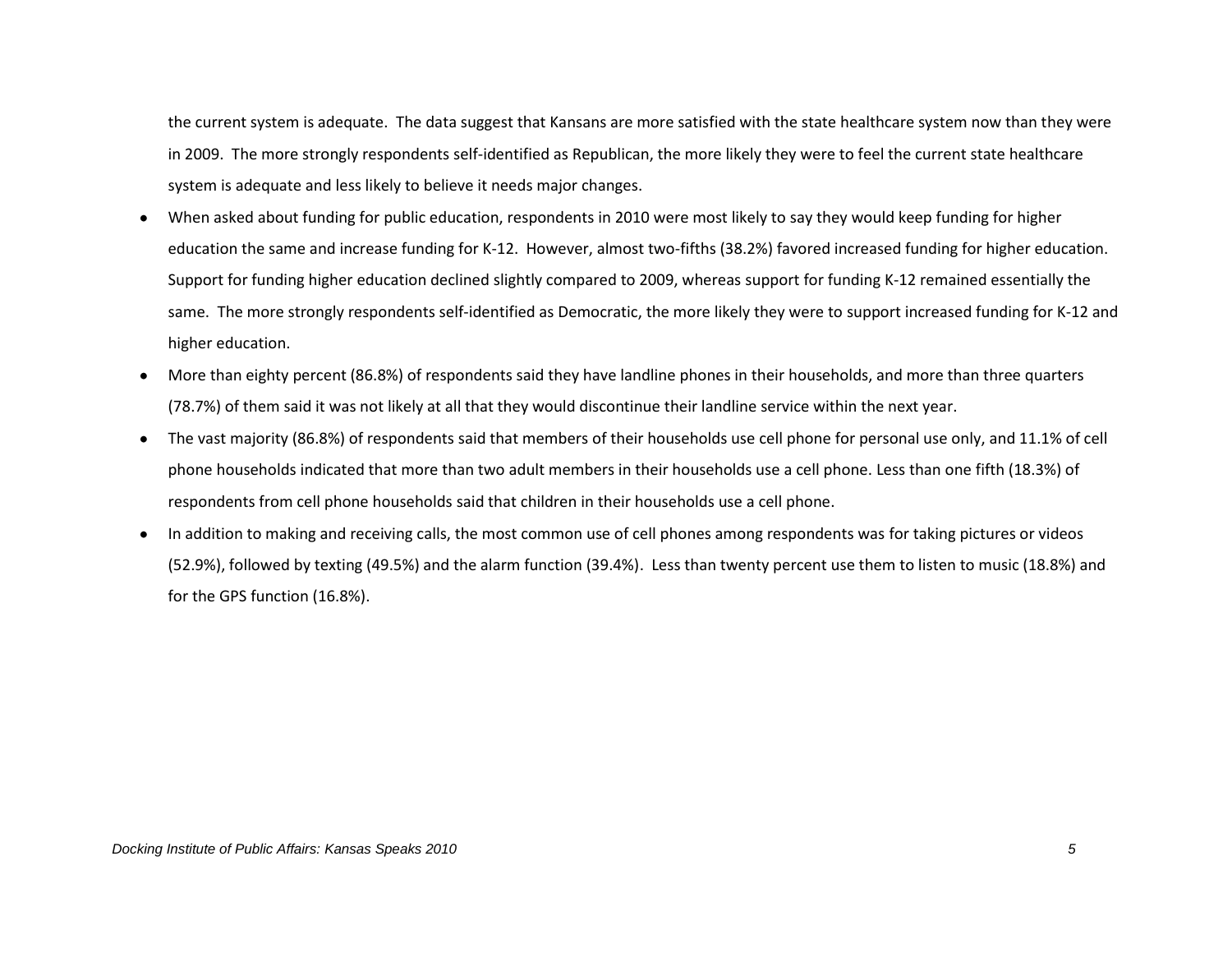the current system is adequate. The data suggest that Kansans are more satisfied with the state healthcare system now than they were in 2009. The more strongly respondents self-identified as Republican, the more likely they were to feel the current state healthcare system is adequate and less likely to believe it needs major changes.

- When asked about funding for public education, respondents in 2010 were most likely to say they would keep funding for higher education the same and increase funding for K-12. However, almost two-fifths (38.2%) favored increased funding for higher education. Support for funding higher education declined slightly compared to 2009, whereas support for funding K-12 remained essentially the same. The more strongly respondents self-identified as Democratic, the more likely they were to support increased funding for K-12 and higher education.
- More than eighty percent (86.8%) of respondents said they have landline phones in their households, and more than three quarters (78.7%) of them said it was not likely at all that they would discontinue their landline service within the next year.
- The vast majority (86.8%) of respondents said that members of their households use cell phone for personal use only, and 11.1% of cell phone households indicated that more than two adult members in their households use a cell phone. Less than one fifth (18.3%) of respondents from cell phone households said that children in their households use a cell phone.
- In addition to making and receiving calls, the most common use of cell phones among respondents was for taking pictures or videos (52.9%), followed by texting (49.5%) and the alarm function (39.4%). Less than twenty percent use them to listen to music (18.8%) and for the GPS function (16.8%).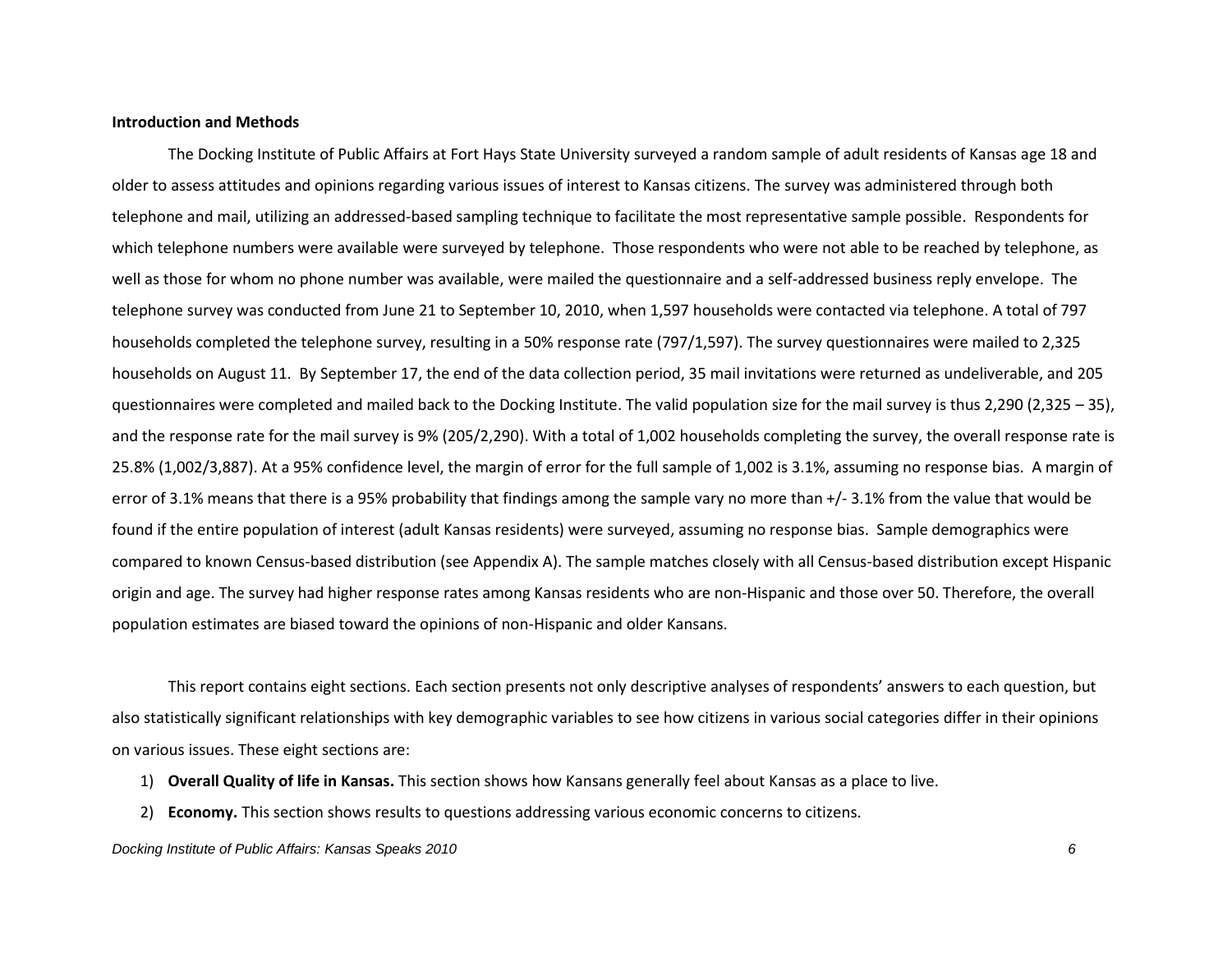**Introduction and Methods**

The Docking Institute of Public Affairs at Fort Hays State University surveyed a random sample of adult residents of Kansas age 18 and older to assess attitudes and opinions regarding various issues of interest to Kansas citizens. The survey was administered through both telephone and mail, utilizing an addressed-based sampling technique to facilitate the most representative sample possible. Respondents for which telephone numbers were available were surveyed by telephone. Those respondents who were not able to be reached by telephone, as well as those for whom no phone number was available, were mailed the questionnaire and a self-addressed business reply envelope. The telephone survey was conducted from June 21 to September 10, 2010, when 1,597 households were contacted via telephone. A total of 797 households completed the telephone survey, resulting in a 50% response rate (797/1,597). The survey questionnaires were mailed to 2,325 households on August 11. By September 17, the end of the data collection period, 35 mail invitations were returned as undeliverable, and 205 questionnaires were completed and mailed back to the Docking Institute. The valid population size for the mail survey is thus 2,290 (2,325 – 35), and the response rate for the mail survey is 9% (205/2,290). With a total of 1,002 households completing the survey, the overall response rate is 25.8% (1,002/3,887). At a 95% confidence level, the margin of error for the full sample of 1,002 is 3.1%, assuming no response bias. A margin of error of 3.1% means that there is a 95% probability that findings among the sample vary no more than +/- 3.1% from the value that would be found if the entire population of interest (adult Kansas residents) were surveyed, assuming no response bias. Sample demographics were compared to known Census-based distribution (see Appendix A). The sample matches closely with all Census-based distribution except Hispanic origin and age. The survey had higher response rates among Kansas residents who are non-Hispanic and those over 50. Therefore, the overall population estimates are biased toward the opinions of non-Hispanic and older Kansans.

This report contains eight sections. Each section presents not only descriptive analyses of respondents' answers to each question, but also statistically significant relationships with key demographic variables to see how citizens in various social categories differ in their opinions on various issues. These eight sections are:

1) **Overall Quality of life in Kansas.** This section shows how Kansans generally feel about Kansas as a place to live.
2) **Economy.** This section shows results to questions addressing various economic concerns to citizens.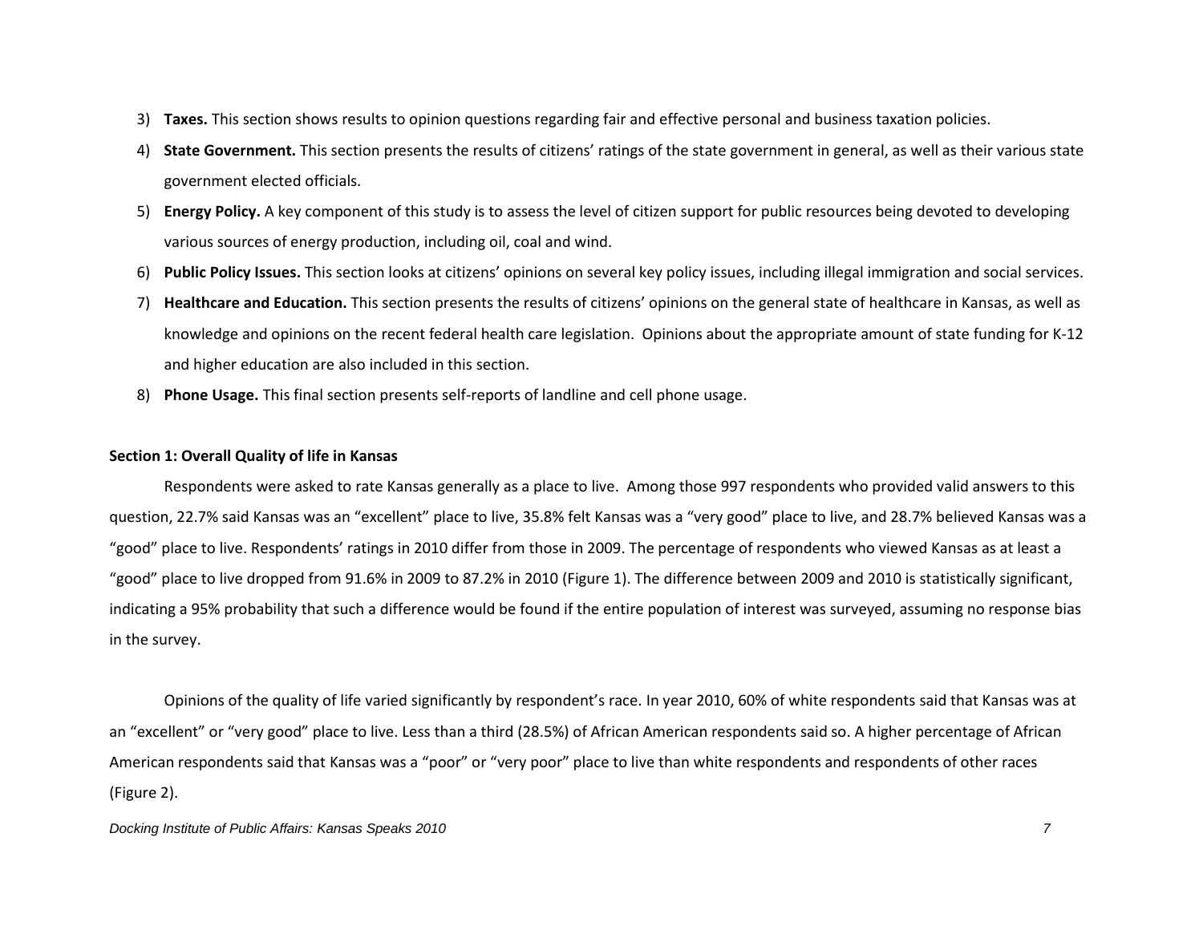3) **Taxes.** This section shows results to opinion questions regarding fair and effective personal and business taxation policies.
4) **State Government.** This section presents the results of citizens' ratings of the state government in general, as well as their various state government elected officials.
5) **Energy Policy.** A key component of this study is to assess the level of citizen support for public resources being devoted to developing various sources of energy production, including oil, coal and wind.
6) **Public Policy Issues.** This section looks at citizens' opinions on several key policy issues, including illegal immigration and social services.
7) **Healthcare and Education.** This section presents the results of citizens' opinions on the general state of healthcare in Kansas, as well as knowledge and opinions on the recent federal health care legislation. Opinions about the appropriate amount of state funding for K-12 and higher education are also included in this section.
8) **Phone Usage.** This final section presents self-reports of landline and cell phone usage.

**Section 1: Overall Quality of life in Kansas**

Respondents were asked to rate Kansas generally as a place to live. Among those 997 respondents who provided valid answers to this question, 22.7% said Kansas was an "excellent" place to live, 35.8% felt Kansas was a "very good" place to live, and 28.7% believed Kansas was a "good" place to live. Respondents' ratings in 2010 differ from those in 2009. The percentage of respondents who viewed Kansas as at least a "good" place to live dropped from 91.6% in 2009 to 87.2% in 2010 (Figure 1). The difference between 2009 and 2010 is statistically significant, indicating a 95% probability that such a difference would be found if the entire population of interest was surveyed, assuming no response bias in the survey.

Opinions of the quality of life varied significantly by respondent's race. In year 2010, 60% of white respondents said that Kansas was at an "excellent" or "very good" place to live. Less than a third (28.5%) of African American respondents said so. A higher percentage of African American respondents said that Kansas was a "poor" or "very poor" place to live than white respondents and respondents of other races (Figure 2).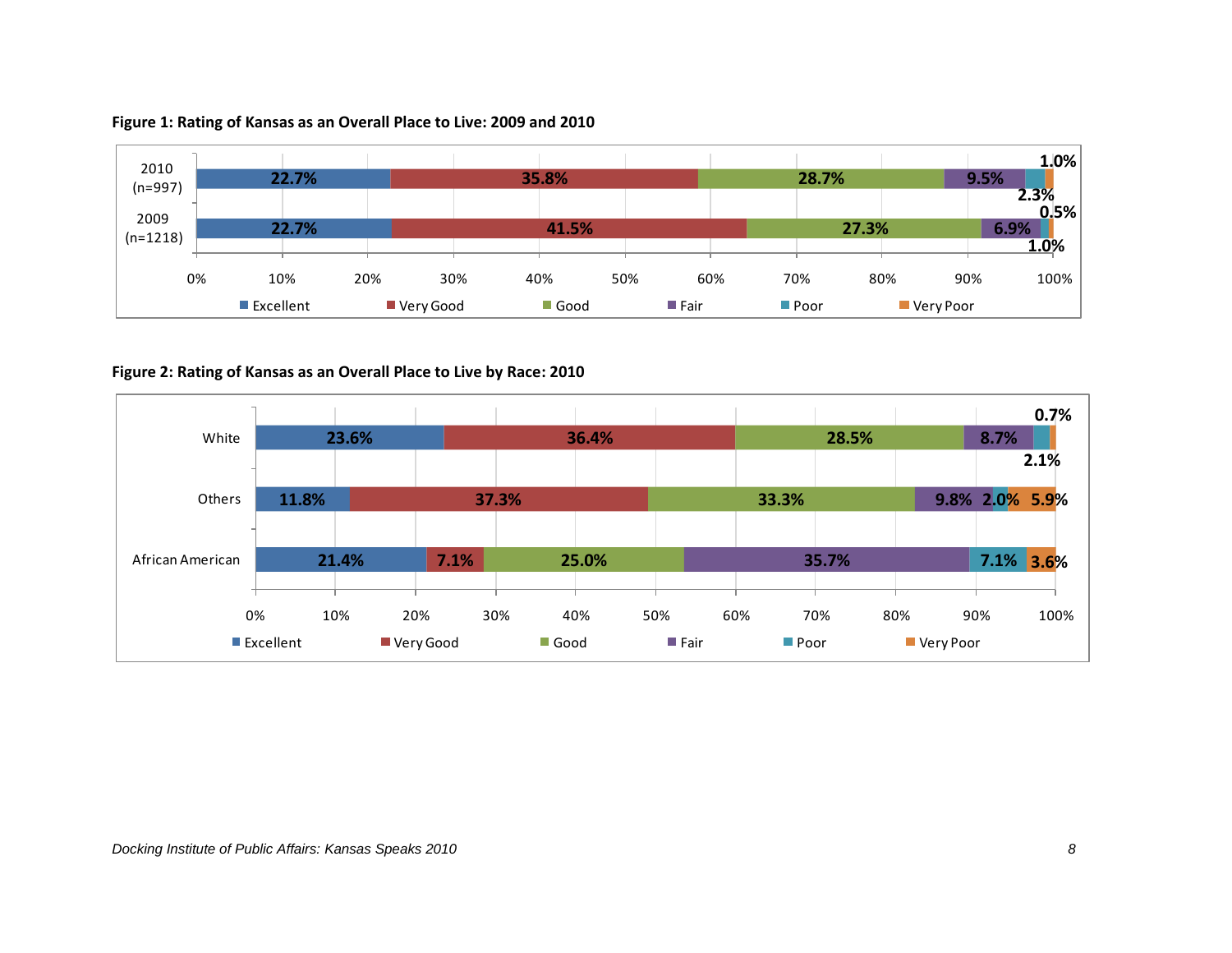**Figure 1: Rating of Kansas as an Overall Place to Live: 2009 and 2010**

| | Excellent | Very Good | Good | Fair | Poor | Very Poor |
|---|---|---|---|---|---|---|
| 2010 (n=997) | 22.7% | 35.8% | 28.7% | 9.5% | 2.3% | 1.0% |
| 2009 (n=1218) | 22.7% | 41.5% | 27.3% | 6.9% | 1.0% | 0.5% |

**Figure 2: Rating of Kansas as an Overall Place to Live by Race: 2010**

| | Excellent | Very Good | Good | Fair | Poor | Very Poor |
|---|---|---|---|---|---|---|
| White | 23.6% | 36.4% | 28.5% | 8.7% | 2.1% | 0.7% |
| Others | 11.8% | 37.3% | 33.3% | 9.8% | 2.0% | 5.9% |
| African American | 21.4% | 7.1% | 25.0% | 35.7% | 7.1% | 3.6% |

*Docking Institute of Public Affairs: Kansas Speaks 2010*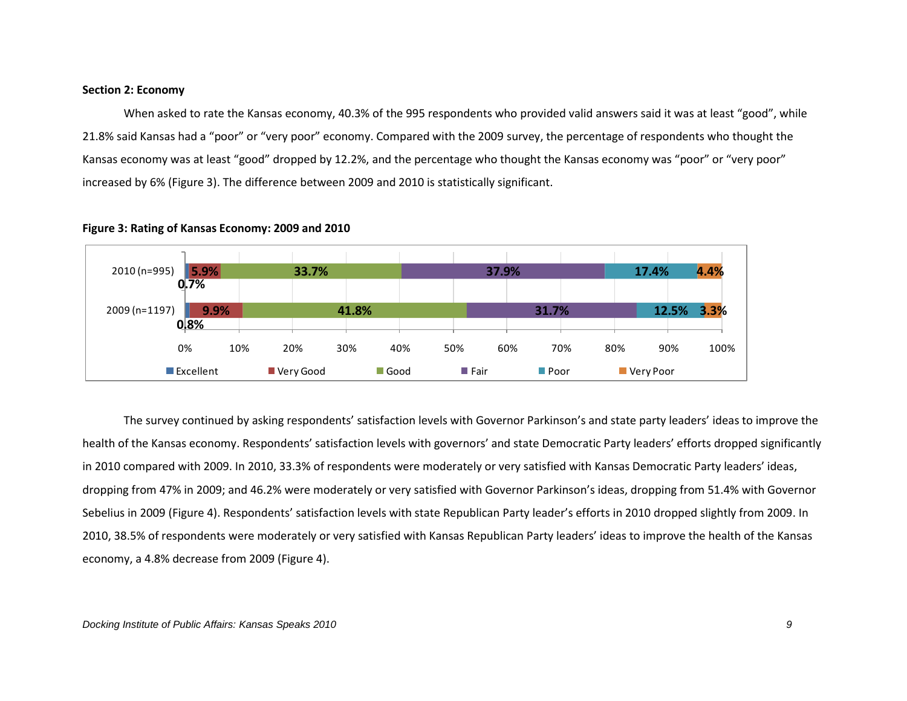**Section 2: Economy**

When asked to rate the Kansas economy, 40.3% of the 995 respondents who provided valid answers said it was at least "good", while 21.8% said Kansas had a "poor" or "very poor" economy. Compared with the 2009 survey, the percentage of respondents who thought the Kansas economy was at least "good" dropped by 12.2%, and the percentage who thought the Kansas economy was "poor" or "very poor" increased by 6% (Figure 3). The difference between 2009 and 2010 is statistically significant.

**Figure 3: Rating of Kansas Economy: 2009 and 2010**

| | Excellent | Very Good | Good | Fair | Poor | Very Poor |
|---|---|---|---|---|---|---|
| 2010 (n=995) | 0.7% | 5.9% | 33.7% | 37.9% | 17.4% | 4.4% |
| 2009 (n=1197) | 0.8% | 9.9% | 41.8% | 31.7% | 12.5% | 3.3% |

The survey continued by asking respondents' satisfaction levels with Governor Parkinson's and state party leaders' ideas to improve the health of the Kansas economy. Respondents' satisfaction levels with governors' and state Democratic Party leaders' efforts dropped significantly in 2010 compared with 2009. In 2010, 33.3% of respondents were moderately or very satisfied with Kansas Democratic Party leaders' ideas, dropping from 47% in 2009; and 46.2% were moderately or very satisfied with Governor Parkinson's ideas, dropping from 51.4% with Governor Sebelius in 2009 (Figure 4). Respondents' satisfaction levels with state Republican Party leader's efforts in 2010 dropped slightly from 2009. In 2010, 38.5% of respondents were moderately or very satisfied with Kansas Republican Party leaders' ideas to improve the health of the Kansas economy, a 4.8% decrease from 2009 (Figure 4).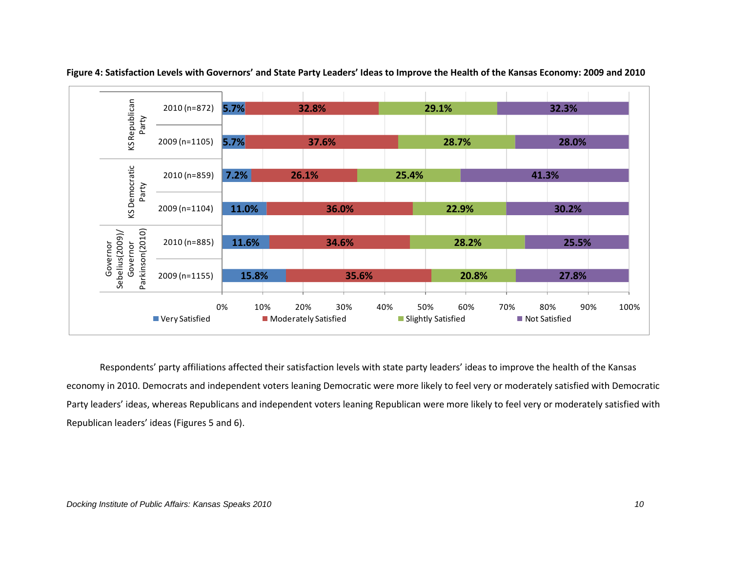**Figure 4: Satisfaction Levels with Governors' and State Party Leaders' Ideas to Improve the Health of the Kansas Economy: 2009 and 2010**

| | | Very Satisfied | Moderately Satisfied | Slightly Satisfied | Not Satisfied |
|---|---|---|---|---|---|
| KS Republican Party | 2010 (n=872) | 5.7% | 32.8% | 29.1% | 32.3% |
| | 2009 (n=1105) | 5.7% | 37.6% | 28.7% | 28.0% |
| KS Democratic Party | 2010 (n=859) | 7.2% | 26.1% | 25.4% | 41.3% |
| | 2009 (n=1104) | 11.0% | 36.0% | 22.9% | 30.2% |
| Governor Sebelius(2009)/ Governor Parkinson(2010) | 2010 (n=885) | 11.6% | 34.6% | 28.2% | 25.5% |
| | 2009 (n=1155) | 15.8% | 35.6% | 20.8% | 27.8% |

Respondents' party affiliations affected their satisfaction levels with state party leaders' ideas to improve the health of the Kansas economy in 2010. Democrats and independent voters leaning Democratic were more likely to feel very or moderately satisfied with Democratic Party leaders' ideas, whereas Republicans and independent voters leaning Republican were more likely to feel very or moderately satisfied with Republican leaders' ideas (Figures 5 and 6).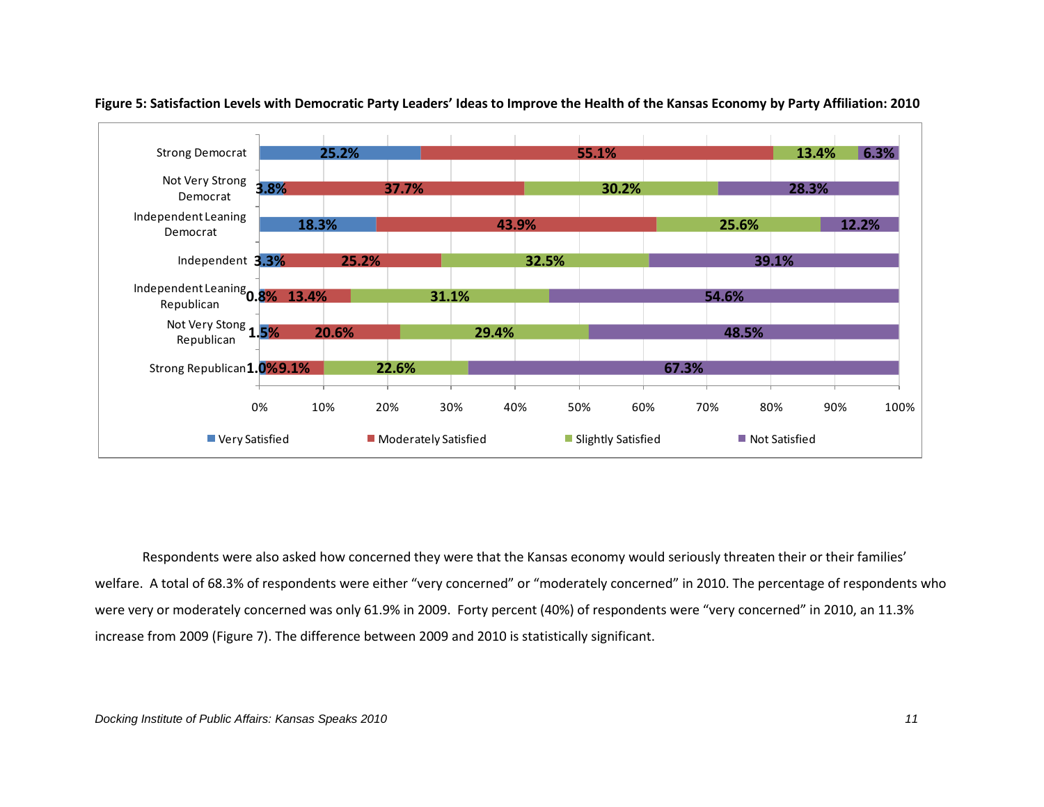**Figure 5: Satisfaction Levels with Democratic Party Leaders' Ideas to Improve the Health of the Kansas Economy by Party Affiliation: 2010**

| | Very Satisfied | Moderately Satisfied | Slightly Satisfied | Not Satisfied |
|---|---|---|---|---|
| Strong Democrat | 25.2% | 55.1% | 13.4% | 6.3% |
| Not Very Strong Democrat | 3.8% | 37.7% | 30.2% | 28.3% |
| Independent Leaning Democrat | 18.3% | 43.9% | 25.6% | 12.2% |
| Independent | 3.3% | 25.2% | 32.5% | 39.1% |
| Independent Leaning Republican | 0.8% | 13.4% | 31.1% | 54.6% |
| Not Very Stong Republican | 1.5% | 20.6% | 29.4% | 48.5% |
| Strong Republican | 1.0% | 9.1% | 22.6% | 67.3% |

Respondents were also asked how concerned they were that the Kansas economy would seriously threaten their or their families' welfare. A total of 68.3% of respondents were either "very concerned" or "moderately concerned" in 2010. The percentage of respondents who were very or moderately concerned was only 61.9% in 2009. Forty percent (40%) of respondents were "very concerned" in 2010, an 11.3% increase from 2009 (Figure 7). The difference between 2009 and 2010 is statistically significant.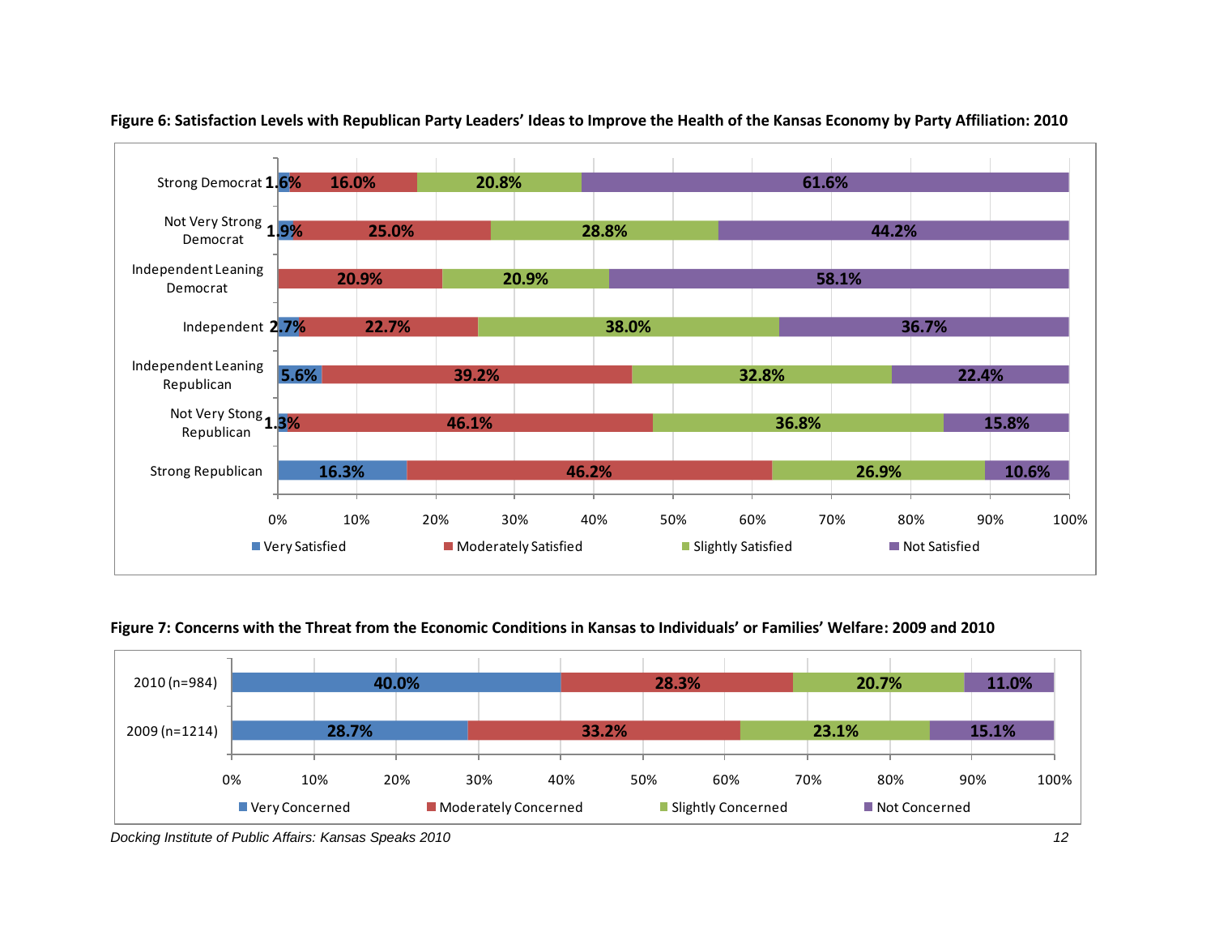**Figure 6: Satisfaction Levels with Republican Party Leaders' Ideas to Improve the Health of the Kansas Economy by Party Affiliation: 2010**

| | Very Satisfied | Moderately Satisfied | Slightly Satisfied | Not Satisfied |
|---|---|---|---|---|
| Strong Democrat | 1.6% | 16.0% | 20.8% | 61.6% |
| Not Very Strong Democrat | 1.9% | 25.0% | 28.8% | 44.2% |
| Independent Leaning Democrat | | 20.9% | 20.9% | 58.1% |
| Independent | 2.7% | 22.7% | 38.0% | 36.7% |
| Independent Leaning Republican | 5.6% | 39.2% | 32.8% | 22.4% |
| Not Very Stong Republican | 1.3% | 46.1% | 36.8% | 15.8% |
| Strong Republican | 16.3% | 46.2% | 26.9% | 10.6% |

**Figure 7: Concerns with the Threat from the Economic Conditions in Kansas to Individuals' or Families' Welfare: 2009 and 2010**

| | Very Concerned | Moderately Concerned | Slightly Concerned | Not Concerned |
|---|---|---|---|---|
| 2010 (n=984) | 40.0% | 28.3% | 20.7% | 11.0% |
| 2009 (n=1214) | 28.7% | 33.2% | 23.1% | 15.1% |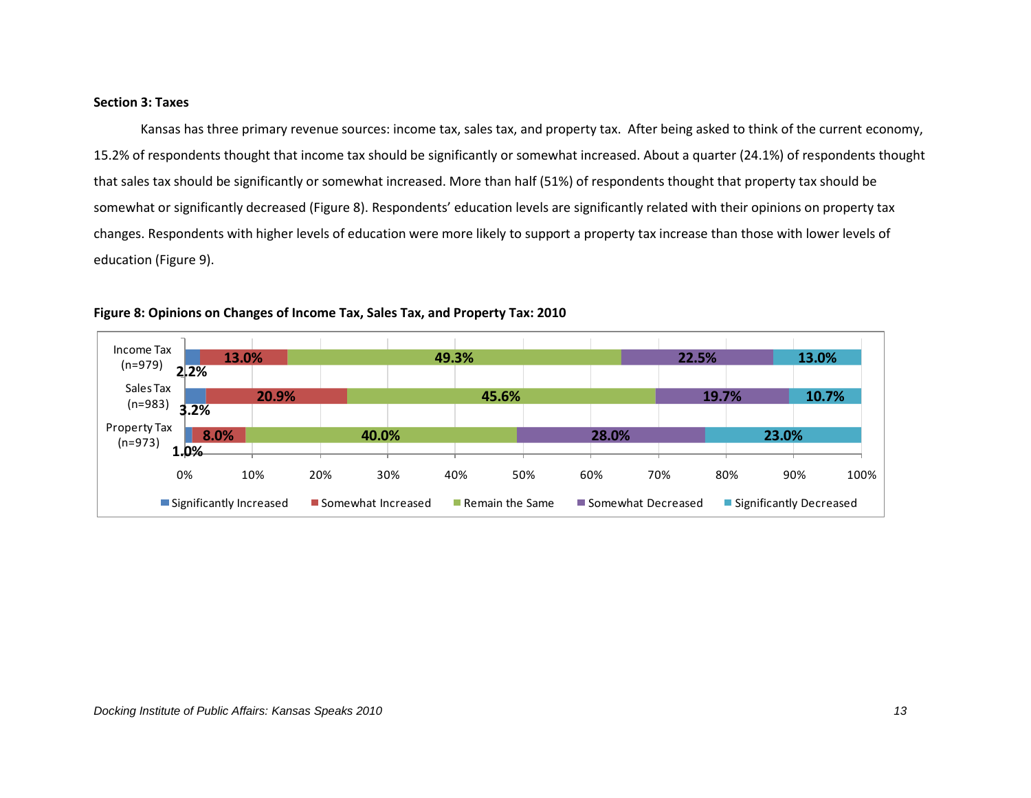**Section 3: Taxes**

Kansas has three primary revenue sources: income tax, sales tax, and property tax. After being asked to think of the current economy, 15.2% of respondents thought that income tax should be significantly or somewhat increased. About a quarter (24.1%) of respondents thought that sales tax should be significantly or somewhat increased. More than half (51%) of respondents thought that property tax should be somewhat or significantly decreased (Figure 8). Respondents' education levels are significantly related with their opinions on property tax changes. Respondents with higher levels of education were more likely to support a property tax increase than those with lower levels of education (Figure 9).

**Figure 8: Opinions on Changes of Income Tax, Sales Tax, and Property Tax: 2010**

| | Significantly Increased | Somewhat Increased | Remain the Same | Somewhat Decreased | Significantly Decreased |
|---|---|---|---|---|---|
| Income Tax (n=979) | 2.2% | 13.0% | 49.3% | 22.5% | 13.0% |
| Sales Tax (n=983) | 3.2% | 20.9% | 45.6% | 19.7% | 10.7% |
| Property Tax (n=973) | 1.0% | 8.0% | 40.0% | 28.0% | 23.0% |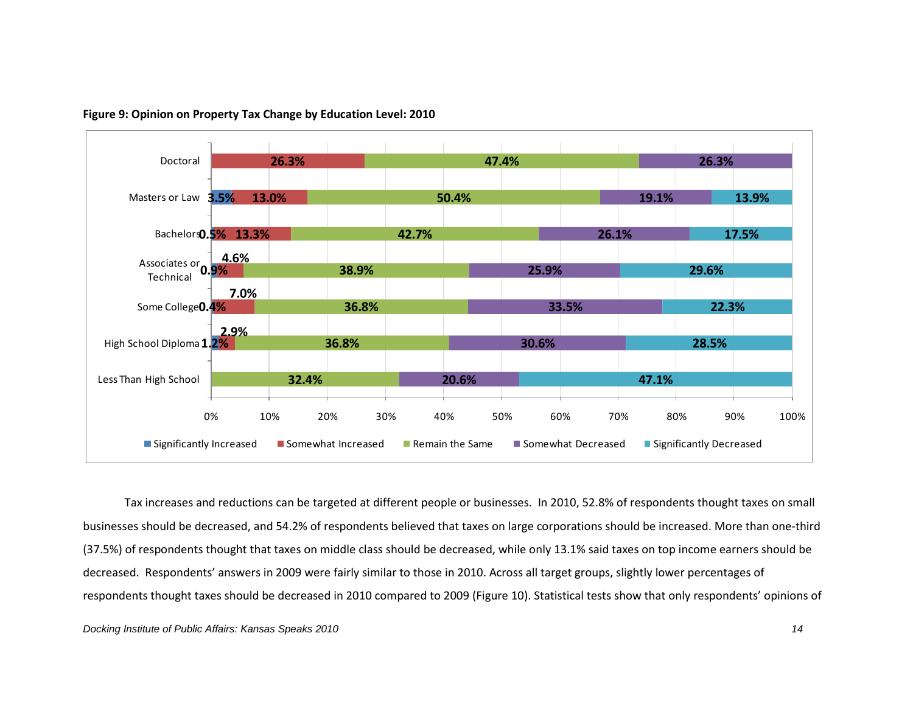**Figure 9: Opinion on Property Tax Change by Education Level: 2010**

| Education Level | Significantly Increased | Somewhat Increased | Remain the Same | Somewhat Decreased | Significantly Decreased |
|---|---|---|---|---|---|
| Doctoral | | 26.3% | 47.4% | 26.3% | |
| Masters or Law | 3.5% | 13.0% | 50.4% | 19.1% | 13.9% |
| Bachelors | 0.5% | 13.3% | 42.7% | 26.1% | 17.5% |
| Associates or Technical | 0.9% | 4.6% | 38.9% | 25.9% | 29.6% |
| Some College | 0.4% | 7.0% | 36.8% | 33.5% | 22.3% |
| High School Diploma | 1.2% | 2.9% | 36.8% | 30.6% | 28.5% |
| Less Than High School | | | 32.4% | 20.6% | 47.1% |

Tax increases and reductions can be targeted at different people or businesses. In 2010, 52.8% of respondents thought taxes on small businesses should be decreased, and 54.2% of respondents believed that taxes on large corporations should be increased. More than one-third (37.5%) of respondents thought that taxes on middle class should be decreased, while only 13.1% said taxes on top income earners should be decreased. Respondents' answers in 2009 were fairly similar to those in 2010. Across all target groups, slightly lower percentages of respondents thought taxes should be decreased in 2010 compared to 2009 (Figure 10). Statistical tests show that only respondents' opinions of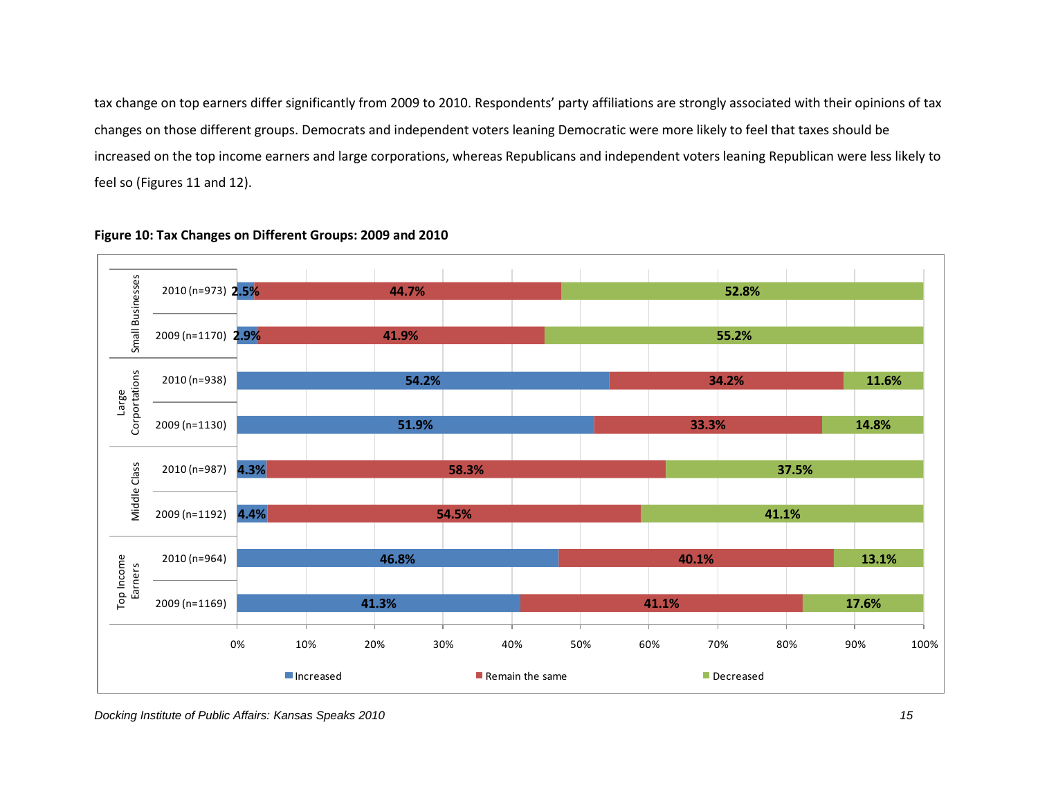tax change on top earners differ significantly from 2009 to 2010. Respondents' party affiliations are strongly associated with their opinions of tax changes on those different groups. Democrats and independent voters leaning Democratic were more likely to feel that taxes should be increased on the top income earners and large corporations, whereas Republicans and independent voters leaning Republican were less likely to feel so (Figures 11 and 12).

**Figure 10: Tax Changes on Different Groups: 2009 and 2010**

| Group | Year | Increased | Remain the same | Decreased |
|---|---|---|---|---|
| Small Businesses | 2010 (n=973) | 2.5% | 44.7% | 52.8% |
| | 2009 (n=1170) | 2.9% | 41.9% | 55.2% |
| Large Corportations | 2010 (n=938) | 54.2% | 34.2% | 11.6% |
| | 2009 (n=1130) | 51.9% | 33.3% | 14.8% |
| Middle Class | 2010 (n=987) | 4.3% | 58.3% | 37.5% |
| | 2009 (n=1192) | 4.4% | 54.5% | 41.1% |
| Top Income Earners | 2010 (n=964) | 46.8% | 40.1% | 13.1% |
| | 2009 (n=1169) | 41.3% | 41.1% | 17.6% |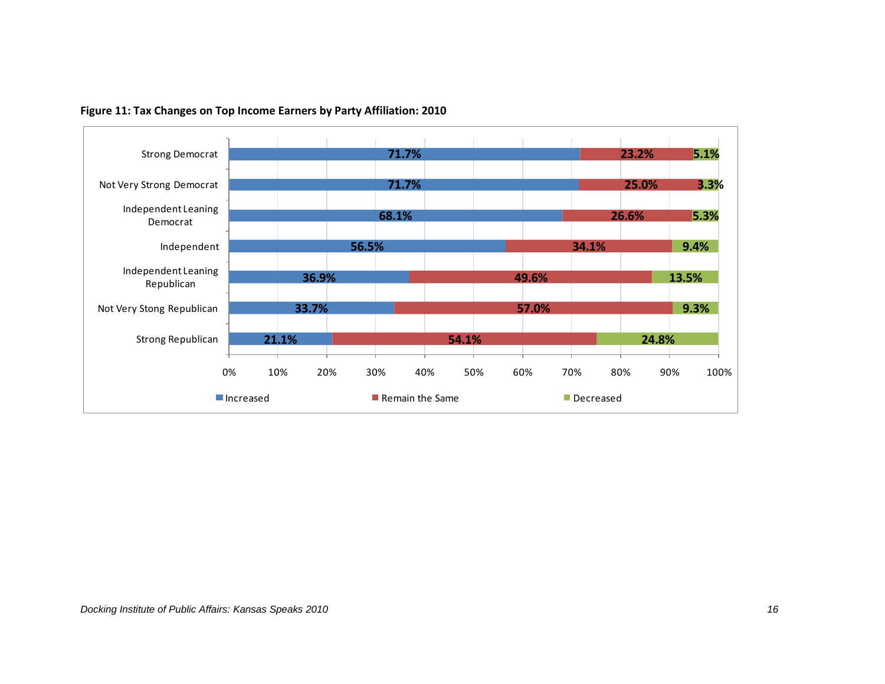**Figure 11: Tax Changes on Top Income Earners by Party Affiliation: 2010**

| Party Affiliation | Increased | Remain the Same | Decreased |
| --- | --- | --- | --- |
| Strong Democrat | 71.7% | 23.2% | 5.1% |
| Not Very Strong Democrat | 71.7% | 25.0% | 3.3% |
| Independent Leaning Democrat | 68.1% | 26.6% | 5.3% |
| Independent | 56.5% | 34.1% | 9.4% |
| Independent Leaning Republican | 36.9% | 49.6% | 13.5% |
| Not Very Stong Republican | 33.7% | 57.0% | 9.3% |
| Strong Republican | 21.1% | 54.1% | 24.8% |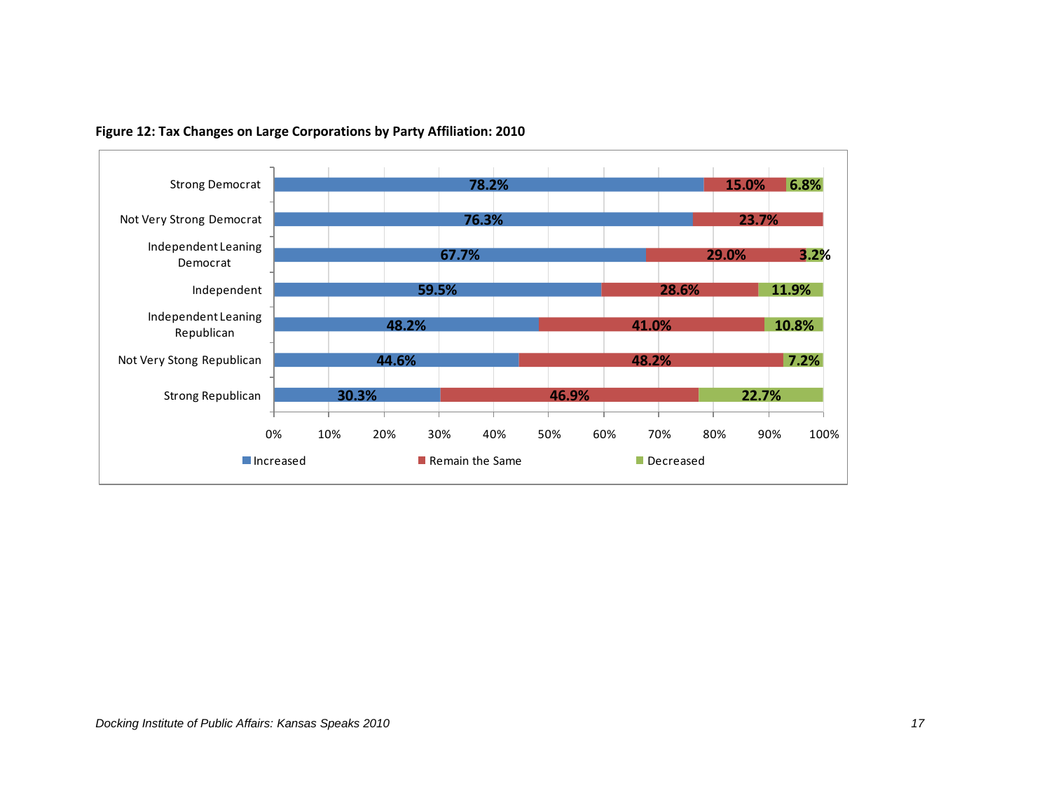**Figure 12: Tax Changes on Large Corporations by Party Affiliation: 2010**

| | Increased | Remain the Same | Decreased |
|---|---|---|---|
| Strong Democrat | 78.2% | 15.0% | 6.8% |
| Not Very Strong Democrat | 76.3% | 23.7% | |
| Independent Leaning Democrat | 67.7% | 29.0% | 3.2% |
| Independent | 59.5% | 28.6% | 11.9% |
| Independent Leaning Republican | 48.2% | 41.0% | 10.8% |
| Not Very Stong Republican | 44.6% | 48.2% | 7.2% |
| Strong Republican | 30.3% | 46.9% | 22.7% |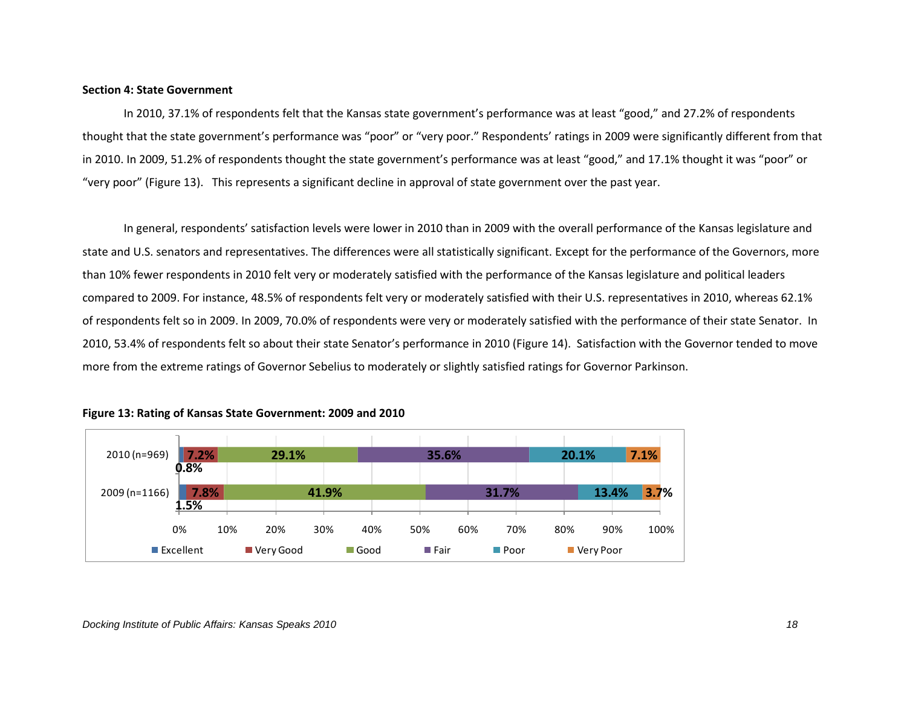### Section 4: State Government

In 2010, 37.1% of respondents felt that the Kansas state government's performance was at least "good," and 27.2% of respondents thought that the state government's performance was "poor" or "very poor." Respondents' ratings in 2009 were significantly different from that in 2010. In 2009, 51.2% of respondents thought the state government's performance was at least "good," and 17.1% thought it was "poor" or "very poor" (Figure 13). This represents a significant decline in approval of state government over the past year.

In general, respondents' satisfaction levels were lower in 2010 than in 2009 with the overall performance of the Kansas legislature and state and U.S. senators and representatives. The differences were all statistically significant. Except for the performance of the Governors, more than 10% fewer respondents in 2010 felt very or moderately satisfied with the performance of the Kansas legislature and political leaders compared to 2009. For instance, 48.5% of respondents felt very or moderately satisfied with their U.S. representatives in 2010, whereas 62.1% of respondents felt so in 2009. In 2009, 70.0% of respondents were very or moderately satisfied with the performance of their state Senator. In 2010, 53.4% of respondents felt so about their state Senator's performance in 2010 (Figure 14). Satisfaction with the Governor tended to move more from the extreme ratings of Governor Sebelius to moderately or slightly satisfied ratings for Governor Parkinson.

**Figure 13: Rating of Kansas State Government: 2009 and 2010**

| | Excellent | Very Good | Good | Fair | Poor | Very Poor |
|---|---|---|---|---|---|---|
| 2010 (n=969) | 0.8% | 7.2% | 29.1% | 35.6% | 20.1% | 7.1% |
| 2009 (n=1166) | 1.5% | 7.8% | 41.9% | 31.7% | 13.4% | 3.7% |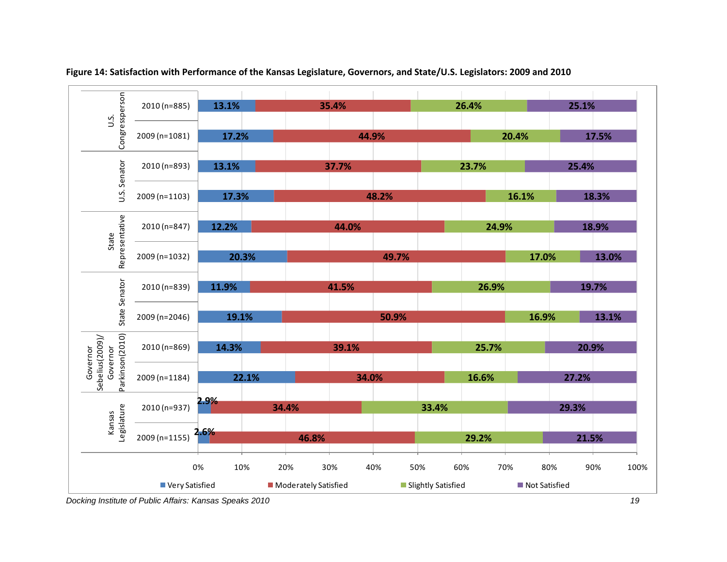**Figure 14: Satisfaction with Performance of the Kansas Legislature, Governors, and State/U.S. Legislators: 2009 and 2010**

| Official | Year | Very Satisfied | Moderately Satisfied | Slightly Satisfied | Not Satisfied |
|---|---|---|---|---|---|
| U.S. Congressperson | 2010 (n=885) | 13.1% | 35.4% | 26.4% | 25.1% |
| | 2009 (n=1081) | 17.2% | 44.9% | 20.4% | 17.5% |
| U.S. Senator | 2010 (n=893) | 13.1% | 37.7% | 23.7% | 25.4% |
| | 2009 (n=1103) | 17.3% | 48.2% | 16.1% | 18.3% |
| State Representative | 2010 (n=847) | 12.2% | 44.0% | 24.9% | 18.9% |
| | 2009 (n=1032) | 20.3% | 49.7% | 17.0% | 13.0% |
| State Senator | 2010 (n=839) | 11.9% | 41.5% | 26.9% | 19.7% |
| | 2009 (n=2046) | 19.1% | 50.9% | 16.9% | 13.1% |
| Governor Sebelius(2009)/ Governor Parkinson(2010) | 2010 (n=869) | 14.3% | 39.1% | 25.7% | 20.9% |
| | 2009 (n=1184) | 22.1% | 34.0% | 16.6% | 27.2% |
| Kansas Legislature | 2010 (n=937) | 2.9% | 34.4% | 33.4% | 29.3% |
| | 2009 (n=1155) | 2.6% | 46.8% | 29.2% | 21.5% |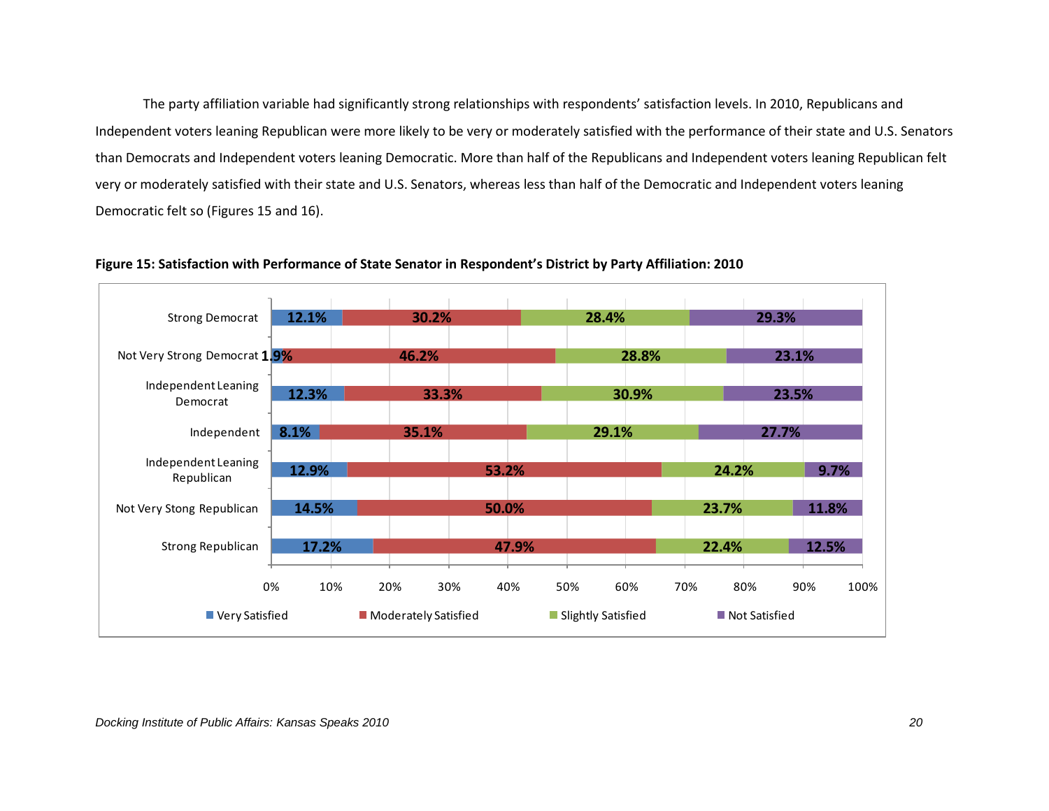The party affiliation variable had significantly strong relationships with respondents' satisfaction levels. In 2010, Republicans and Independent voters leaning Republican were more likely to be very or moderately satisfied with the performance of their state and U.S. Senators than Democrats and Independent voters leaning Democratic. More than half of the Republicans and Independent voters leaning Republican felt very or moderately satisfied with their state and U.S. Senators, whereas less than half of the Democratic and Independent voters leaning Democratic felt so (Figures 15 and 16).

**Figure 15: Satisfaction with Performance of State Senator in Respondent's District by Party Affiliation: 2010**

| Party Affiliation | Very Satisfied | Moderately Satisfied | Slightly Satisfied | Not Satisfied |
|---|---|---|---|---|
| Strong Democrat | 12.1% | 30.2% | 28.4% | 29.3% |
| Not Very Strong Democrat | 1.9% | 46.2% | 28.8% | 23.1% |
| Independent Leaning Democrat | 12.3% | 33.3% | 30.9% | 23.5% |
| Independent | 8.1% | 35.1% | 29.1% | 27.7% |
| Independent Leaning Republican | 12.9% | 53.2% | 24.2% | 9.7% |
| Not Very Stong Republican | 14.5% | 50.0% | 23.7% | 11.8% |
| Strong Republican | 17.2% | 47.9% | 22.4% | 12.5% |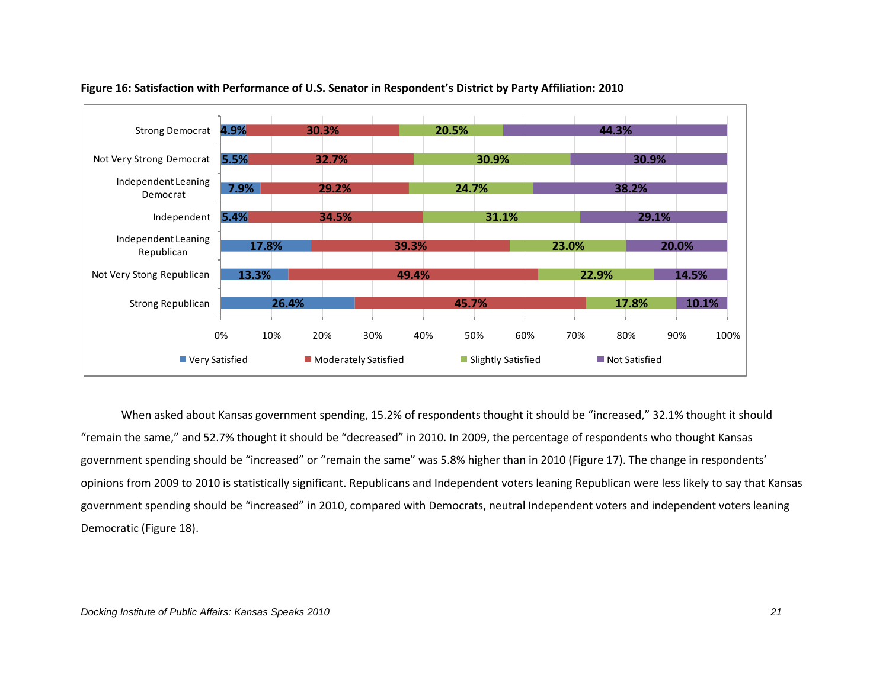**Figure 16: Satisfaction with Performance of U.S. Senator in Respondent's District by Party Affiliation: 2010**

| | Very Satisfied | Moderately Satisfied | Slightly Satisfied | Not Satisfied |
|---|---|---|---|---|
| Strong Democrat | 4.9% | 30.3% | 20.5% | 44.3% |
| Not Very Strong Democrat | 5.5% | 32.7% | 30.9% | 30.9% |
| Independent Leaning Democrat | 7.9% | 29.2% | 24.7% | 38.2% |
| Independent | 5.4% | 34.5% | 31.1% | 29.1% |
| Independent Leaning Republican | 17.8% | 39.3% | 23.0% | 20.0% |
| Not Very Stong Republican | 13.3% | 49.4% | 22.9% | 14.5% |
| Strong Republican | 26.4% | 45.7% | 17.8% | 10.1% |

When asked about Kansas government spending, 15.2% of respondents thought it should be "increased," 32.1% thought it should "remain the same," and 52.7% thought it should be "decreased" in 2010. In 2009, the percentage of respondents who thought Kansas government spending should be "increased" or "remain the same" was 5.8% higher than in 2010 (Figure 17). The change in respondents' opinions from 2009 to 2010 is statistically significant. Republicans and Independent voters leaning Republican were less likely to say that Kansas government spending should be "increased" in 2010, compared with Democrats, neutral Independent voters and independent voters leaning Democratic (Figure 18).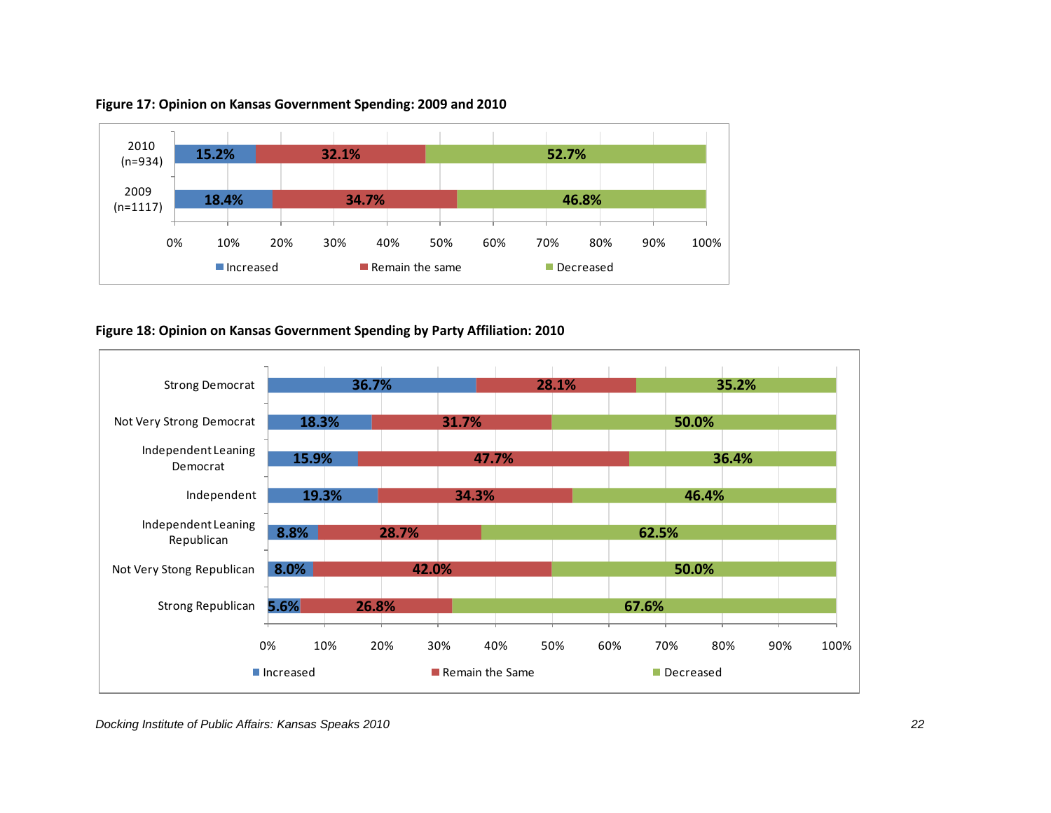**Figure 17: Opinion on Kansas Government Spending: 2009 and 2010**

| | Increased | Remain the same | Decreased |
|---|---|---|---|
| 2010 (n=934) | 15.2% | 32.1% | 52.7% |
| 2009 (n=1117) | 18.4% | 34.7% | 46.8% |

**Figure 18: Opinion on Kansas Government Spending by Party Affiliation: 2010**

| | Increased | Remain the Same | Decreased |
|---|---|---|---|
| Strong Democrat | 36.7% | 28.1% | 35.2% |
| Not Very Strong Democrat | 18.3% | 31.7% | 50.0% |
| Independent Leaning Democrat | 15.9% | 47.7% | 36.4% |
| Independent | 19.3% | 34.3% | 46.4% |
| Independent Leaning Republican | 8.8% | 28.7% | 62.5% |
| Not Very Stong Republican | 8.0% | 42.0% | 50.0% |
| Strong Republican | 5.6% | 26.8% | 67.6% |

*Docking Institute of Public Affairs: Kansas Speaks 2010*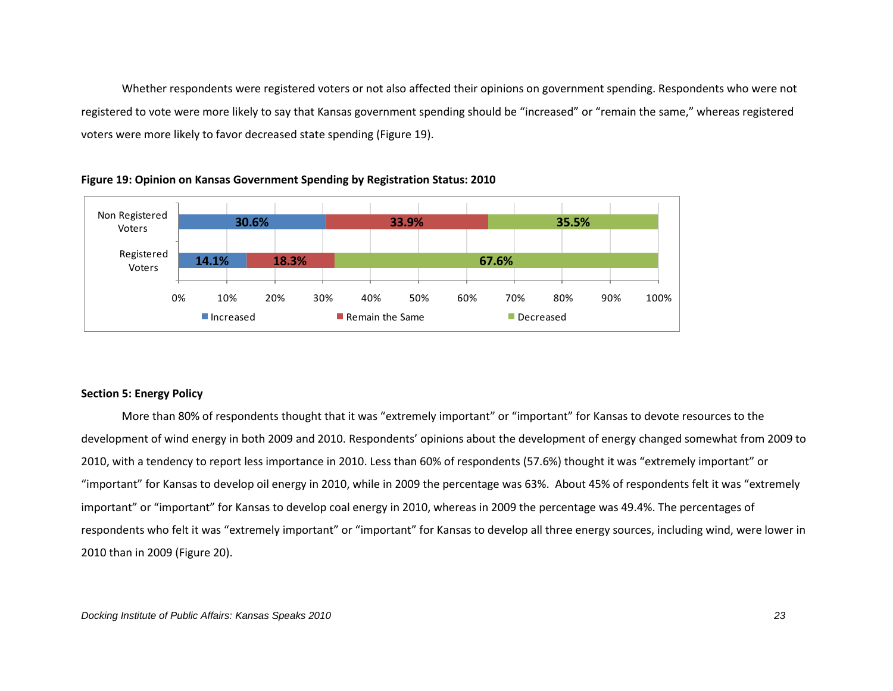Whether respondents were registered voters or not also affected their opinions on government spending. Respondents who were not registered to vote were more likely to say that Kansas government spending should be "increased" or "remain the same," whereas registered voters were more likely to favor decreased state spending (Figure 19).

**Figure 19: Opinion on Kansas Government Spending by Registration Status: 2010**

| | Increased | Remain the Same | Decreased |
|---|---|---|---|
| Non Registered Voters | 30.6% | 33.9% | 35.5% |
| Registered Voters | 14.1% | 18.3% | 67.6% |

**Section 5: Energy Policy**

More than 80% of respondents thought that it was "extremely important" or "important" for Kansas to devote resources to the development of wind energy in both 2009 and 2010. Respondents' opinions about the development of energy changed somewhat from 2009 to 2010, with a tendency to report less importance in 2010. Less than 60% of respondents (57.6%) thought it was "extremely important" or "important" for Kansas to develop oil energy in 2010, while in 2009 the percentage was 63%. About 45% of respondents felt it was "extremely important" or "important" for Kansas to develop coal energy in 2010, whereas in 2009 the percentage was 49.4%. The percentages of respondents who felt it was "extremely important" or "important" for Kansas to develop all three energy sources, including wind, were lower in 2010 than in 2009 (Figure 20).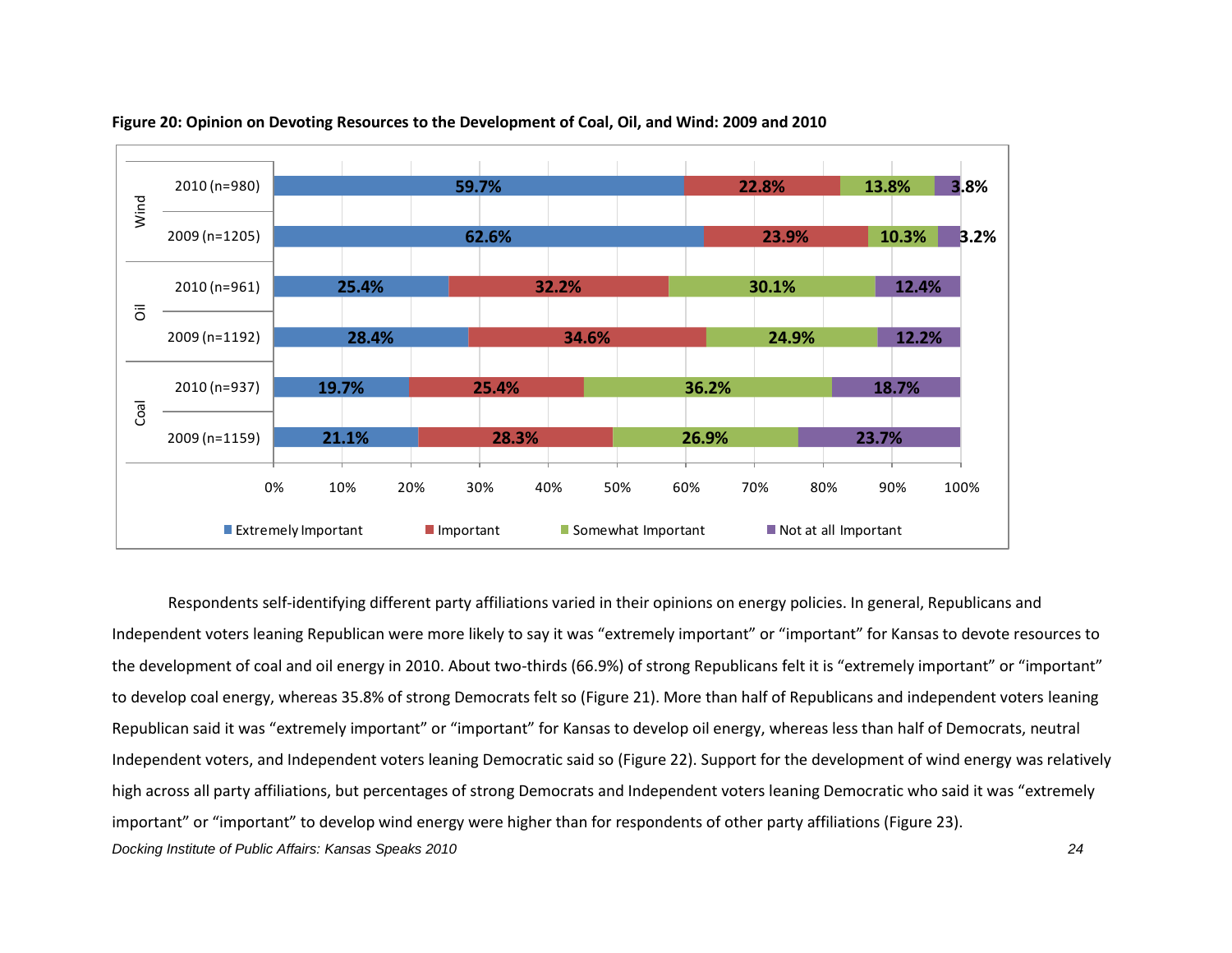**Figure 20: Opinion on Devoting Resources to the Development of Coal, Oil, and Wind: 2009 and 2010**

| | | Extremely Important | Important | Somewhat Important | Not at all Important |
|---|---|---|---|---|---|
| Wind | 2010 (n=980) | 59.7% | 22.8% | 13.8% | 3.8% |
| | 2009 (n=1205) | 62.6% | 23.9% | 10.3% | 3.2% |
| Oil | 2010 (n=961) | 25.4% | 32.2% | 30.1% | 12.4% |
| | 2009 (n=1192) | 28.4% | 34.6% | 24.9% | 12.2% |
| Coal | 2010 (n=937) | 19.7% | 25.4% | 36.2% | 18.7% |
| | 2009 (n=1159) | 21.1% | 28.3% | 26.9% | 23.7% |

Respondents self-identifying different party affiliations varied in their opinions on energy policies. In general, Republicans and Independent voters leaning Republican were more likely to say it was "extremely important" or "important" for Kansas to devote resources to the development of coal and oil energy in 2010. About two-thirds (66.9%) of strong Republicans felt it is "extremely important" or "important" to develop coal energy, whereas 35.8% of strong Democrats felt so (Figure 21). More than half of Republicans and independent voters leaning Republican said it was "extremely important" or "important" for Kansas to develop oil energy, whereas less than half of Democrats, neutral Independent voters, and Independent voters leaning Democratic said so (Figure 22). Support for the development of wind energy was relatively high across all party affiliations, but percentages of strong Democrats and Independent voters leaning Democratic who said it was "extremely important" or "important" to develop wind energy were higher than for respondents of other party affiliations (Figure 23).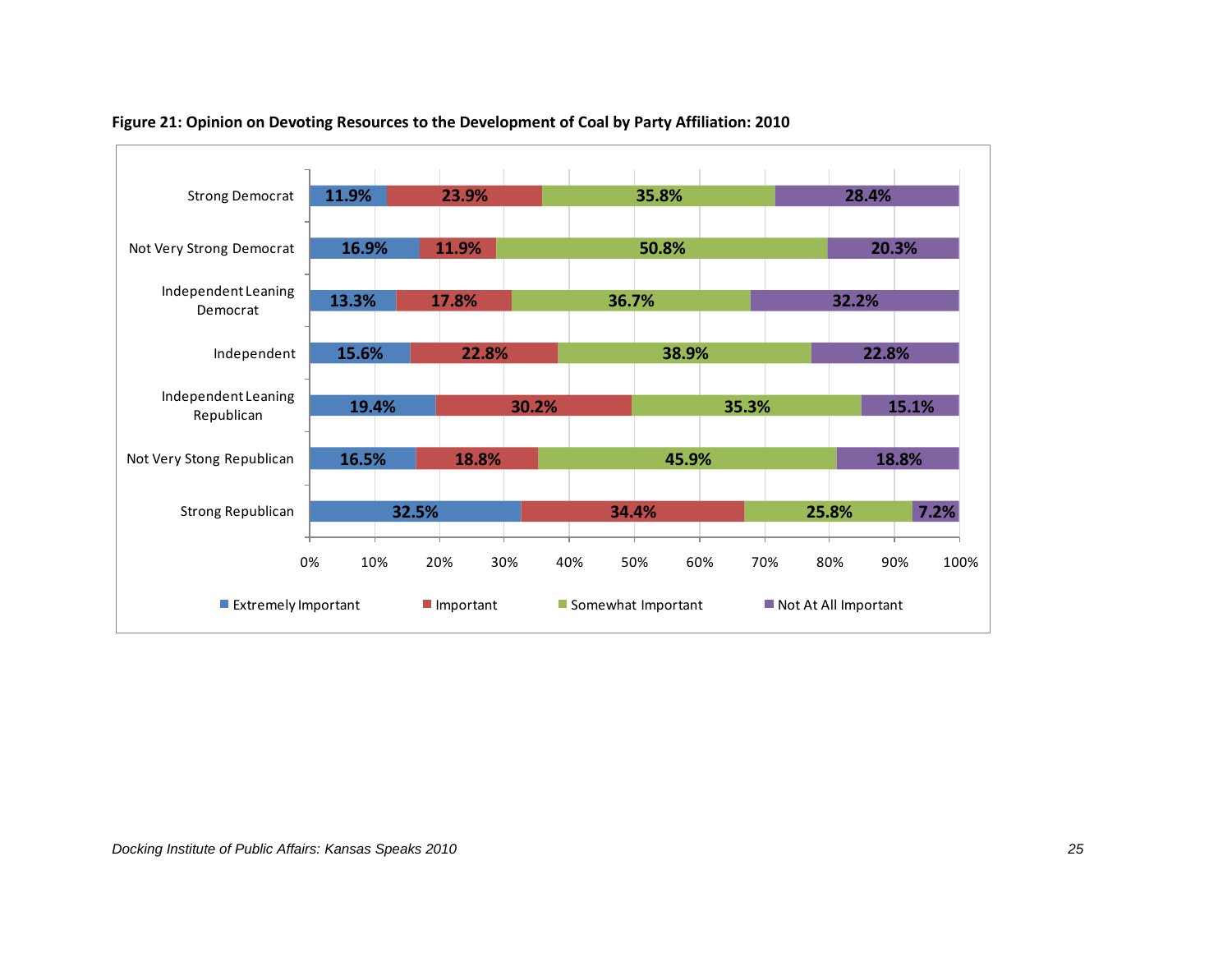**Figure 21: Opinion on Devoting Resources to the Development of Coal by Party Affiliation: 2010**

| | Extremely Important | Important | Somewhat Important | Not At All Important |
|---|---|---|---|---|
| Strong Democrat | 11.9% | 23.9% | 35.8% | 28.4% |
| Not Very Strong Democrat | 16.9% | 11.9% | 50.8% | 20.3% |
| Independent Leaning Democrat | 13.3% | 17.8% | 36.7% | 32.2% |
| Independent | 15.6% | 22.8% | 38.9% | 22.8% |
| Independent Leaning Republican | 19.4% | 30.2% | 35.3% | 15.1% |
| Not Very Stong Republican | 16.5% | 18.8% | 45.9% | 18.8% |
| Strong Republican | 32.5% | 34.4% | 25.8% | 7.2% |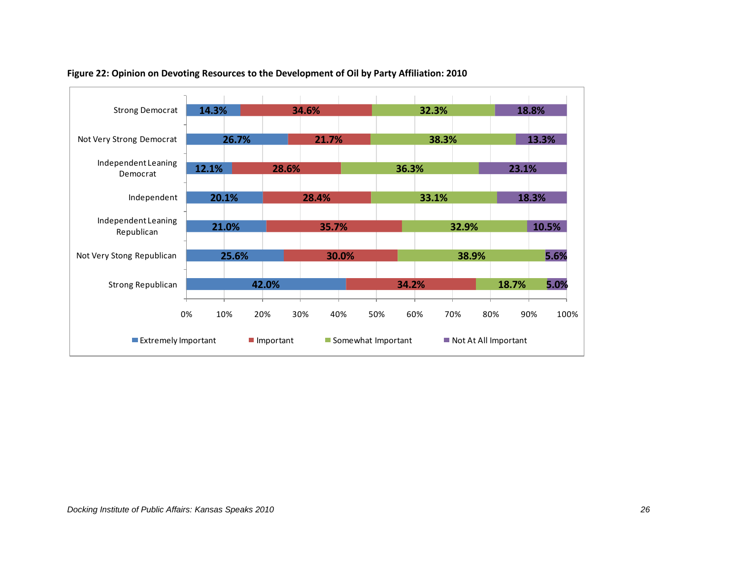**Figure 22: Opinion on Devoting Resources to the Development of Oil by Party Affiliation: 2010**

| | Extremely Important | Important | Somewhat Important | Not At All Important |
|---|---|---|---|---|
| Strong Democrat | 14.3% | 34.6% | 32.3% | 18.8% |
| Not Very Strong Democrat | 26.7% | 21.7% | 38.3% | 13.3% |
| Independent Leaning Democrat | 12.1% | 28.6% | 36.3% | 23.1% |
| Independent | 20.1% | 28.4% | 33.1% | 18.3% |
| Independent Leaning Republican | 21.0% | 35.7% | 32.9% | 10.5% |
| Not Very Stong Republican | 25.6% | 30.0% | 38.9% | 5.6% |
| Strong Republican | 42.0% | 34.2% | 18.7% | 5.0% |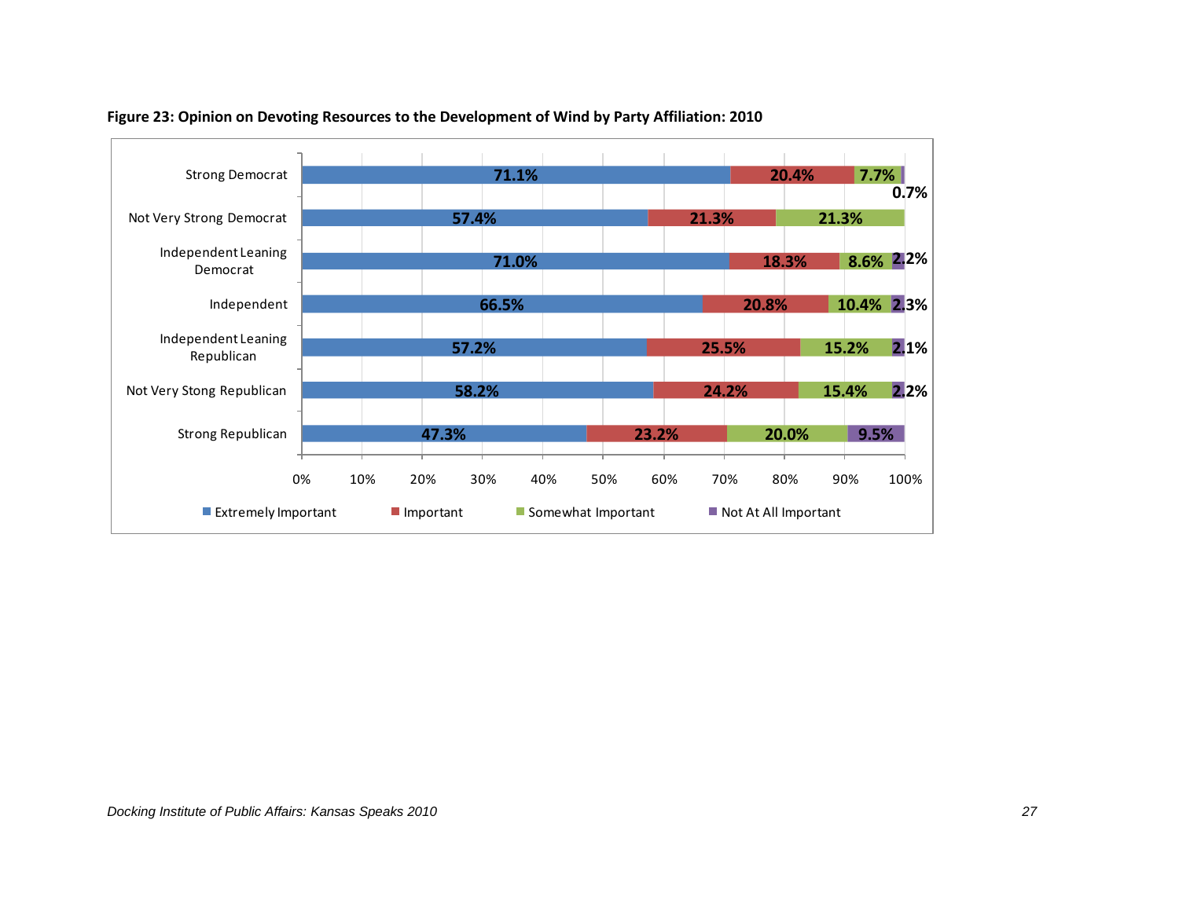**Figure 23: Opinion on Devoting Resources to the Development of Wind by Party Affiliation: 2010**

| | Extremely Important | Important | Somewhat Important | Not At All Important |
|---|---|---|---|---|
| Strong Democrat | 71.1% | 20.4% | 7.7% | 0.7% |
| Not Very Strong Democrat | 57.4% | 21.3% | 21.3% | |
| Independent Leaning Democrat | 71.0% | 18.3% | 8.6% | 2.2% |
| Independent | 66.5% | 20.8% | 10.4% | 2.3% |
| Independent Leaning Republican | 57.2% | 25.5% | 15.2% | 2.1% |
| Not Very Stong Republican | 58.2% | 24.2% | 15.4% | 2.2% |
| Strong Republican | 47.3% | 23.2% | 20.0% | 9.5% |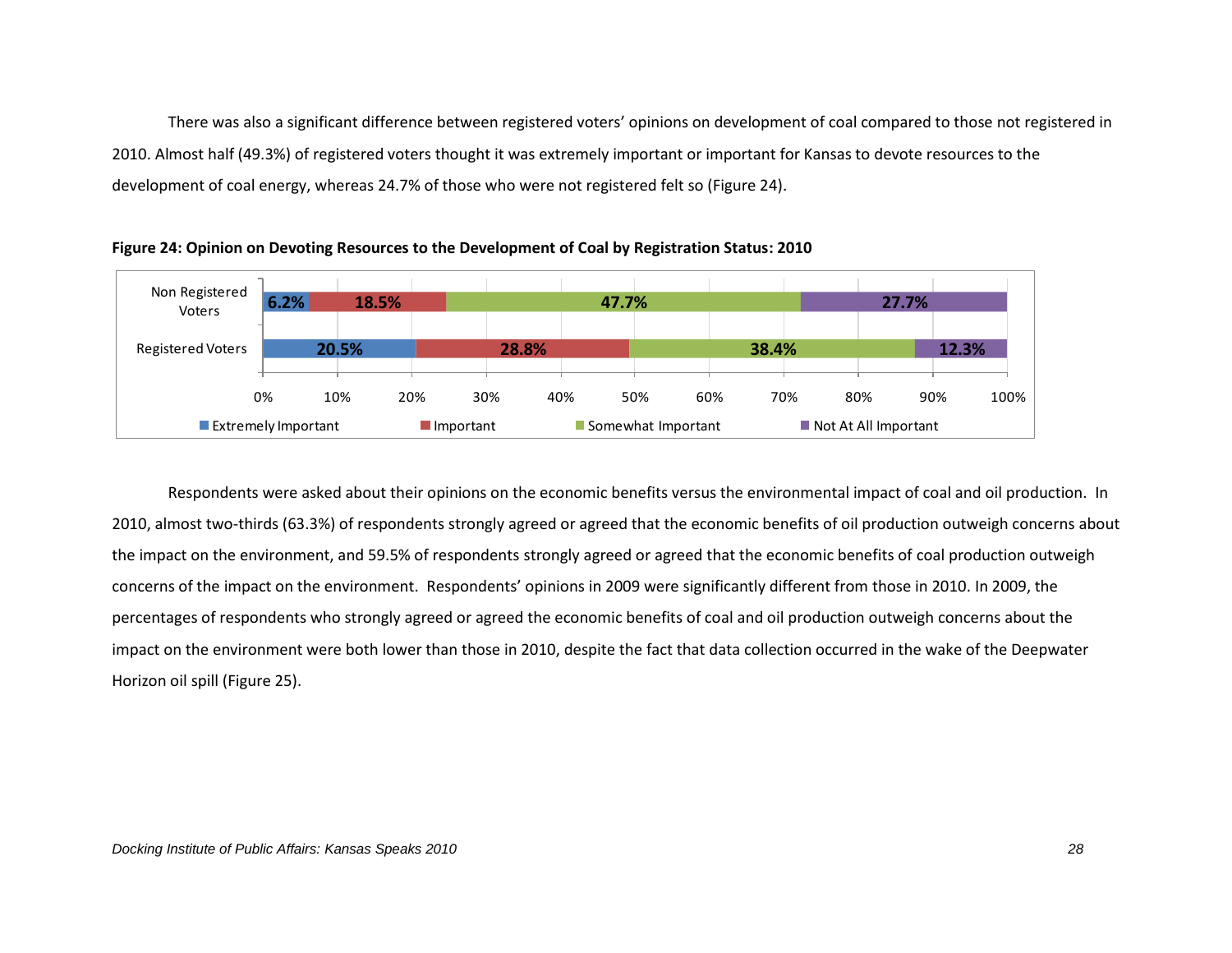There was also a significant difference between registered voters' opinions on development of coal compared to those not registered in 2010. Almost half (49.3%) of registered voters thought it was extremely important or important for Kansas to devote resources to the development of coal energy, whereas 24.7% of those who were not registered felt so (Figure 24).

**Figure 24: Opinion on Devoting Resources to the Development of Coal by Registration Status: 2010**

| | Extremely Important | Important | Somewhat Important | Not At All Important |
|---|---|---|---|---|
| Non Registered Voters | 6.2% | 18.5% | 47.7% | 27.7% |
| Registered Voters | 20.5% | 28.8% | 38.4% | 12.3% |

Respondents were asked about their opinions on the economic benefits versus the environmental impact of coal and oil production. In 2010, almost two-thirds (63.3%) of respondents strongly agreed or agreed that the economic benefits of oil production outweigh concerns about the impact on the environment, and 59.5% of respondents strongly agreed or agreed that the economic benefits of coal production outweigh concerns of the impact on the environment. Respondents' opinions in 2009 were significantly different from those in 2010. In 2009, the percentages of respondents who strongly agreed or agreed the economic benefits of coal and oil production outweigh concerns about the impact on the environment were both lower than those in 2010, despite the fact that data collection occurred in the wake of the Deepwater Horizon oil spill (Figure 25).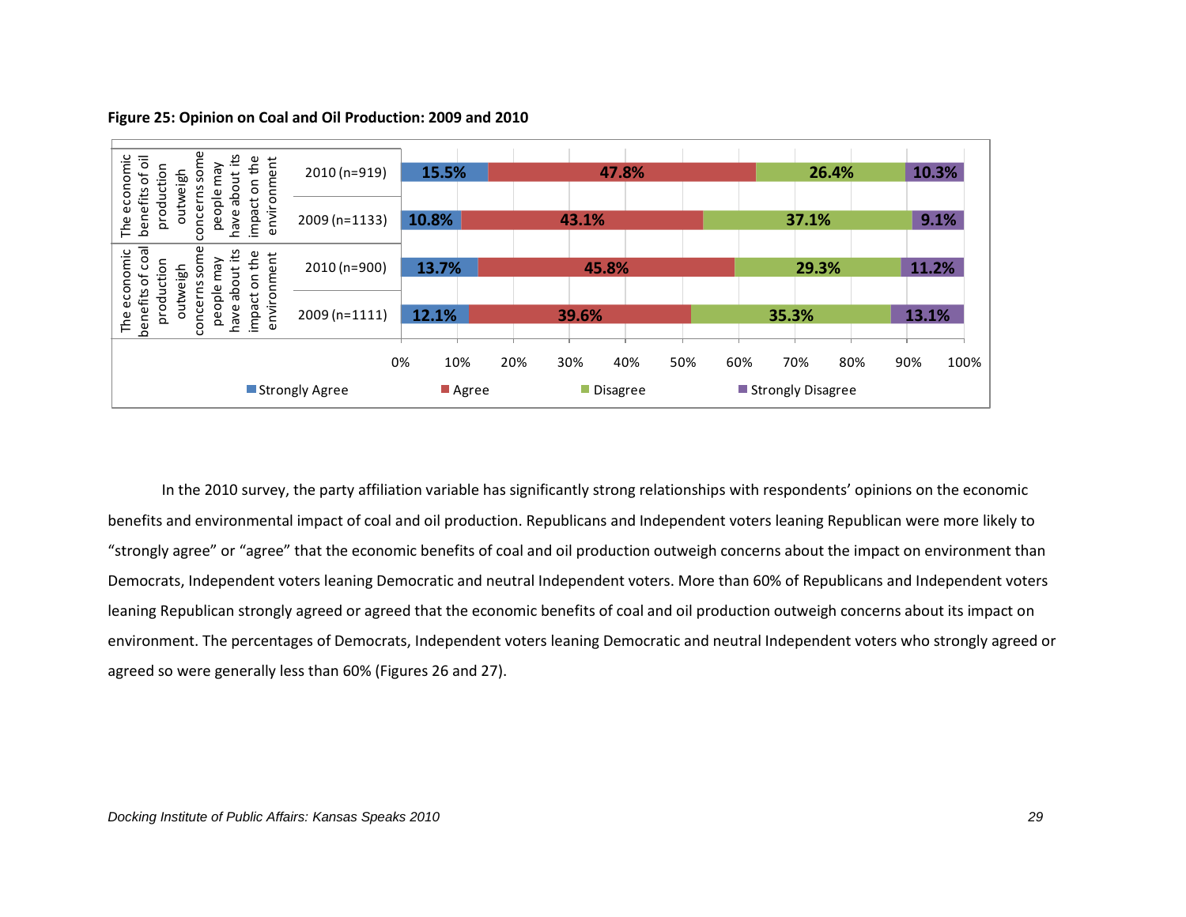**Figure 25: Opinion on Coal and Oil Production: 2009 and 2010**

| Statement | Year | Strongly Agree | Agree | Disagree | Strongly Disagree |
|---|---|---|---|---|---|
| The economic benefits of oil production outweigh concerns some people may have about its impact on the environment | 2010 (n=919) | 15.5% | 47.8% | 26.4% | 10.3% |
| | 2009 (n=1133) | 10.8% | 43.1% | 37.1% | 9.1% |
| The economic benefits of coal production outweigh concerns some people may have about its impact on the environment | 2010 (n=900) | 13.7% | 45.8% | 29.3% | 11.2% |
| | 2009 (n=1111) | 12.1% | 39.6% | 35.3% | 13.1% |

In the 2010 survey, the party affiliation variable has significantly strong relationships with respondents' opinions on the economic benefits and environmental impact of coal and oil production. Republicans and Independent voters leaning Republican were more likely to "strongly agree" or "agree" that the economic benefits of coal and oil production outweigh concerns about the impact on environment than Democrats, Independent voters leaning Democratic and neutral Independent voters. More than 60% of Republicans and Independent voters leaning Republican strongly agreed or agreed that the economic benefits of coal and oil production outweigh concerns about its impact on environment. The percentages of Democrats, Independent voters leaning Democratic and neutral Independent voters who strongly agreed or agreed so were generally less than 60% (Figures 26 and 27).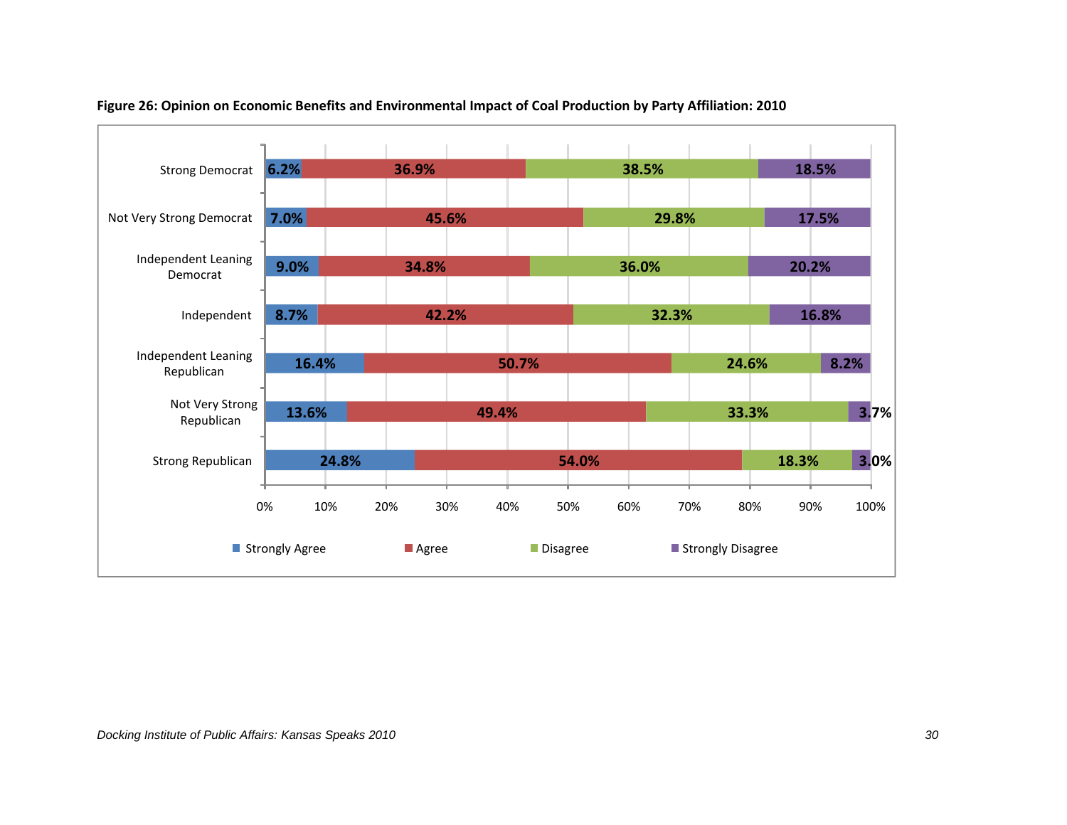**Figure 26: Opinion on Economic Benefits and Environmental Impact of Coal Production by Party Affiliation: 2010**

| | Strongly Agree | Agree | Disagree | Strongly Disagree |
|---|---|---|---|---|
| Strong Democrat | 6.2% | 36.9% | 38.5% | 18.5% |
| Not Very Strong Democrat | 7.0% | 45.6% | 29.8% | 17.5% |
| Independent Leaning Democrat | 9.0% | 34.8% | 36.0% | 20.2% |
| Independent | 8.7% | 42.2% | 32.3% | 16.8% |
| Independent Leaning Republican | 16.4% | 50.7% | 24.6% | 8.2% |
| Not Very Strong Republican | 13.6% | 49.4% | 33.3% | 3.7% |
| Strong Republican | 24.8% | 54.0% | 18.3% | 3.0% |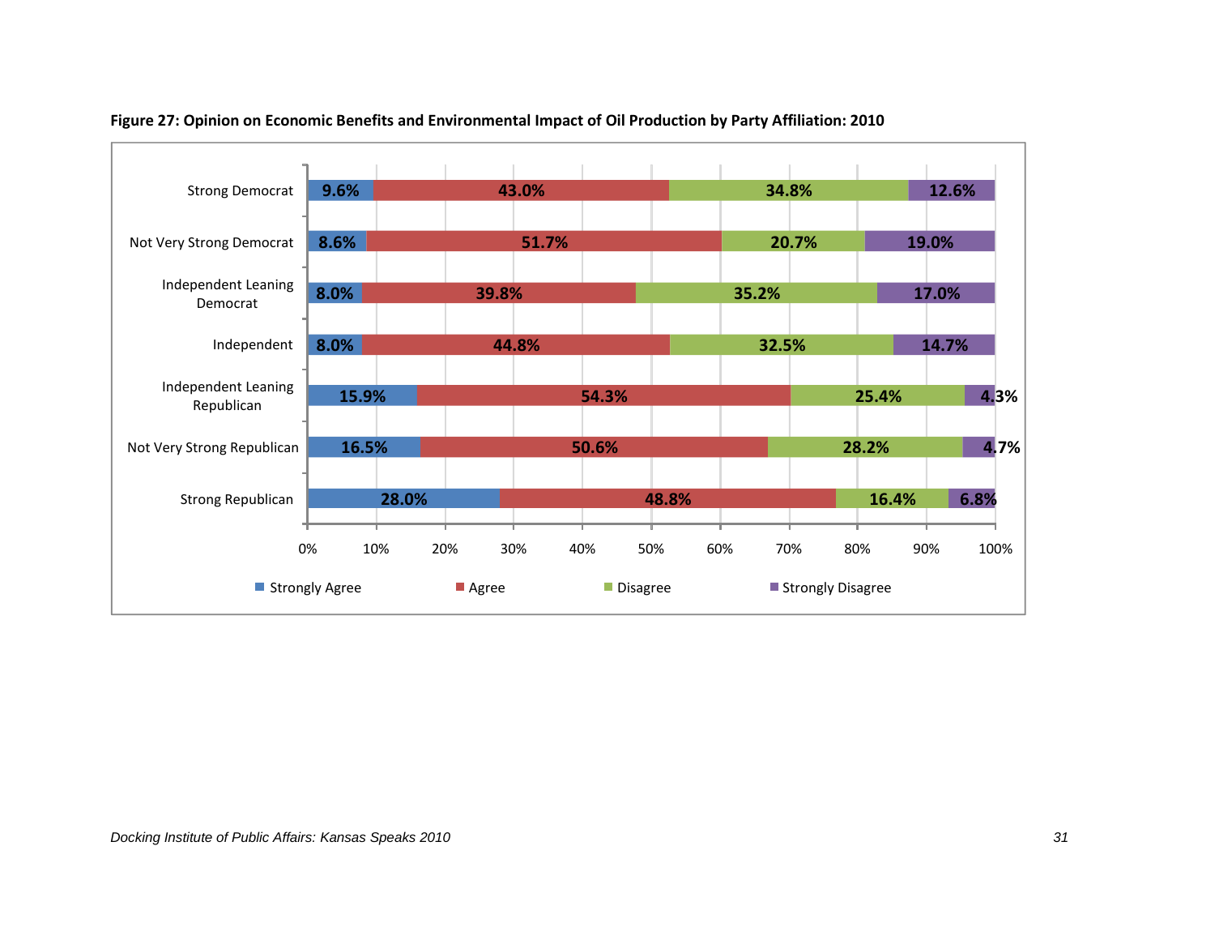**Figure 27: Opinion on Economic Benefits and Environmental Impact of Oil Production by Party Affiliation: 2010**

| | Strongly Agree | Agree | Disagree | Strongly Disagree |
|---|---|---|---|---|
| Strong Democrat | 9.6% | 43.0% | 34.8% | 12.6% |
| Not Very Strong Democrat | 8.6% | 51.7% | 20.7% | 19.0% |
| Independent Leaning Democrat | 8.0% | 39.8% | 35.2% | 17.0% |
| Independent | 8.0% | 44.8% | 32.5% | 14.7% |
| Independent Leaning Republican | 15.9% | 54.3% | 25.4% | 4.3% |
| Not Very Strong Republican | 16.5% | 50.6% | 28.2% | 4.7% |
| Strong Republican | 28.0% | 48.8% | 16.4% | 6.8% |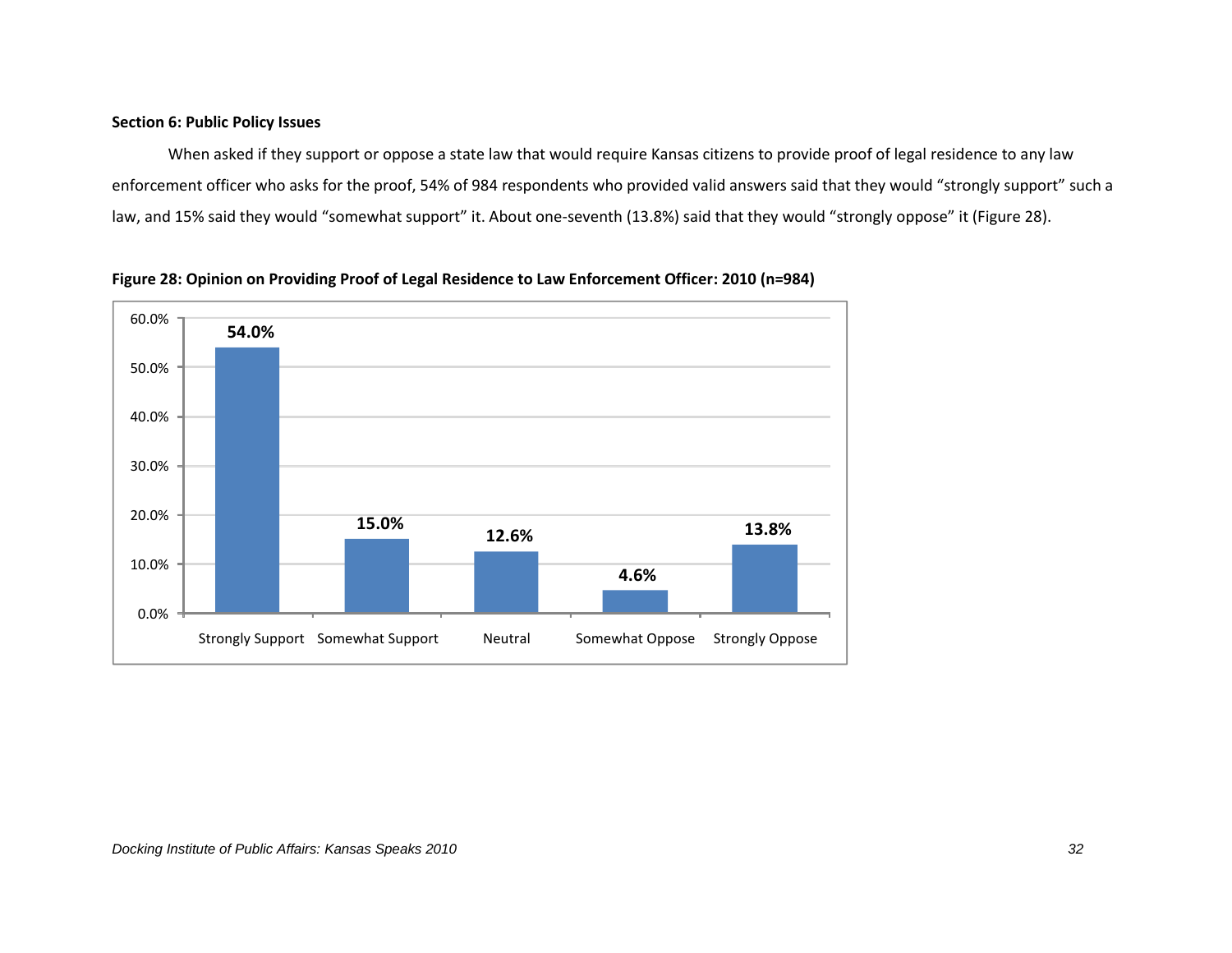**Section 6: Public Policy Issues**

When asked if they support or oppose a state law that would require Kansas citizens to provide proof of legal residence to any law enforcement officer who asks for the proof, 54% of 984 respondents who provided valid answers said that they would "strongly support" such a law, and 15% said they would "somewhat support" it. About one-seventh (13.8%) said that they would "strongly oppose" it (Figure 28).

**Figure 28: Opinion on Providing Proof of Legal Residence to Law Enforcement Officer: 2010 (n=984)**

| Response | Percent |
| --- | --- |
| Strongly Support | 54.0% |
| Somewhat Support | 15.0% |
| Neutral | 12.6% |
| Somewhat Oppose | 4.6% |
| Strongly Oppose | 13.8% |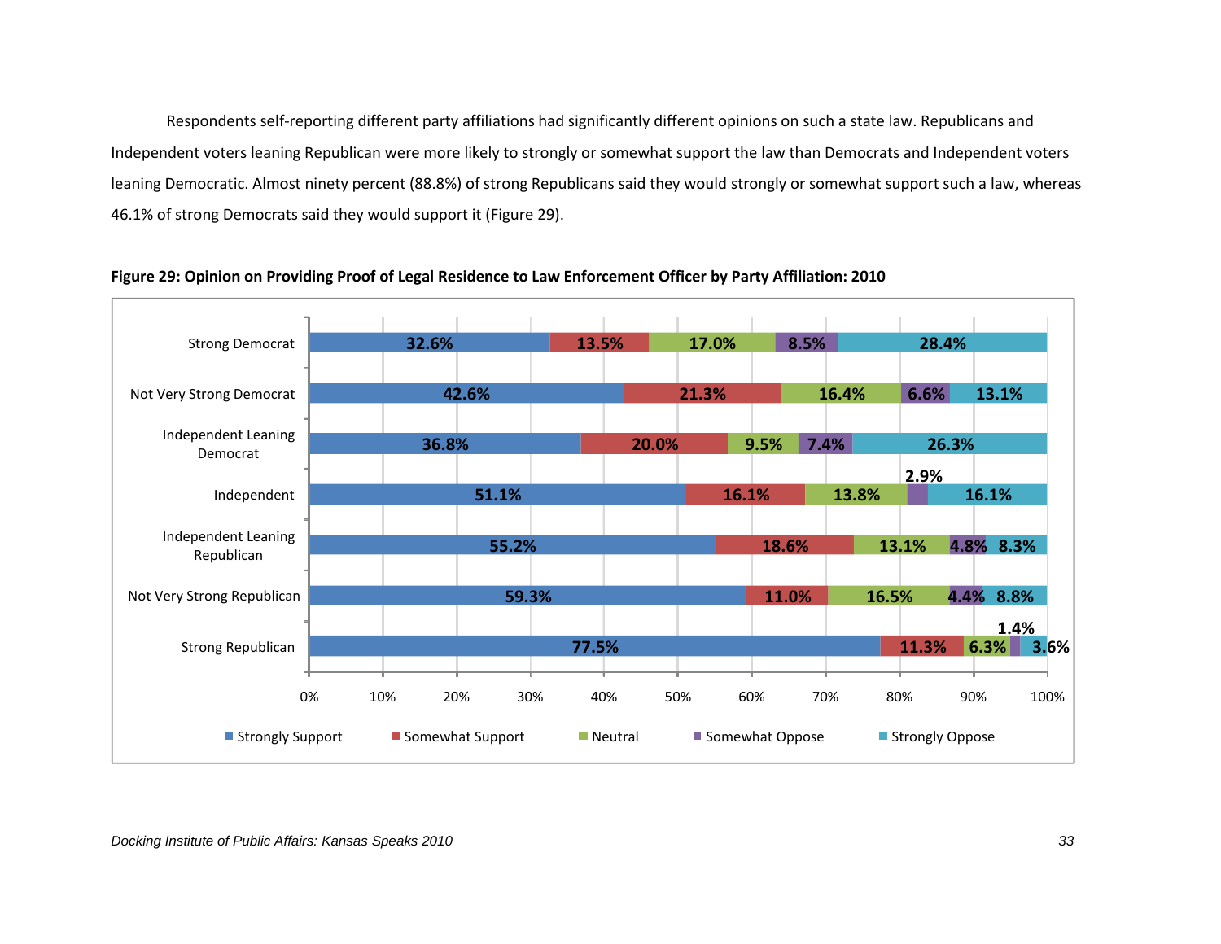Respondents self-reporting different party affiliations had significantly different opinions on such a state law. Republicans and Independent voters leaning Republican were more likely to strongly or somewhat support the law than Democrats and Independent voters leaning Democratic. Almost ninety percent (88.8%) of strong Republicans said they would strongly or somewhat support such a law, whereas 46.1% of strong Democrats said they would support it (Figure 29).

**Figure 29: Opinion on Providing Proof of Legal Residence to Law Enforcement Officer by Party Affiliation: 2010**

| | Strongly Support | Somewhat Support | Neutral | Somewhat Oppose | Strongly Oppose |
|---|---|---|---|---|---|
| Strong Democrat | 32.6% | 13.5% | 17.0% | 8.5% | 28.4% |
| Not Very Strong Democrat | 42.6% | 21.3% | 16.4% | 6.6% | 13.1% |
| Independent Leaning Democrat | 36.8% | 20.0% | 9.5% | 7.4% | 26.3% |
| Independent | 51.1% | 16.1% | 13.8% | 2.9% | 16.1% |
| Independent Leaning Republican | 55.2% | 18.6% | 13.1% | 4.8% | 8.3% |
| Not Very Strong Republican | 59.3% | 11.0% | 16.5% | 4.4% | 8.8% |
| Strong Republican | 77.5% | 11.3% | 6.3% | 1.4% | 3.6% |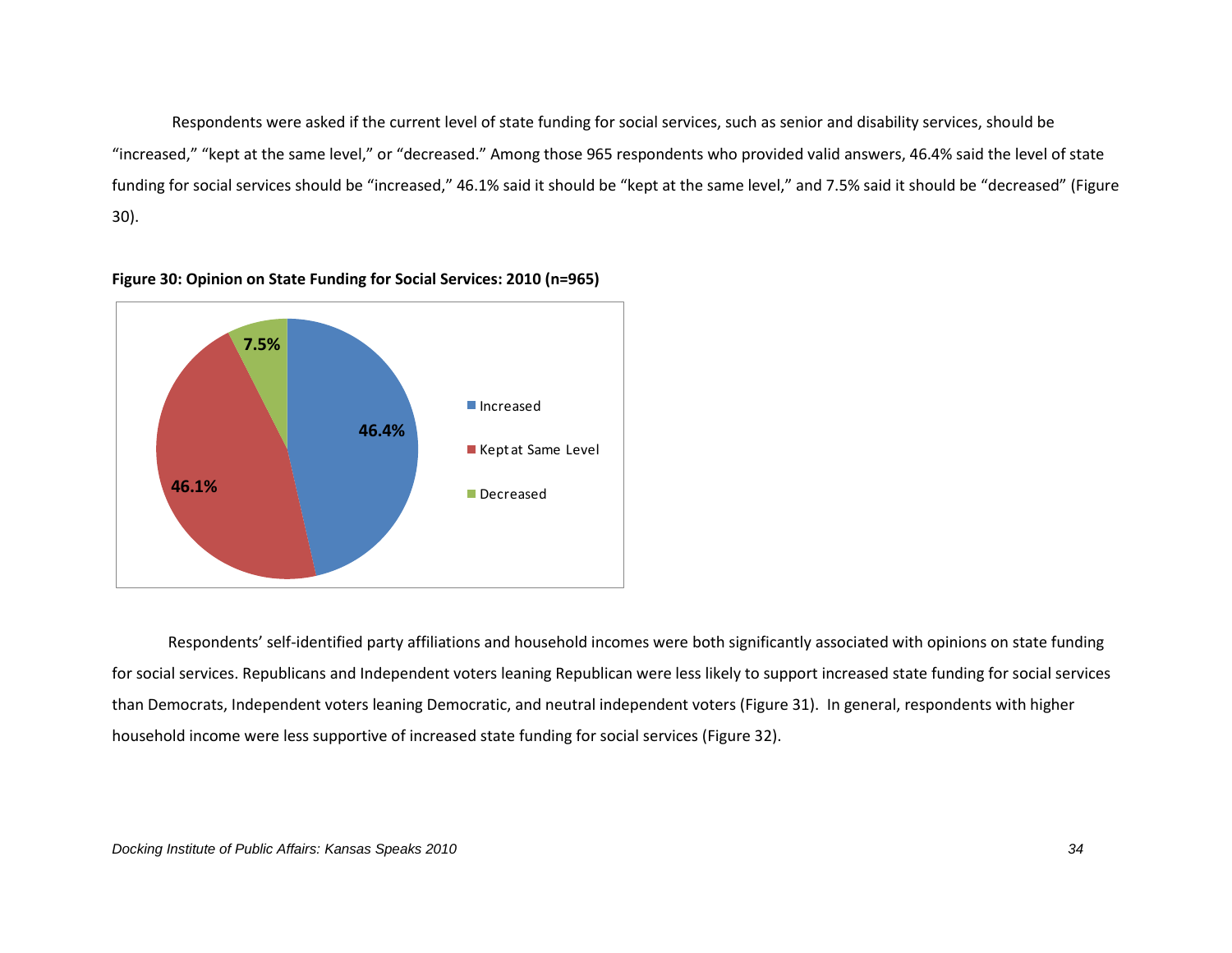Respondents were asked if the current level of state funding for social services, such as senior and disability services, should be "increased," "kept at the same level," or "decreased." Among those 965 respondents who provided valid answers, 46.4% said the level of state funding for social services should be "increased," 46.1% said it should be "kept at the same level," and 7.5% said it should be "decreased" (Figure 30).

**Figure 30: Opinion on State Funding for Social Services: 2010 (n=965)**

| Response | Percent |
|---|---|
| Increased | 46.4% |
| Kept at Same Level | 46.1% |
| Decreased | 7.5% |

Respondents' self-identified party affiliations and household incomes were both significantly associated with opinions on state funding for social services. Republicans and Independent voters leaning Republican were less likely to support increased state funding for social services than Democrats, Independent voters leaning Democratic, and neutral independent voters (Figure 31). In general, respondents with higher household income were less supportive of increased state funding for social services (Figure 32).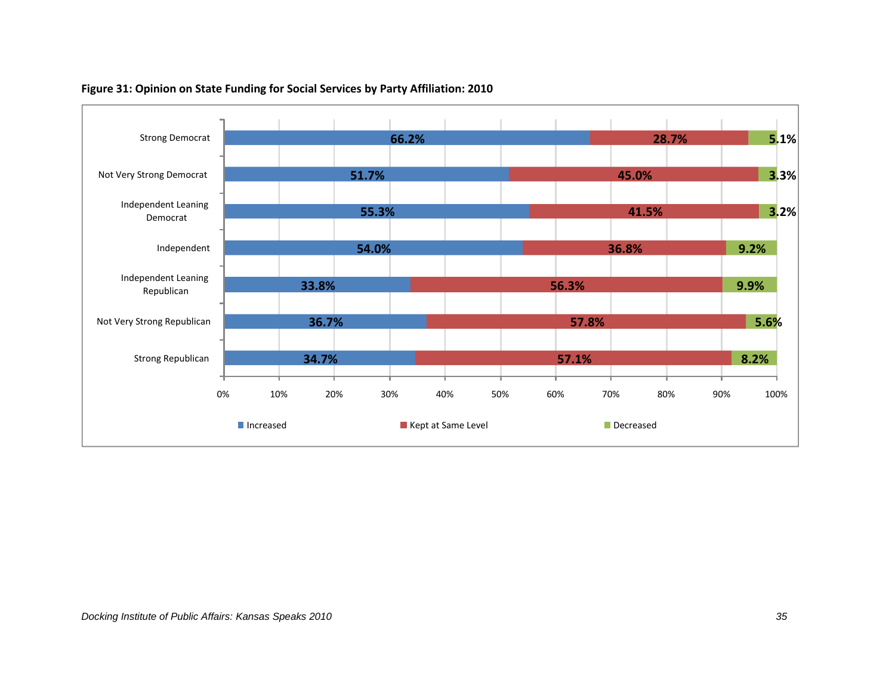**Figure 31: Opinion on State Funding for Social Services by Party Affiliation: 2010**

| | Increased | Kept at Same Level | Decreased |
| --- | --- | --- | --- |
| Strong Democrat | 66.2% | 28.7% | 5.1% |
| Not Very Strong Democrat | 51.7% | 45.0% | 3.3% |
| Independent Leaning Democrat | 55.3% | 41.5% | 3.2% |
| Independent | 54.0% | 36.8% | 9.2% |
| Independent Leaning Republican | 33.8% | 56.3% | 9.9% |
| Not Very Strong Republican | 36.7% | 57.8% | 5.6% |
| Strong Republican | 34.7% | 57.1% | 8.2% |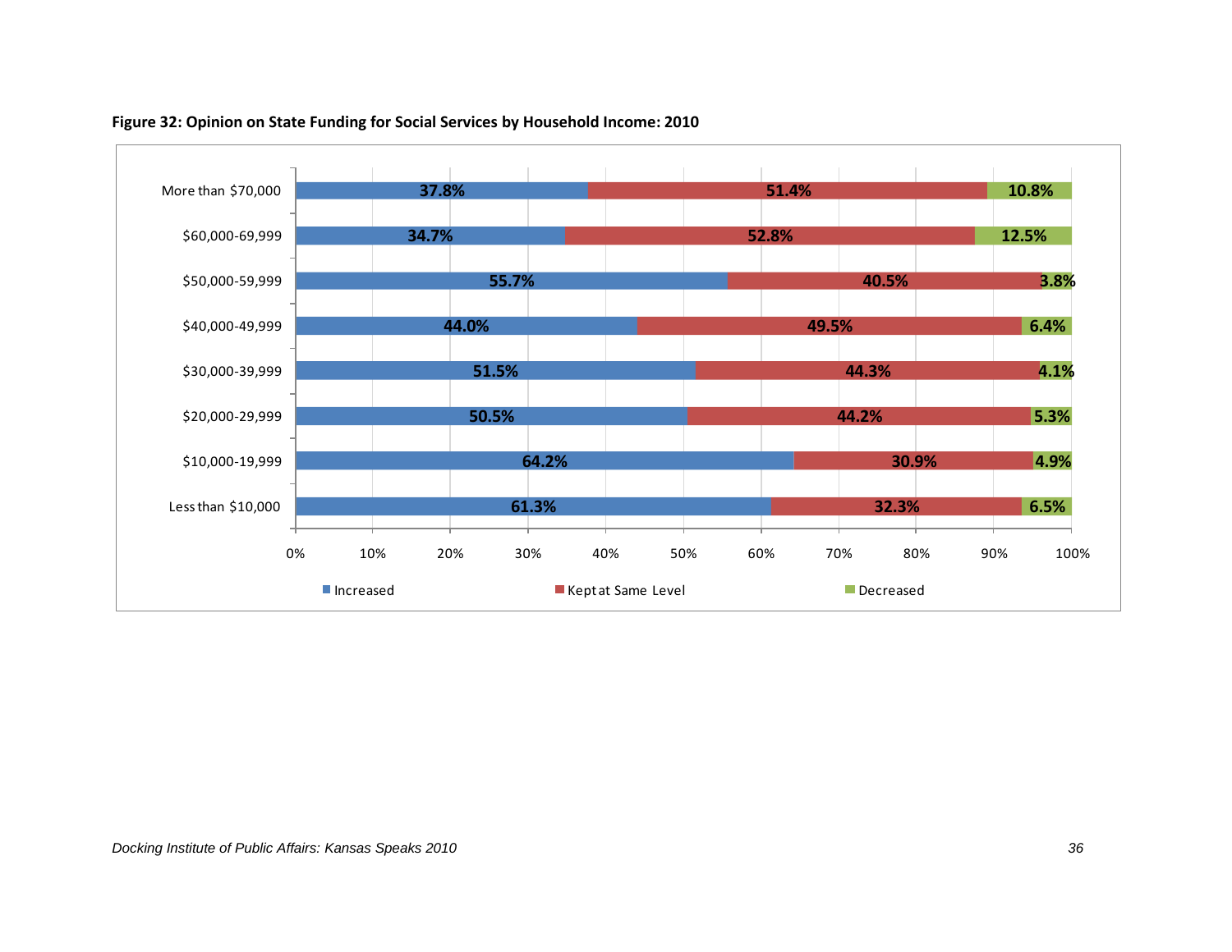**Figure 32: Opinion on State Funding for Social Services by Household Income: 2010**

| Household Income | Increased | Kept at Same Level | Decreased |
|---|---|---|---|
| More than $70,000 | 37.8% | 51.4% | 10.8% |
| $60,000-69,999 | 34.7% | 52.8% | 12.5% |
| $50,000-59,999 | 55.7% | 40.5% | 3.8% |
| $40,000-49,999 | 44.0% | 49.5% | 6.4% |
| $30,000-39,999 | 51.5% | 44.3% | 4.1% |
| $20,000-29,999 | 50.5% | 44.2% | 5.3% |
| $10,000-19,999 | 64.2% | 30.9% | 4.9% |
| Less than $10,000 | 61.3% | 32.3% | 6.5% |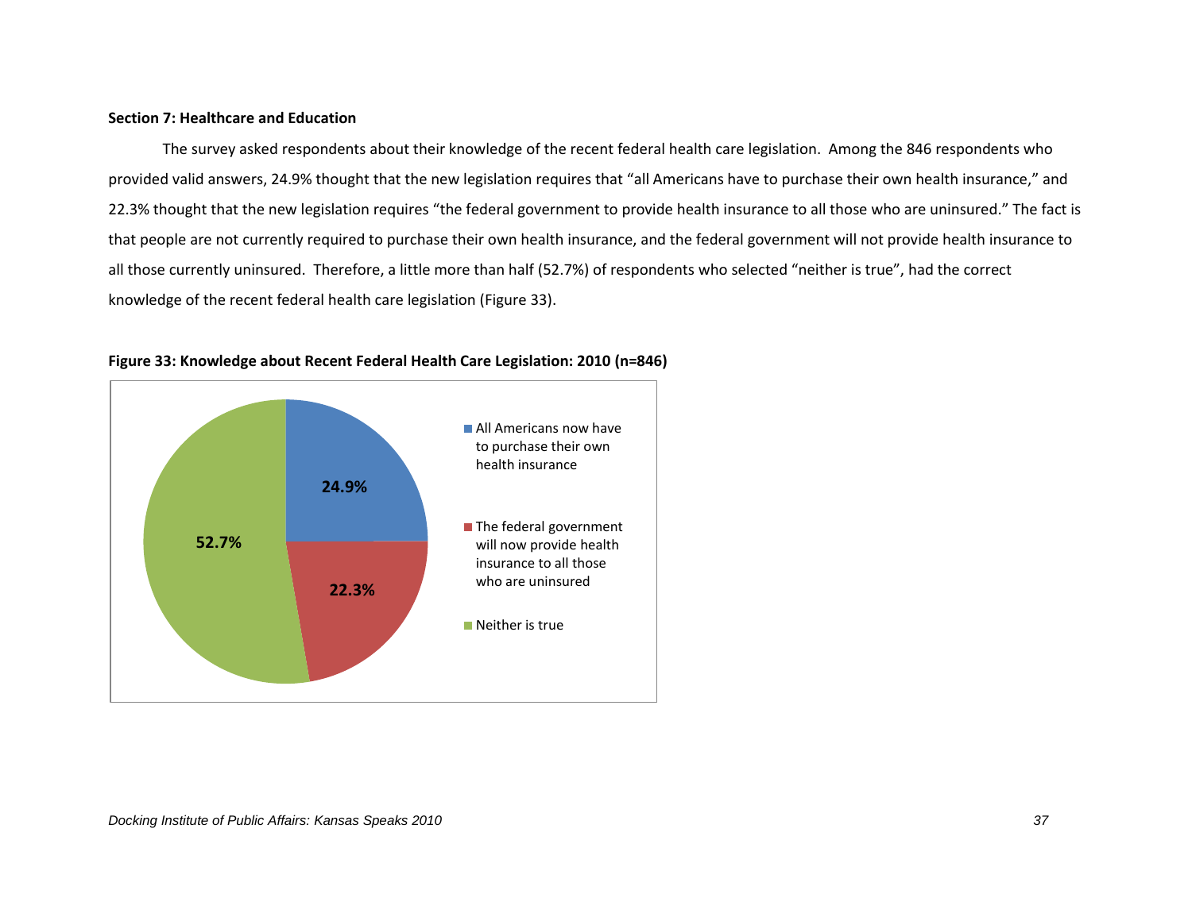**Section 7: Healthcare and Education**

The survey asked respondents about their knowledge of the recent federal health care legislation. Among the 846 respondents who provided valid answers, 24.9% thought that the new legislation requires that "all Americans have to purchase their own health insurance," and 22.3% thought that the new legislation requires "the federal government to provide health insurance to all those who are uninsured." The fact is that people are not currently required to purchase their own health insurance, and the federal government will not provide health insurance to all those currently uninsured. Therefore, a little more than half (52.7%) of respondents who selected "neither is true", had the correct knowledge of the recent federal health care legislation (Figure 33).

**Figure 33: Knowledge about Recent Federal Health Care Legislation: 2010 (n=846)**

| Response | Percent |
|---|---|
| All Americans now have to purchase their own health insurance | 24.9% |
| The federal government will now provide health insurance to all those who are uninsured | 22.3% |
| Neither is true | 52.7% |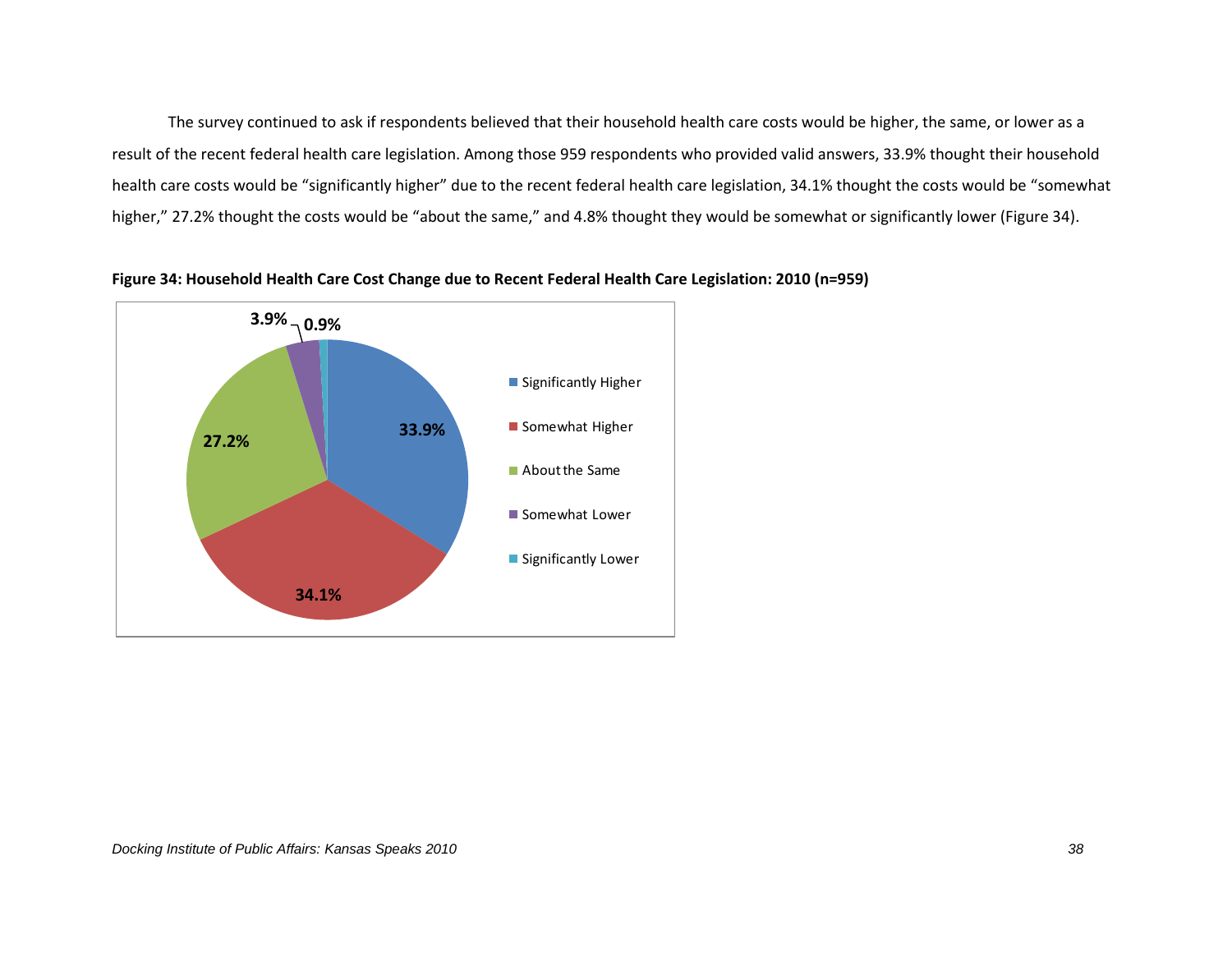The survey continued to ask if respondents believed that their household health care costs would be higher, the same, or lower as a result of the recent federal health care legislation. Among those 959 respondents who provided valid answers, 33.9% thought their household health care costs would be "significantly higher" due to the recent federal health care legislation, 34.1% thought the costs would be "somewhat higher," 27.2% thought the costs would be "about the same," and 4.8% thought they would be somewhat or significantly lower (Figure 34).

**Figure 34: Household Health Care Cost Change due to Recent Federal Health Care Legislation: 2010 (n=959)**

| Response | Percent |
|---|---|
| Significantly Higher | 33.9% |
| Somewhat Higher | 34.1% |
| About the Same | 27.2% |
| Somewhat Lower | 3.9% |
| Significantly Lower | 0.9% |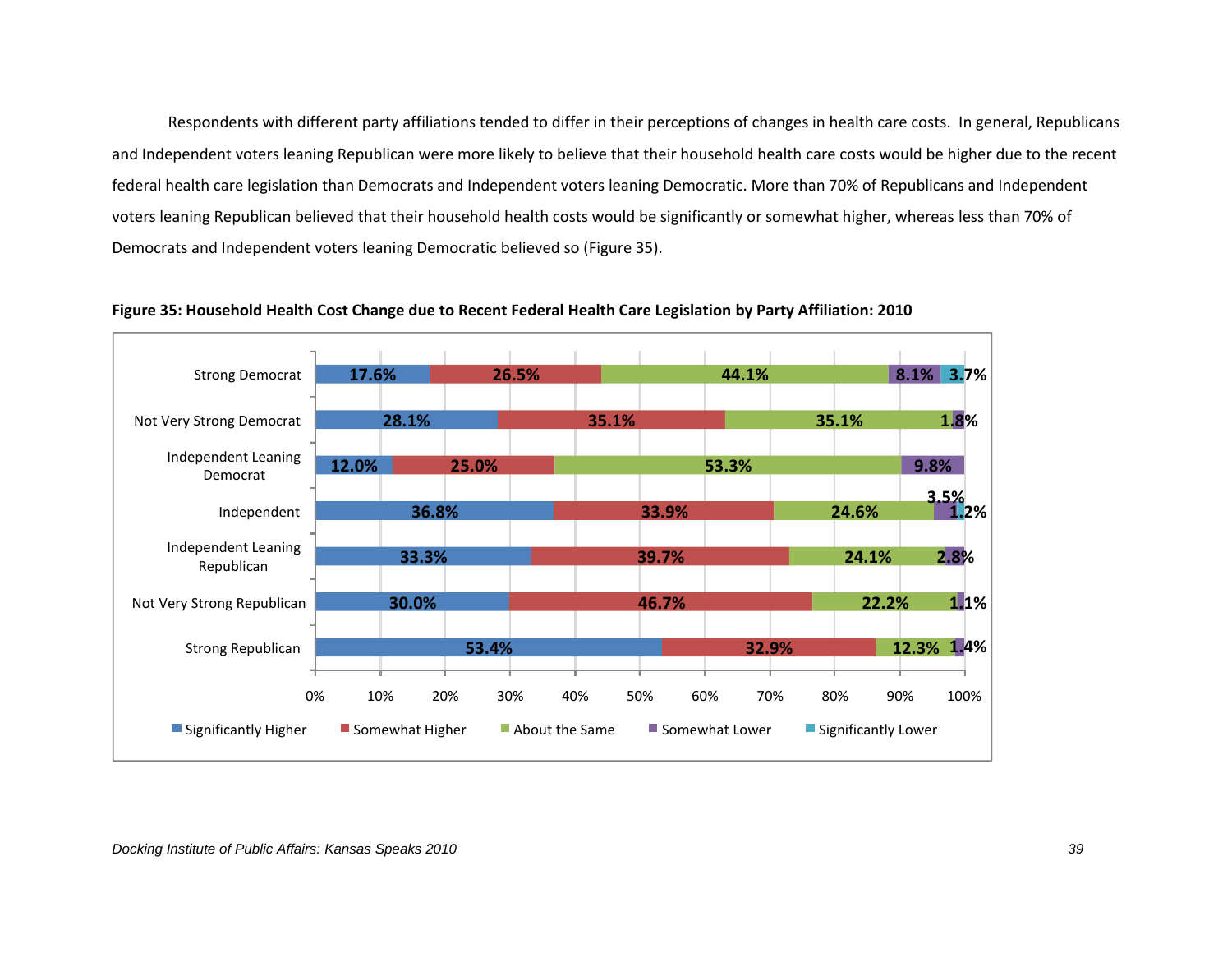Respondents with different party affiliations tended to differ in their perceptions of changes in health care costs. In general, Republicans and Independent voters leaning Republican were more likely to believe that their household health care costs would be higher due to the recent federal health care legislation than Democrats and Independent voters leaning Democratic. More than 70% of Republicans and Independent voters leaning Republican believed that their household health costs would be significantly or somewhat higher, whereas less than 70% of Democrats and Independent voters leaning Democratic believed so (Figure 35).

**Figure 35: Household Health Cost Change due to Recent Federal Health Care Legislation by Party Affiliation: 2010**

| | Significantly Higher | Somewhat Higher | About the Same | Somewhat Lower | Significantly Lower |
|---|---|---|---|---|---|
| Strong Democrat | 17.6% | 26.5% | 44.1% | 8.1% | 3.7% |
| Not Very Strong Democrat | 28.1% | 35.1% | 35.1% | 1.8% | |
| Independent Leaning Democrat | 12.0% | 25.0% | 53.3% | 9.8% | |
| Independent | 36.8% | 33.9% | 24.6% | 3.5% | 1.2% |
| Independent Leaning Republican | 33.3% | 39.7% | 24.1% | 2.8% | |
| Not Very Strong Republican | 30.0% | 46.7% | 22.2% | 1.1% | |
| Strong Republican | 53.4% | 32.9% | 12.3% | 1.4% | |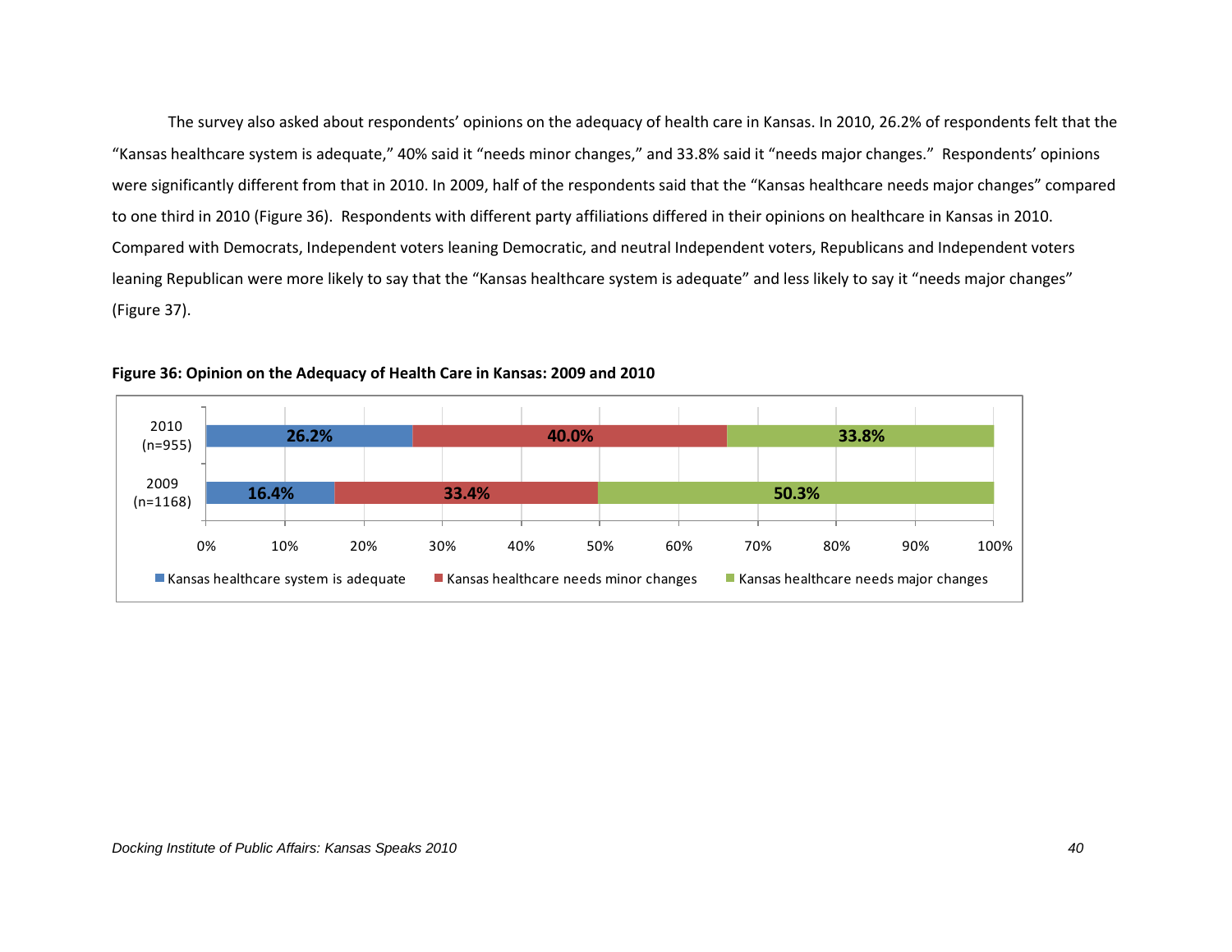The survey also asked about respondents' opinions on the adequacy of health care in Kansas. In 2010, 26.2% of respondents felt that the "Kansas healthcare system is adequate," 40% said it "needs minor changes," and 33.8% said it "needs major changes." Respondents' opinions were significantly different from that in 2010. In 2009, half of the respondents said that the "Kansas healthcare needs major changes" compared to one third in 2010 (Figure 36). Respondents with different party affiliations differed in their opinions on healthcare in Kansas in 2010. Compared with Democrats, Independent voters leaning Democratic, and neutral Independent voters, Republicans and Independent voters leaning Republican were more likely to say that the "Kansas healthcare system is adequate" and less likely to say it "needs major changes" (Figure 37).

**Figure 36: Opinion on the Adequacy of Health Care in Kansas: 2009 and 2010**

| | Kansas healthcare system is adequate | Kansas healthcare needs minor changes | Kansas healthcare needs major changes |
|---|---|---|---|
| 2010 (n=955) | 26.2% | 40.0% | 33.8% |
| 2009 (n=1168) | 16.4% | 33.4% | 50.3% |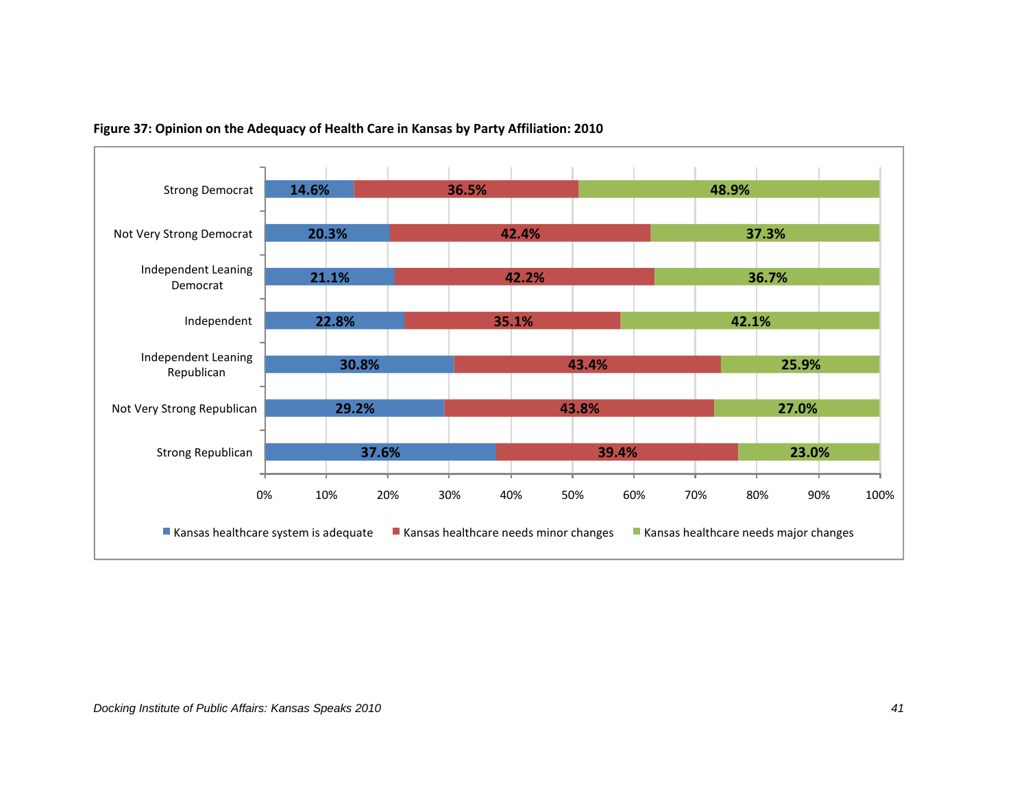**Figure 37: Opinion on the Adequacy of Health Care in Kansas by Party Affiliation: 2010**

| Party Affiliation | Kansas healthcare system is adequate | Kansas healthcare needs minor changes | Kansas healthcare needs major changes |
| --- | --- | --- | --- |
| Strong Democrat | 14.6% | 36.5% | 48.9% |
| Not Very Strong Democrat | 20.3% | 42.4% | 37.3% |
| Independent Leaning Democrat | 21.1% | 42.2% | 36.7% |
| Independent | 22.8% | 35.1% | 42.1% |
| Independent Leaning Republican | 30.8% | 43.4% | 25.9% |
| Not Very Strong Republican | 29.2% | 43.8% | 27.0% |
| Strong Republican | 37.6% | 39.4% | 23.0% |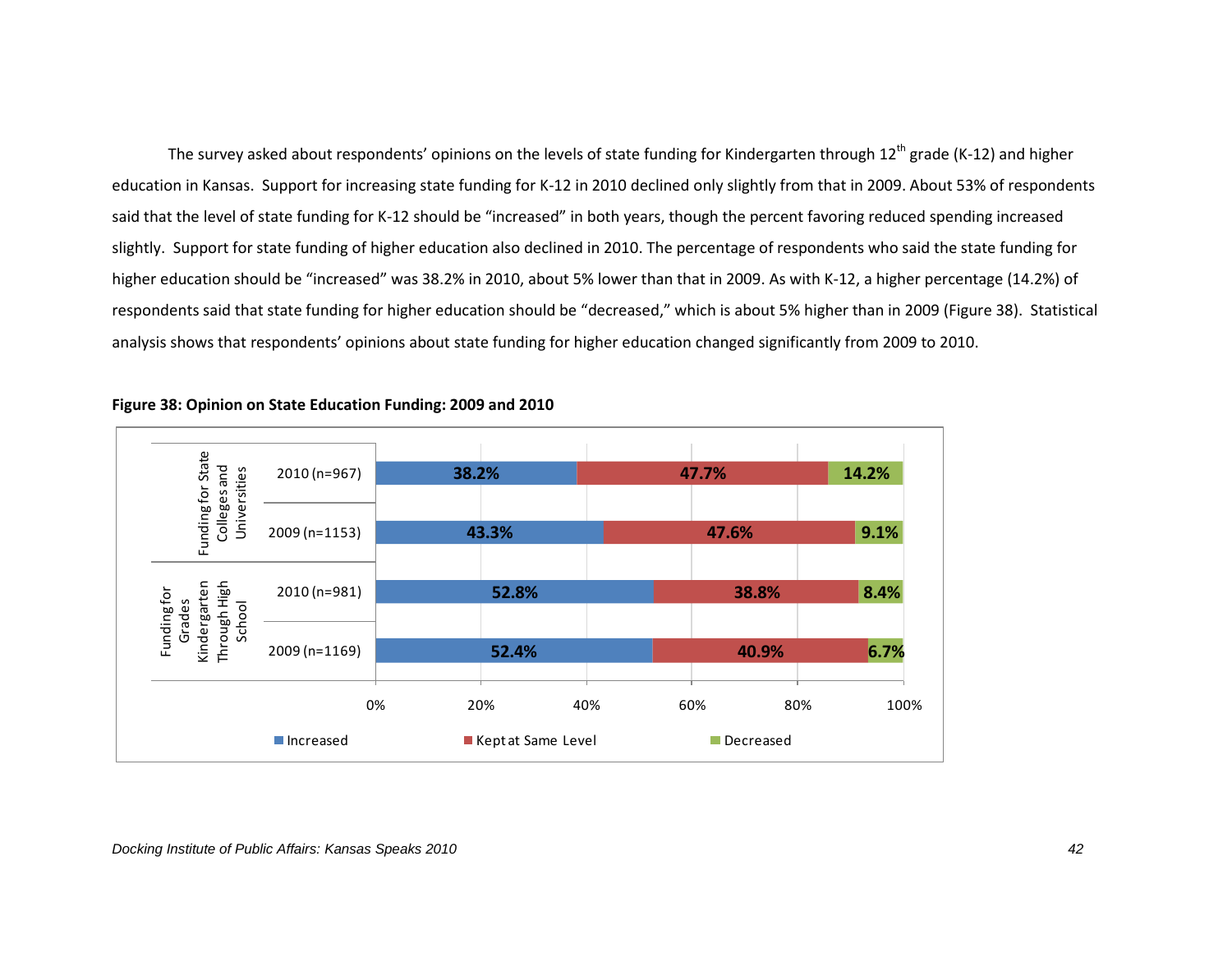The survey asked about respondents' opinions on the levels of state funding for Kindergarten through 12th grade (K-12) and higher education in Kansas. Support for increasing state funding for K-12 in 2010 declined only slightly from that in 2009. About 53% of respondents said that the level of state funding for K-12 should be "increased" in both years, though the percent favoring reduced spending increased slightly. Support for state funding of higher education also declined in 2010. The percentage of respondents who said the state funding for higher education should be "increased" was 38.2% in 2010, about 5% lower than that in 2009. As with K-12, a higher percentage (14.2%) of respondents said that state funding for higher education should be "decreased," which is about 5% higher than in 2009 (Figure 38). Statistical analysis shows that respondents' opinions about state funding for higher education changed significantly from 2009 to 2010.

**Figure 38: Opinion on State Education Funding: 2009 and 2010**

| | | Increased | Kept at Same Level | Decreased |
|---|---|---|---|---|
| Funding for State Colleges and Universities | 2010 (n=967) | 38.2% | 47.7% | 14.2% |
| | 2009 (n=1153) | 43.3% | 47.6% | 9.1% |
| Funding for Grades Kindergarten Through High School | 2010 (n=981) | 52.8% | 38.8% | 8.4% |
| | 2009 (n=1169) | 52.4% | 40.9% | 6.7% |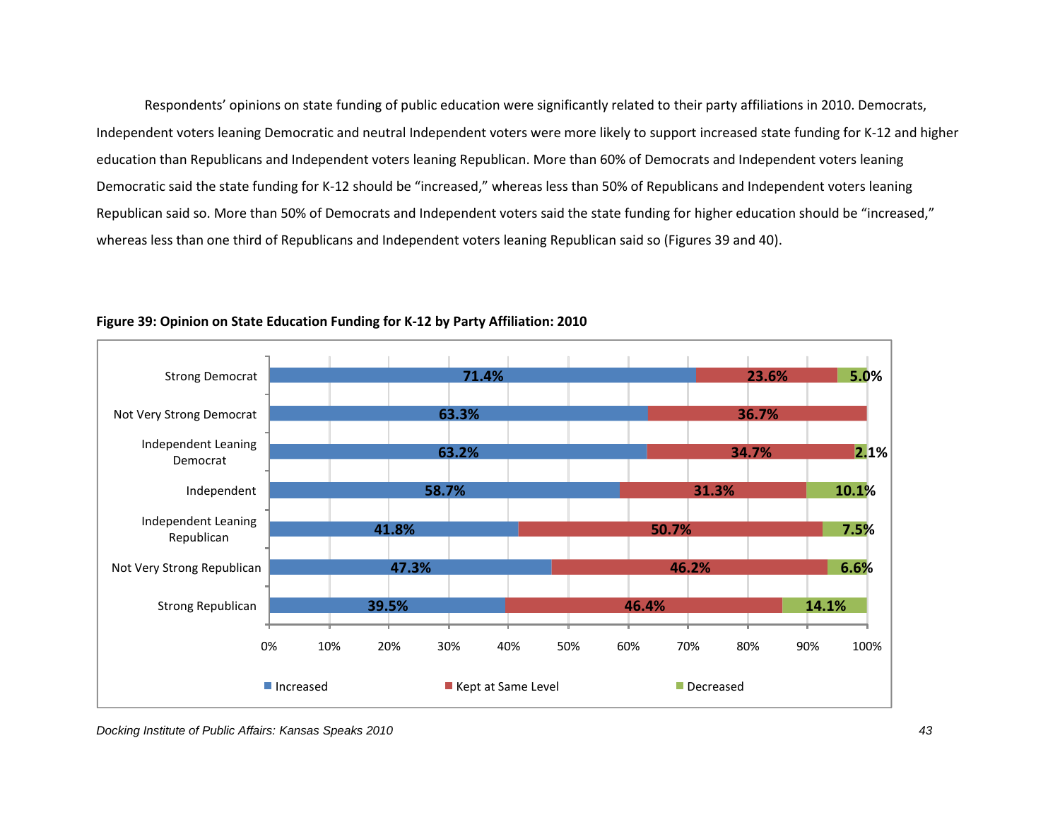Respondents' opinions on state funding of public education were significantly related to their party affiliations in 2010. Democrats, Independent voters leaning Democratic and neutral Independent voters were more likely to support increased state funding for K-12 and higher education than Republicans and Independent voters leaning Republican. More than 60% of Democrats and Independent voters leaning Democratic said the state funding for K-12 should be "increased," whereas less than 50% of Republicans and Independent voters leaning Republican said so. More than 50% of Democrats and Independent voters said the state funding for higher education should be "increased," whereas less than one third of Republicans and Independent voters leaning Republican said so (Figures 39 and 40).

**Figure 39: Opinion on State Education Funding for K-12 by Party Affiliation: 2010**

| Party Affiliation | Increased | Kept at Same Level | Decreased |
|---|---|---|---|
| Strong Democrat | 71.4% | 23.6% | 5.0% |
| Not Very Strong Democrat | 63.3% | 36.7% | |
| Independent Leaning Democrat | 63.2% | 34.7% | 2.1% |
| Independent | 58.7% | 31.3% | 10.1% |
| Independent Leaning Republican | 41.8% | 50.7% | 7.5% |
| Not Very Strong Republican | 47.3% | 46.2% | 6.6% |
| Strong Republican | 39.5% | 46.4% | 14.1% |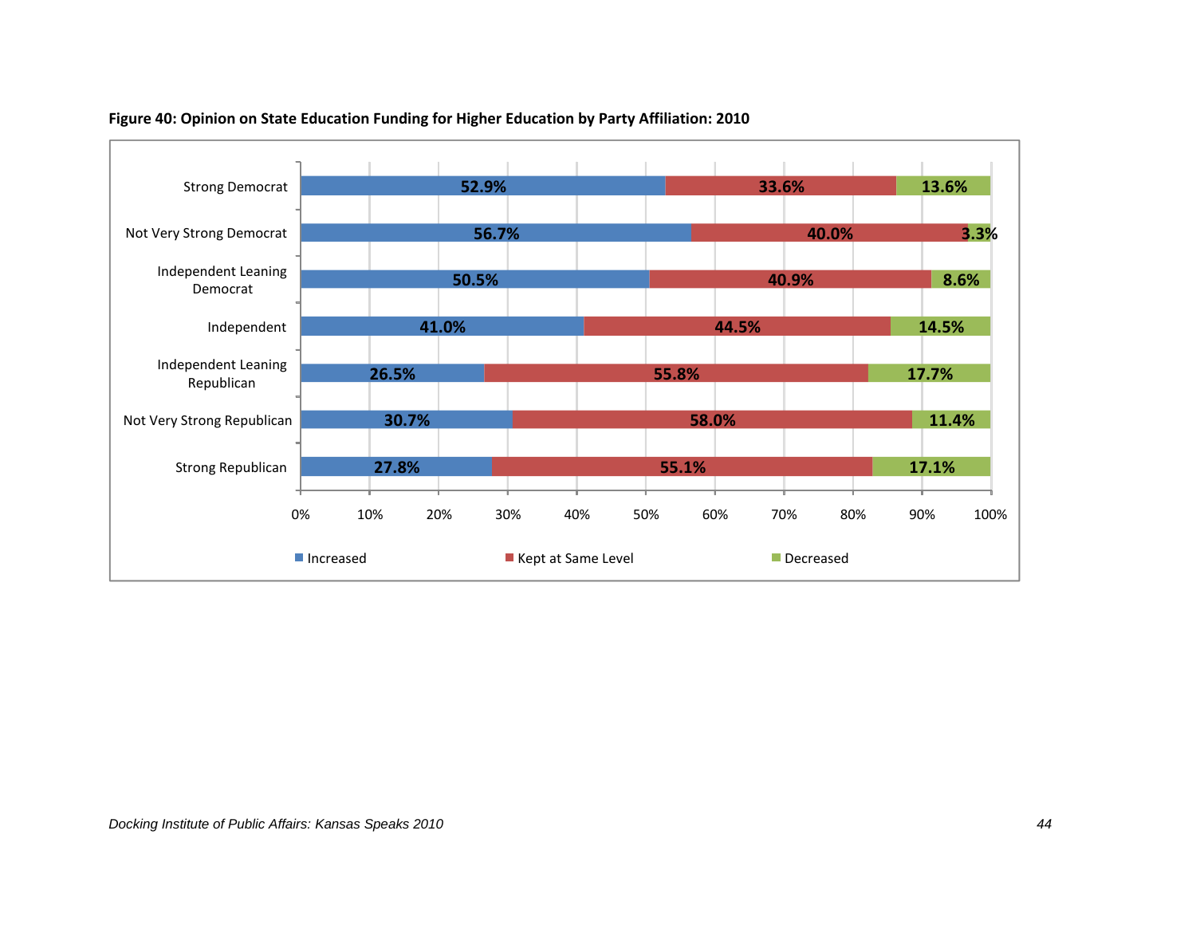**Figure 40: Opinion on State Education Funding for Higher Education by Party Affiliation: 2010**

| Party Affiliation | Increased | Kept at Same Level | Decreased |
|---|---|---|---|
| Strong Democrat | 52.9% | 33.6% | 13.6% |
| Not Very Strong Democrat | 56.7% | 40.0% | 3.3% |
| Independent Leaning Democrat | 50.5% | 40.9% | 8.6% |
| Independent | 41.0% | 44.5% | 14.5% |
| Independent Leaning Republican | 26.5% | 55.8% | 17.7% |
| Not Very Strong Republican | 30.7% | 58.0% | 11.4% |
| Strong Republican | 27.8% | 55.1% | 17.1% |

*Docking Institute of Public Affairs: Kansas Speaks 2010*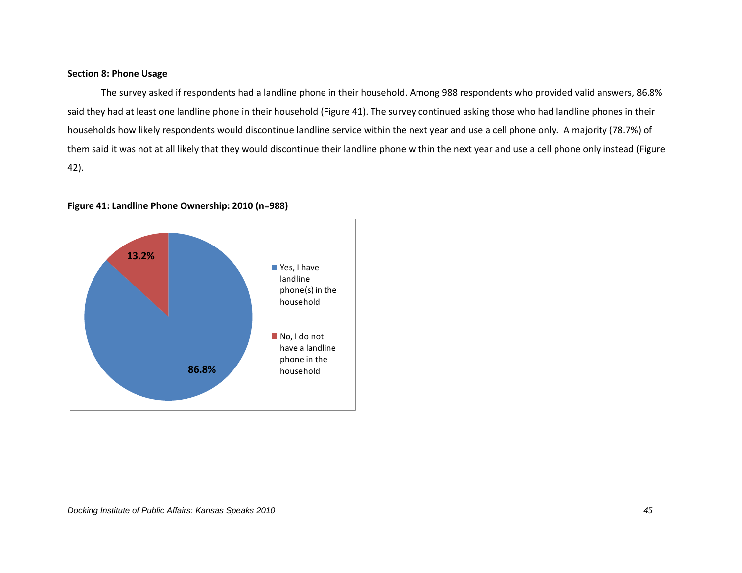**Section 8: Phone Usage**

The survey asked if respondents had a landline phone in their household. Among 988 respondents who provided valid answers, 86.8% said they had at least one landline phone in their household (Figure 41). The survey continued asking those who had landline phones in their households how likely respondents would discontinue landline service within the next year and use a cell phone only. A majority (78.7%) of them said it was not at all likely that they would discontinue their landline phone within the next year and use a cell phone only instead (Figure 42).

**Figure 41: Landline Phone Ownership: 2010 (n=988)**

| Response | Percent |
|---|---|
| Yes, I have landline phone(s) in the household | 86.8% |
| No, I do not have a landline phone in the household | 13.2% |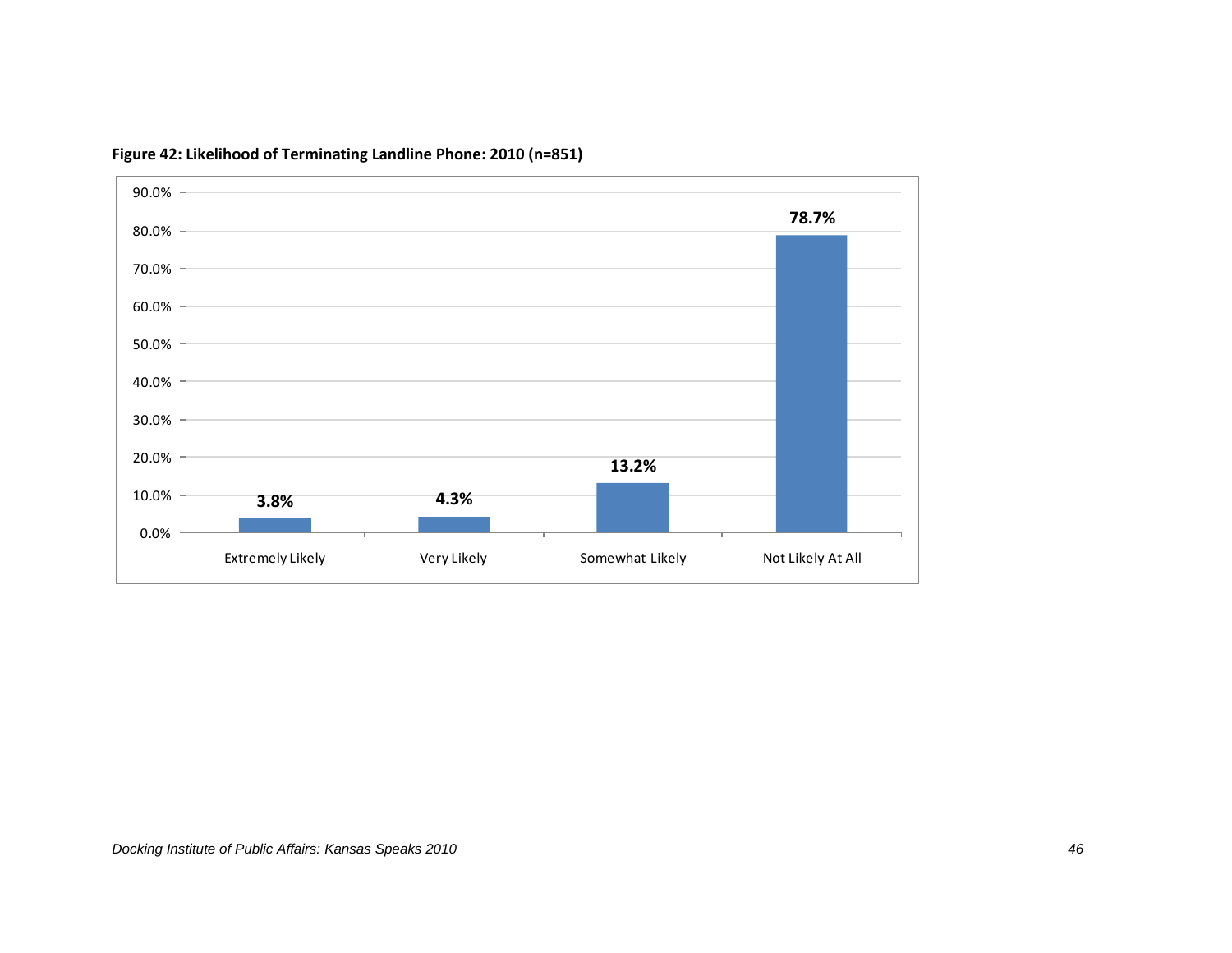**Figure 42: Likelihood of Terminating Landline Phone: 2010 (n=851)**

| Response | Percent |
|---|---|
| Extremely Likely | 3.8% |
| Very Likely | 4.3% |
| Somewhat Likely | 13.2% |
| Not Likely At All | 78.7% |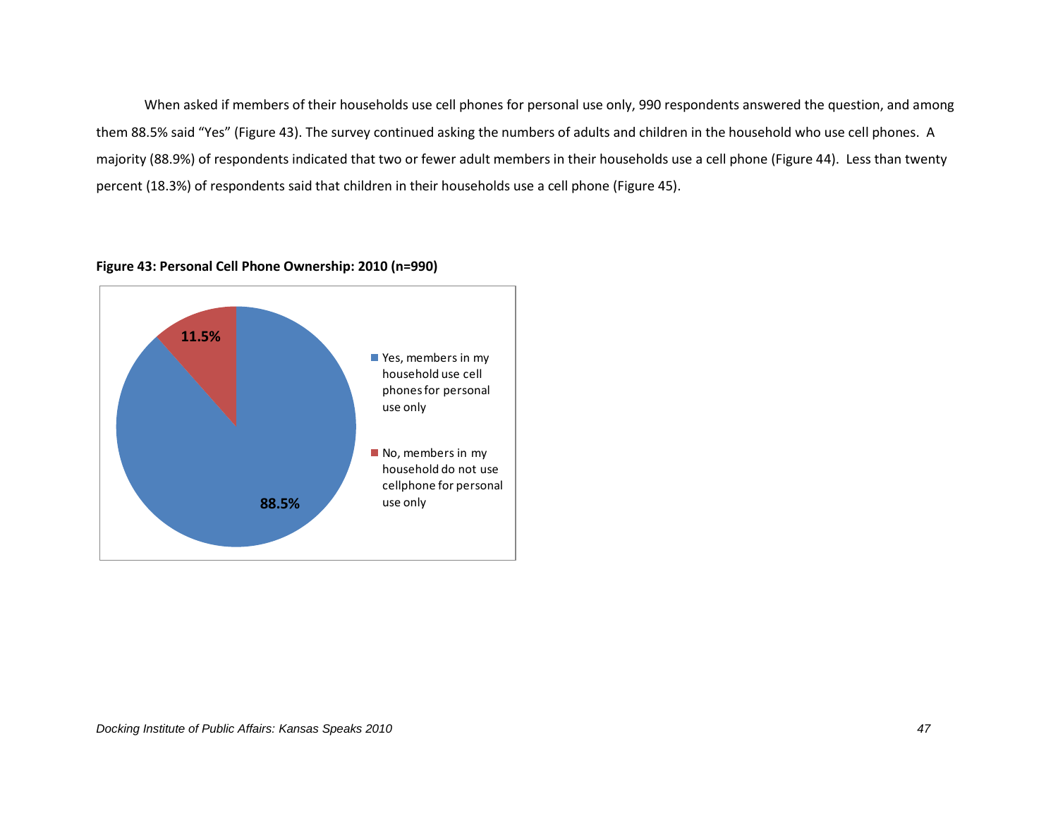When asked if members of their households use cell phones for personal use only, 990 respondents answered the question, and among them 88.5% said "Yes" (Figure 43). The survey continued asking the numbers of adults and children in the household who use cell phones. A majority (88.9%) of respondents indicated that two or fewer adult members in their households use a cell phone (Figure 44). Less than twenty percent (18.3%) of respondents said that children in their households use a cell phone (Figure 45).

**Figure 43: Personal Cell Phone Ownership: 2010 (n=990)**

| Response | Percent |
| --- | --- |
| Yes, members in my household use cell phones for personal use only | 88.5% |
| No, members in my household do not use cellphone for personal use only | 11.5% |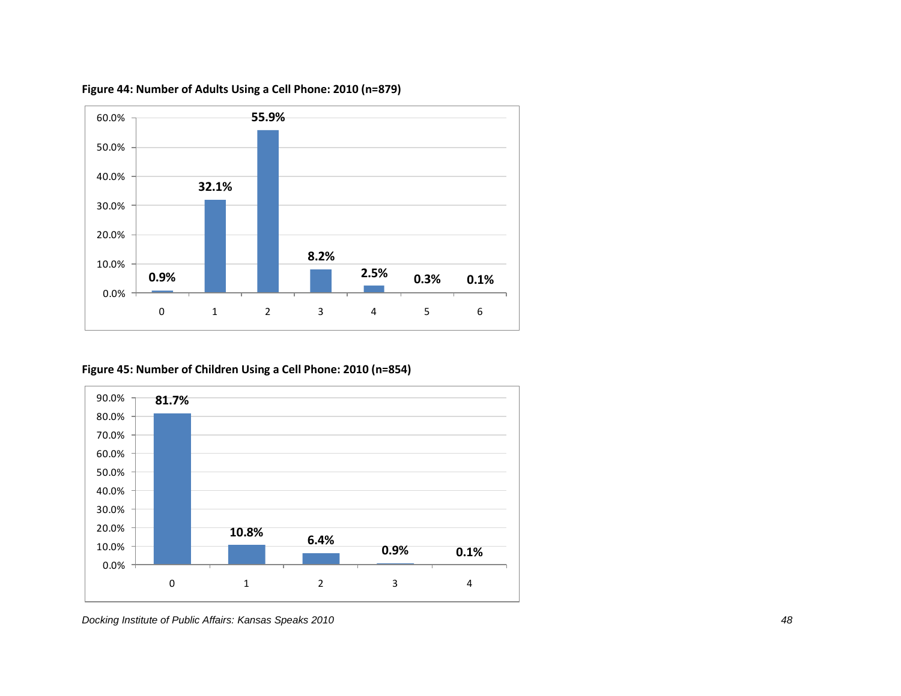**Figure 44: Number of Adults Using a Cell Phone: 2010 (n=879)**

| Number of Adults | Percent |
|---|---|
| 0 | 0.9% |
| 1 | 32.1% |
| 2 | 55.9% |
| 3 | 8.2% |
| 4 | 2.5% |
| 5 | 0.3% |
| 6 | 0.1% |

**Figure 45: Number of Children Using a Cell Phone: 2010 (n=854)**

| Number of Children | Percent |
|---|---|
| 0 | 81.7% |
| 1 | 10.8% |
| 2 | 6.4% |
| 3 | 0.9% |
| 4 | 0.1% |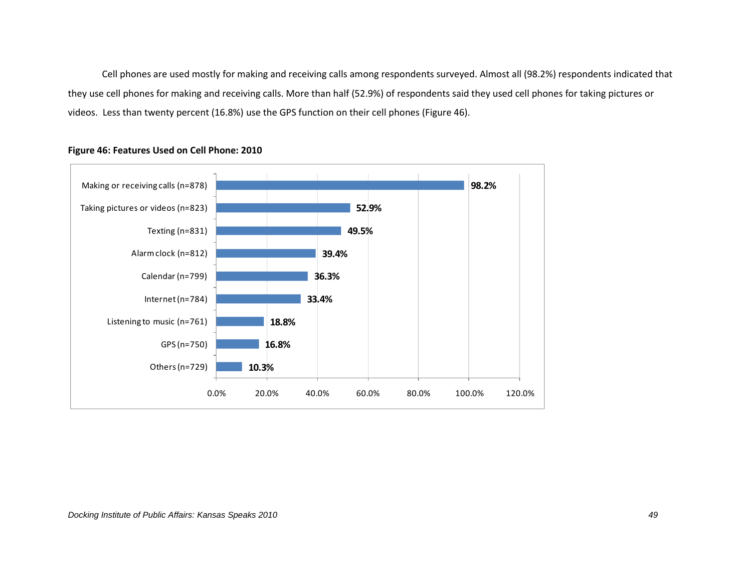Cell phones are used mostly for making and receiving calls among respondents surveyed. Almost all (98.2%) respondents indicated that they use cell phones for making and receiving calls. More than half (52.9%) of respondents said they used cell phones for taking pictures or videos. Less than twenty percent (16.8%) use the GPS function on their cell phones (Figure 46).

**Figure 46: Features Used on Cell Phone: 2010**

| Feature | Percent |
|---|---|
| Making or receiving calls (n=878) | 98.2% |
| Taking pictures or videos (n=823) | 52.9% |
| Texting (n=831) | 49.5% |
| Alarm clock (n=812) | 39.4% |
| Calendar (n=799) | 36.3% |
| Internet (n=784) | 33.4% |
| Listening to music (n=761) | 18.8% |
| GPS (n=750) | 16.8% |
| Others (n=729) | 10.3% |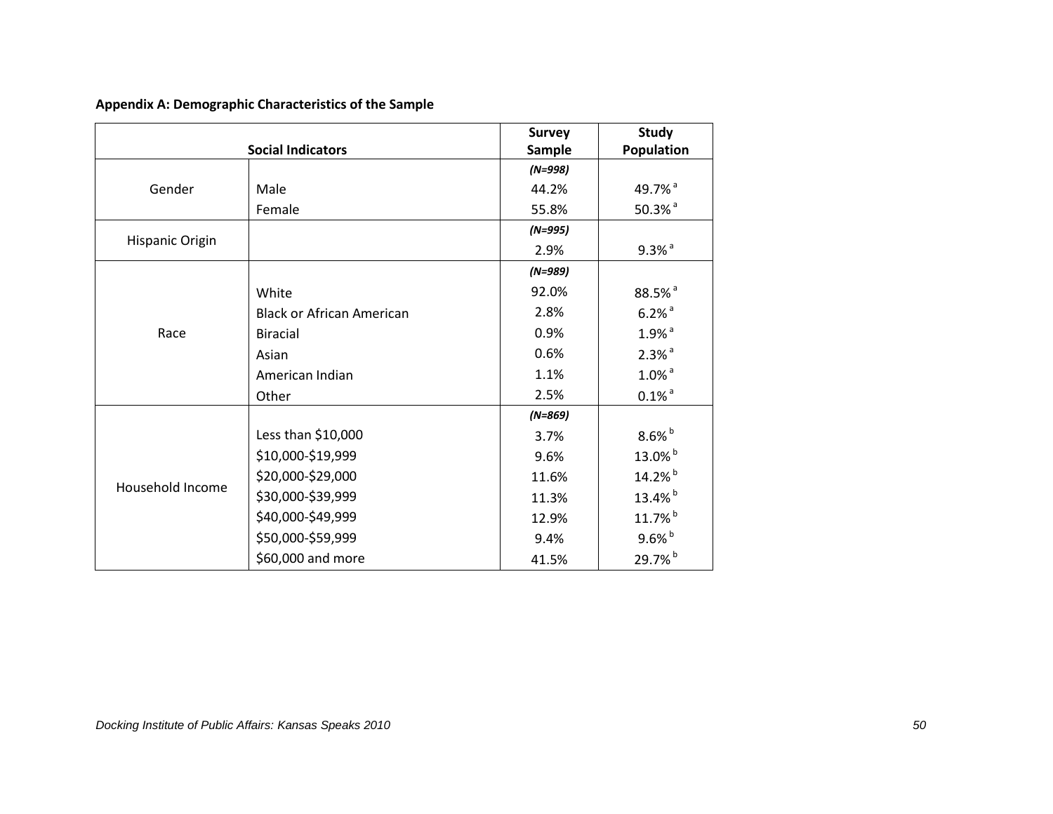**Appendix A: Demographic Characteristics of the Sample**

| Social Indicators | | Survey Sample | Study Population |
|---|---|---|---|
| Gender | | *(N=998)* | |
| | Male | 44.2% | 49.7% [a] |
| | Female | 55.8% | 50.3% [a] |
| Hispanic Origin | | *(N=995)* | |
| | | 2.9% | 9.3% [a] |
| Race | | *(N=989)* | |
| | White | 92.0% | 88.5% [a] |
| | Black or African American | 2.8% | 6.2% [a] |
| | Biracial | 0.9% | 1.9% [a] |
| | Asian | 0.6% | 2.3% [a] |
| | American Indian | 1.1% | 1.0% [a] |
| | Other | 2.5% | 0.1% [a] |
| Household Income | | *(N=869)* | |
| | Less than $10,000 | 3.7% | 8.6% [b] |
| | $10,000-$19,999 | 9.6% | 13.0% [b] |
| | $20,000-$29,000 | 11.6% | 14.2% [b] |
| | $30,000-$39,999 | 11.3% | 13.4% [b] |
| | $40,000-$49,999 | 12.9% | 11.7% [b] |
| | $50,000-$59,999 | 9.4% | 9.6% [b] |
| | $60,000 and more | 41.5% | 29.7% [b] |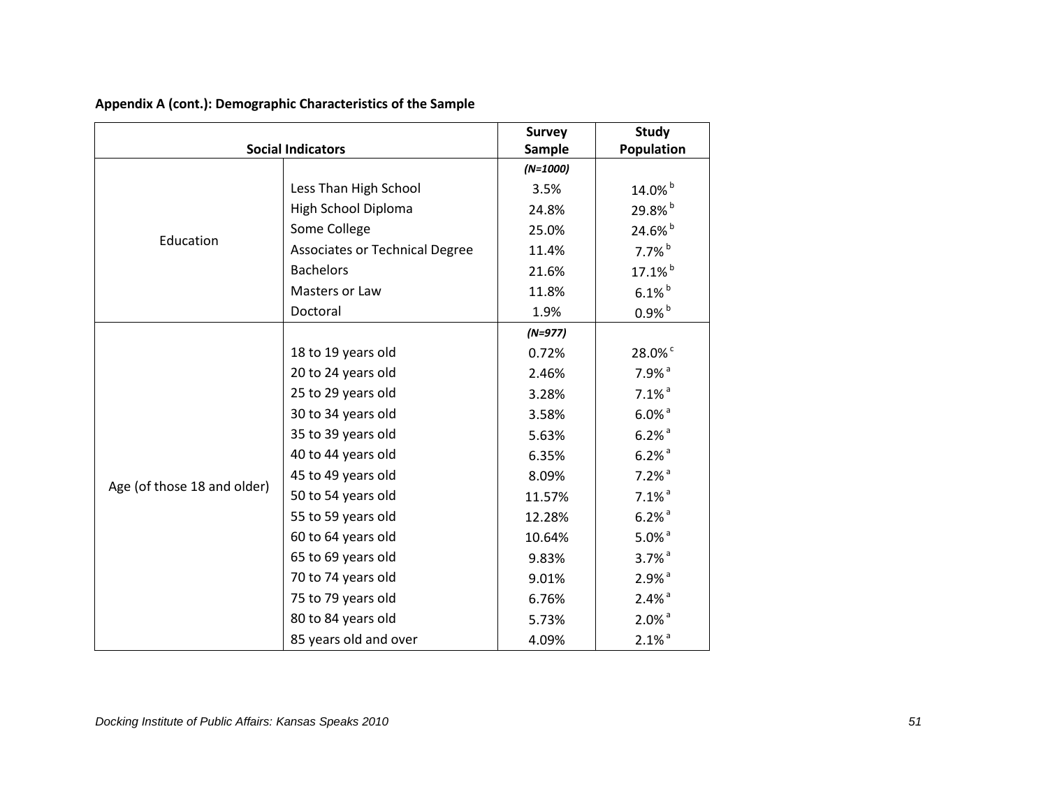**Appendix A (cont.): Demographic Characteristics of the Sample**

| Social Indicators | | Survey Sample | Study Population |
|---|---|---|---|
| | | *(N=1000)* | |
| Education | Less Than High School | 3.5% | 14.0% [b] |
| | High School Diploma | 24.8% | 29.8% [b] |
| | Some College | 25.0% | 24.6% [b] |
| | Associates or Technical Degree | 11.4% | 7.7% [b] |
| | Bachelors | 21.6% | 17.1% [b] |
| | Masters or Law | 11.8% | 6.1% [b] |
| | Doctoral | 1.9% | 0.9% [b] |
| | | *(N=977)* | |
| Age (of those 18 and older) | 18 to 19 years old | 0.72% | 28.0% [c] |
| | 20 to 24 years old | 2.46% | 7.9% [a] |
| | 25 to 29 years old | 3.28% | 7.1% [a] |
| | 30 to 34 years old | 3.58% | 6.0% [a] |
| | 35 to 39 years old | 5.63% | 6.2% [a] |
| | 40 to 44 years old | 6.35% | 6.2% [a] |
| | 45 to 49 years old | 8.09% | 7.2% [a] |
| | 50 to 54 years old | 11.57% | 7.1% [a] |
| | 55 to 59 years old | 12.28% | 6.2% [a] |
| | 60 to 64 years old | 10.64% | 5.0% [a] |
| | 65 to 69 years old | 9.83% | 3.7% [a] |
| | 70 to 74 years old | 9.01% | 2.9% [a] |
| | 75 to 79 years old | 6.76% | 2.4% [a] |
| | 80 to 84 years old | 5.73% | 2.0% [a] |
| | 85 years old and over | 4.09% | 2.1% [a] |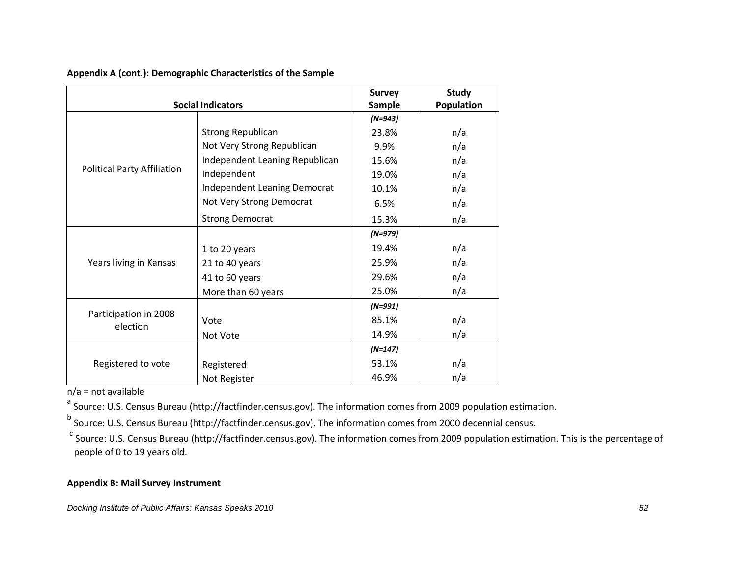**Appendix A (cont.): Demographic Characteristics of the Sample**

| Social Indicators | | Survey Sample | Study Population |
|---|---|---|---|
| | | *(N=943)* | |
| Political Party Affiliation | Strong Republican | 23.8% | n/a |
| | Not Very Strong Republican | 9.9% | n/a |
| | Independent Leaning Republican | 15.6% | n/a |
| | Independent | 19.0% | n/a |
| | Independent Leaning Democrat | 10.1% | n/a |
| | Not Very Strong Democrat | 6.5% | n/a |
| | Strong Democrat | 15.3% | n/a |
| | | *(N=979)* | |
| Years living in Kansas | 1 to 20 years | 19.4% | n/a |
| | 21 to 40 years | 25.9% | n/a |
| | 41 to 60 years | 29.6% | n/a |
| | More than 60 years | 25.0% | n/a |
| | | *(N=991)* | |
| Participation in 2008 election | Vote | 85.1% | n/a |
| | Not Vote | 14.9% | n/a |
| | | *(N=147)* | |
| Registered to vote | Registered | 53.1% | n/a |
| | Not Register | 46.9% | n/a |

n/a = not available

[a] Source: U.S. Census Bureau (http://factfinder.census.gov). The information comes from 2009 population estimation.

[b] Source: U.S. Census Bureau (http://factfinder.census.gov). The information comes from 2000 decennial census.

[c] Source: U.S. Census Bureau (http://factfinder.census.gov). The information comes from 2009 population estimation. This is the percentage of people of 0 to 19 years old.

**Appendix B: Mail Survey Instrument**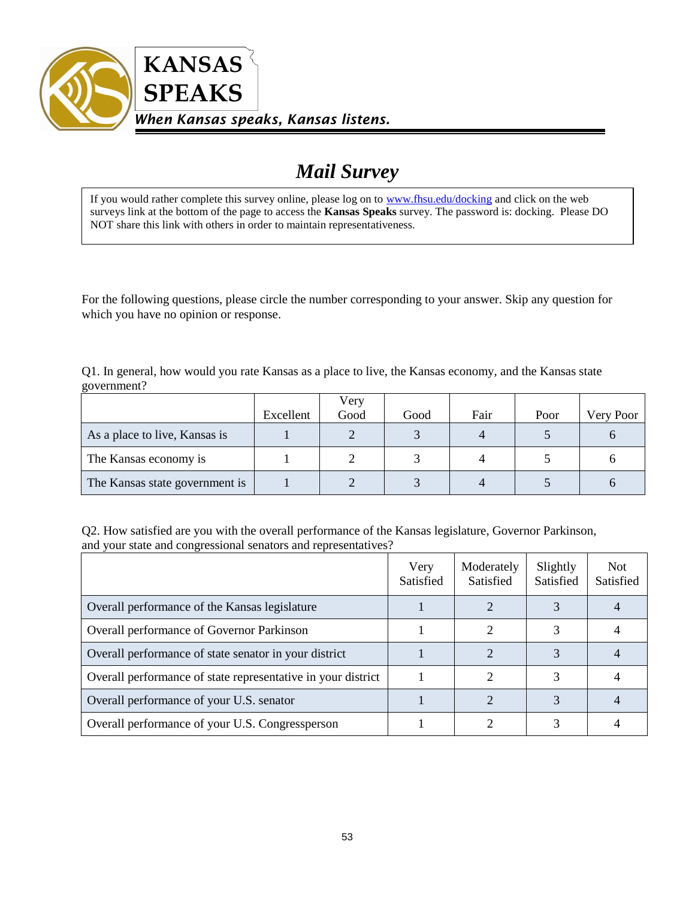# KANSAS SPEAKS

*When Kansas speaks, Kansas listens.*

## *Mail Survey*

If you would rather complete this survey online, please log on to www.fhsu.edu/docking and click on the web surveys link at the bottom of the page to access the **Kansas Speaks** survey. The password is: docking. Please DO NOT share this link with others in order to maintain representativeness.

For the following questions, please circle the number corresponding to your answer. Skip any question for which you have no opinion or response.

Q1. In general, how would you rate Kansas as a place to live, the Kansas economy, and the Kansas state government?

| | Excellent | Very Good | Good | Fair | Poor | Very Poor |
|---|---|---|---|---|---|---|
| As a place to live, Kansas is | 1 | 2 | 3 | 4 | 5 | 6 |
| The Kansas economy is | 1 | 2 | 3 | 4 | 5 | 6 |
| The Kansas state government is | 1 | 2 | 3 | 4 | 5 | 6 |

Q2. How satisfied are you with the overall performance of the Kansas legislature, Governor Parkinson, and your state and congressional senators and representatives?

| | Very Satisfied | Moderately Satisfied | Slightly Satisfied | Not Satisfied |
|---|---|---|---|---|
| Overall performance of the Kansas legislature | 1 | 2 | 3 | 4 |
| Overall performance of Governor Parkinson | 1 | 2 | 3 | 4 |
| Overall performance of state senator in your district | 1 | 2 | 3 | 4 |
| Overall performance of state representative in your district | 1 | 2 | 3 | 4 |
| Overall performance of your U.S. senator | 1 | 2 | 3 | 4 |
| Overall performance of your U.S. Congressperson | 1 | 2 | 3 | 4 |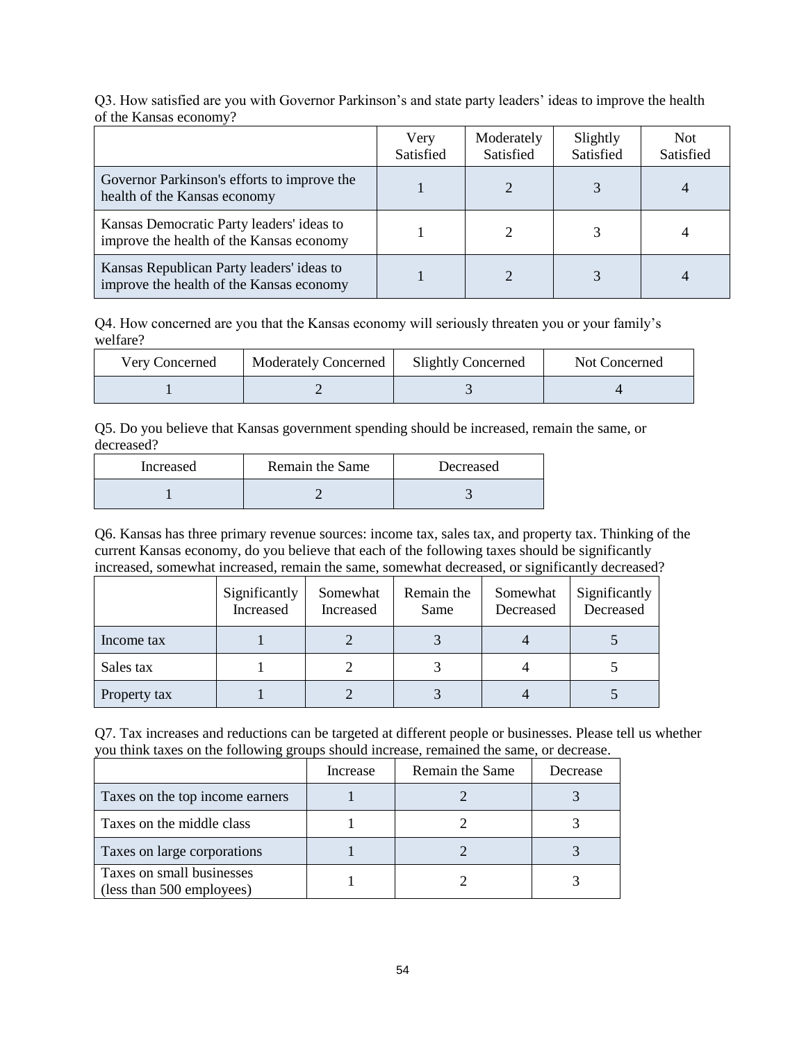Q3. How satisfied are you with Governor Parkinson's and state party leaders' ideas to improve the health of the Kansas economy?

| | Very Satisfied | Moderately Satisfied | Slightly Satisfied | Not Satisfied |
|---|---|---|---|---|
| Governor Parkinson's efforts to improve the health of the Kansas economy | 1 | 2 | 3 | 4 |
| Kansas Democratic Party leaders' ideas to improve the health of the Kansas economy | 1 | 2 | 3 | 4 |
| Kansas Republican Party leaders' ideas to improve the health of the Kansas economy | 1 | 2 | 3 | 4 |

Q4. How concerned are you that the Kansas economy will seriously threaten you or your family's welfare?

| Very Concerned | Moderately Concerned | Slightly Concerned | Not Concerned |
|---|---|---|---|
| 1 | 2 | 3 | 4 |

Q5. Do you believe that Kansas government spending should be increased, remain the same, or decreased?

| Increased | Remain the Same | Decreased |
|---|---|---|
| 1 | 2 | 3 |

Q6. Kansas has three primary revenue sources: income tax, sales tax, and property tax. Thinking of the current Kansas economy, do you believe that each of the following taxes should be significantly increased, somewhat increased, remain the same, somewhat decreased, or significantly decreased?

| | Significantly Increased | Somewhat Increased | Remain the Same | Somewhat Decreased | Significantly Decreased |
|---|---|---|---|---|---|
| Income tax | 1 | 2 | 3 | 4 | 5 |
| Sales tax | 1 | 2 | 3 | 4 | 5 |
| Property tax | 1 | 2 | 3 | 4 | 5 |

Q7. Tax increases and reductions can be targeted at different people or businesses. Please tell us whether you think taxes on the following groups should increase, remained the same, or decrease.

| | Increase | Remain the Same | Decrease |
|---|---|---|---|
| Taxes on the top income earners | 1 | 2 | 3 |
| Taxes on the middle class | 1 | 2 | 3 |
| Taxes on large corporations | 1 | 2 | 3 |
| Taxes on small businesses (less than 500 employees) | 1 | 2 | 3 |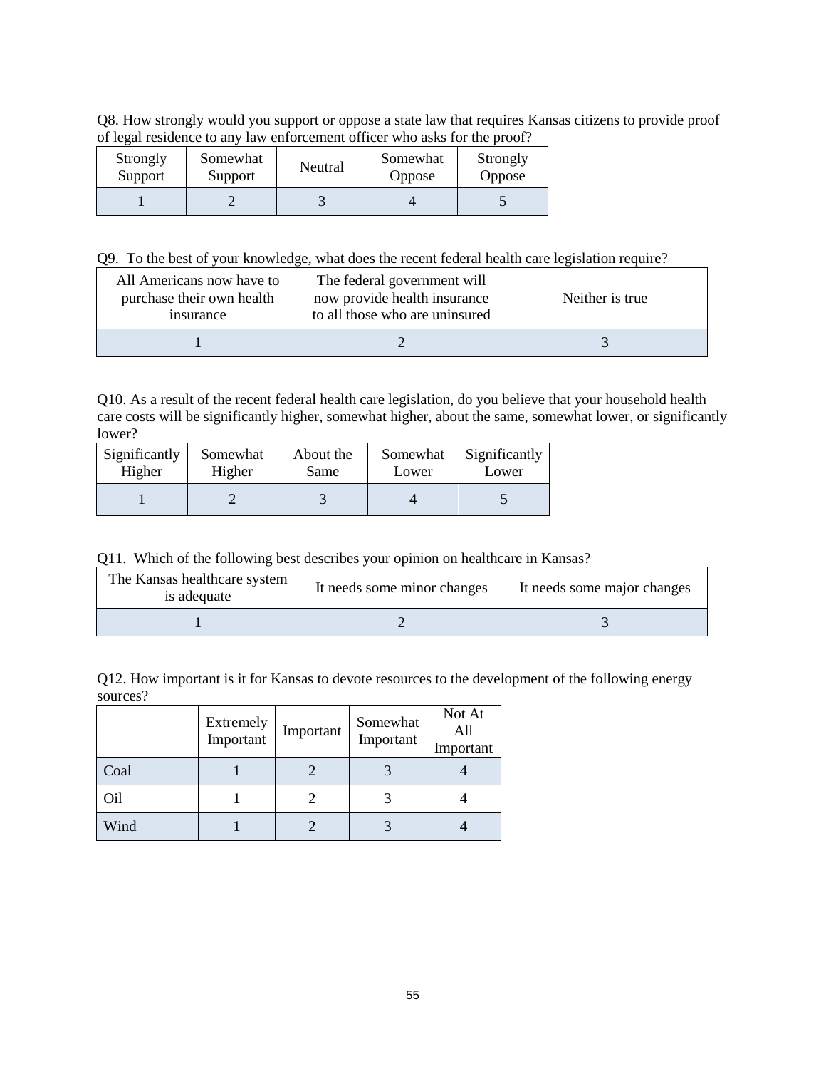Q8. How strongly would you support or oppose a state law that requires Kansas citizens to provide proof of legal residence to any law enforcement officer who asks for the proof?

| Strongly Support | Somewhat Support | Neutral | Somewhat Oppose | Strongly Oppose |
|---|---|---|---|---|
| 1 | 2 | 3 | 4 | 5 |

Q9. To the best of your knowledge, what does the recent federal health care legislation require?

| All Americans now have to purchase their own health insurance | The federal government will now provide health insurance to all those who are uninsured | Neither is true |
|---|---|---|
| 1 | 2 | 3 |

Q10. As a result of the recent federal health care legislation, do you believe that your household health care costs will be significantly higher, somewhat higher, about the same, somewhat lower, or significantly lower?

| Significantly Higher | Somewhat Higher | About the Same | Somewhat Lower | Significantly Lower |
|---|---|---|---|---|
| 1 | 2 | 3 | 4 | 5 |

Q11. Which of the following best describes your opinion on healthcare in Kansas?

| The Kansas healthcare system is adequate | It needs some minor changes | It needs some major changes |
|---|---|---|
| 1 | 2 | 3 |

Q12. How important is it for Kansas to devote resources to the development of the following energy sources?

| | Extremely Important | Important | Somewhat Important | Not At All Important |
|---|---|---|---|---|
| Coal | 1 | 2 | 3 | 4 |
| Oil | 1 | 2 | 3 | 4 |
| Wind | 1 | 2 | 3 | 4 |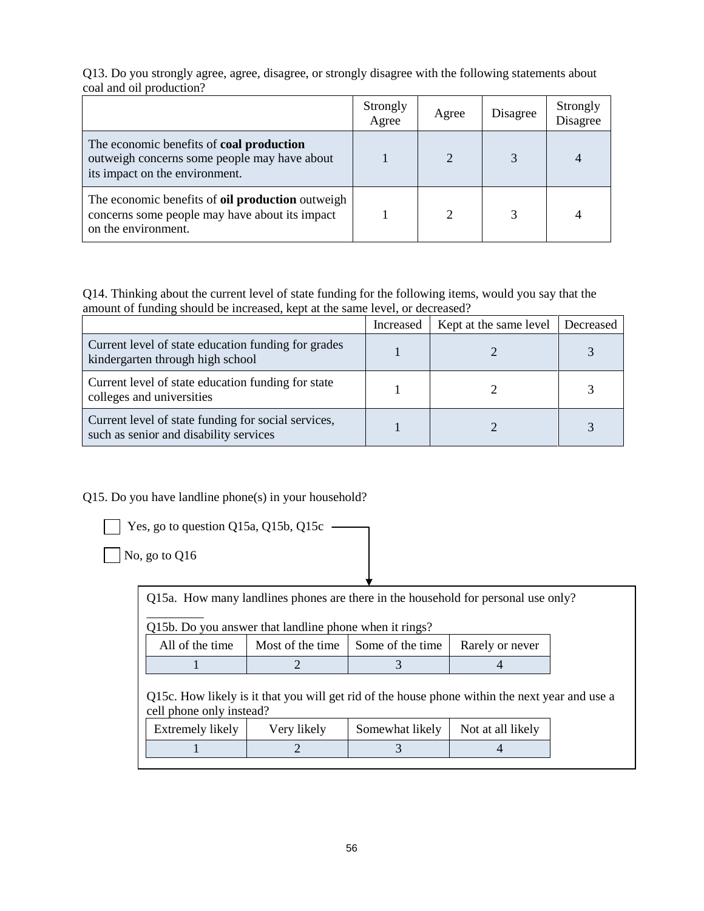Q13. Do you strongly agree, agree, disagree, or strongly disagree with the following statements about coal and oil production?

| | Strongly Agree | Agree | Disagree | Strongly Disagree |
|---|---|---|---|---|
| The economic benefits of **coal production** outweigh concerns some people may have about its impact on the environment. | 1 | 2 | 3 | 4 |
| The economic benefits of **oil production** outweigh concerns some people may have about its impact on the environment. | 1 | 2 | 3 | 4 |

Q14. Thinking about the current level of state funding for the following items, would you say that the amount of funding should be increased, kept at the same level, or decreased?

| | Increased | Kept at the same level | Decreased |
|---|---|---|---|
| Current level of state education funding for grades kindergarten through high school | 1 | 2 | 3 |
| Current level of state education funding for state colleges and universities | 1 | 2 | 3 |
| Current level of state funding for social services, such as senior and disability services | 1 | 2 | 3 |

Q15. Do you have landline phone(s) in your household?

- ☐ Yes, go to question Q15a, Q15b, Q15c
- ☐ No, go to Q16

Q15a. How many landlines phones are there in the household for personal use only? _________

Q15b. Do you answer that landline phone when it rings?

| All of the time | Most of the time | Some of the time | Rarely or never |
|---|---|---|---|
| 1 | 2 | 3 | 4 |

Q15c. How likely is it that you will get rid of the house phone within the next year and use a cell phone only instead?

| Extremely likely | Very likely | Somewhat likely | Not at all likely |
|---|---|---|---|
| 1 | 2 | 3 | 4 |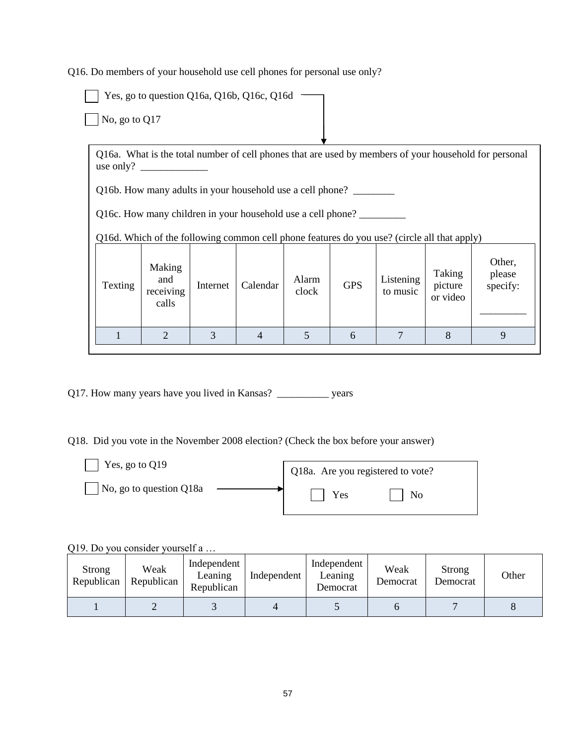Q16. Do members of your household use cell phones for personal use only?

☐ Yes, go to question Q16a, Q16b, Q16c, Q16d

☐ No, go to Q17

Q16a. What is the total number of cell phones that are used by members of your household for personal use only? _____________

Q16b. How many adults in your household use a cell phone? ________

Q16c. How many children in your household use a cell phone? _________

Q16d. Which of the following common cell phone features do you use? (circle all that apply)

| Texting | Making and receiving calls | Internet | Calendar | Alarm clock | GPS | Listening to music | Taking picture or video | Other, please specify: _________ |
|---|---|---|---|---|---|---|---|---|
| 1 | 2 | 3 | 4 | 5 | 6 | 7 | 8 | 9 |

Q17. How many years have you lived in Kansas? __________ years

Q18. Did you vote in the November 2008 election? (Check the box before your answer)

☐ Yes, go to Q19

☐ No, go to question Q18a

Q18a. Are you registered to vote?

☐ Yes ☐ No

Q19. Do you consider yourself a …

| Strong Republican | Weak Republican | Independent Leaning Republican | Independent | Independent Leaning Democrat | Weak Democrat | Strong Democrat | Other |
|---|---|---|---|---|---|---|---|
| 1 | 2 | 3 | 4 | 5 | 6 | 7 | 8 |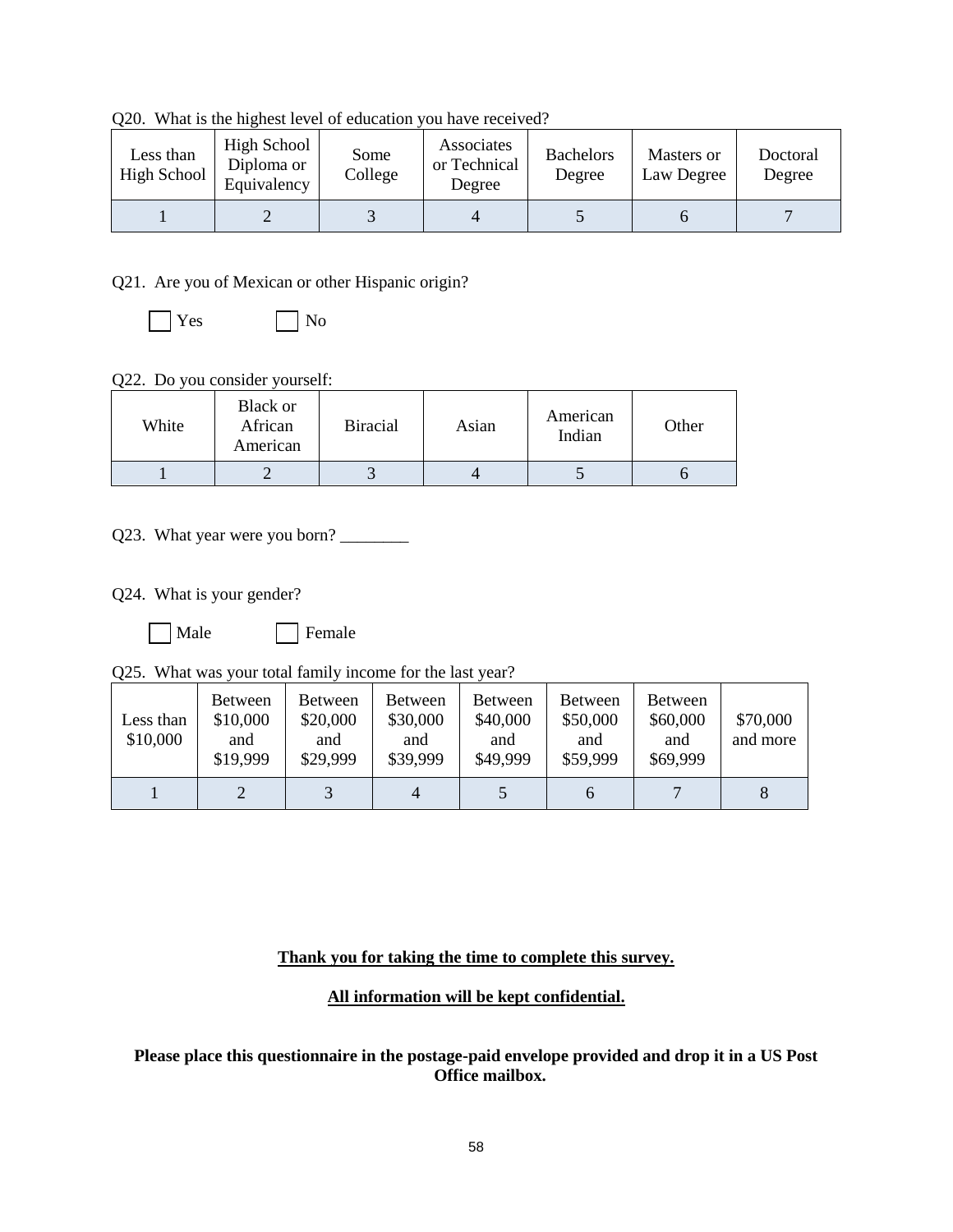Q20. What is the highest level of education you have received?

| Less than High School | High School Diploma or Equivalency | Some College | Associates or Technical Degree | Bachelors Degree | Masters or Law Degree | Doctoral Degree |
|---|---|---|---|---|---|---|
| 1 | 2 | 3 | 4 | 5 | 6 | 7 |

Q21. Are you of Mexican or other Hispanic origin?

☐ Yes ☐ No

Q22. Do you consider yourself:

| White | Black or African American | Biracial | Asian | American Indian | Other |
|---|---|---|---|---|---|
| 1 | 2 | 3 | 4 | 5 | 6 |

Q23. What year were you born? ________

Q24. What is your gender?

☐ Male ☐ Female

Q25. What was your total family income for the last year?

| Less than $10,000 | Between $10,000 and $19,999 | Between $20,000 and $29,999 | Between $30,000 and $39,999 | Between $40,000 and $49,999 | Between $50,000 and $59,999 | Between $60,000 and $69,999 | $70,000 and more |
|---|---|---|---|---|---|---|---|
| 1 | 2 | 3 | 4 | 5 | 6 | 7 | 8 |

**Thank you for taking the time to complete this survey.**

**All information will be kept confidential.**

**Please place this questionnaire in the postage-paid envelope provided and drop it in a US Post Office mailbox.**